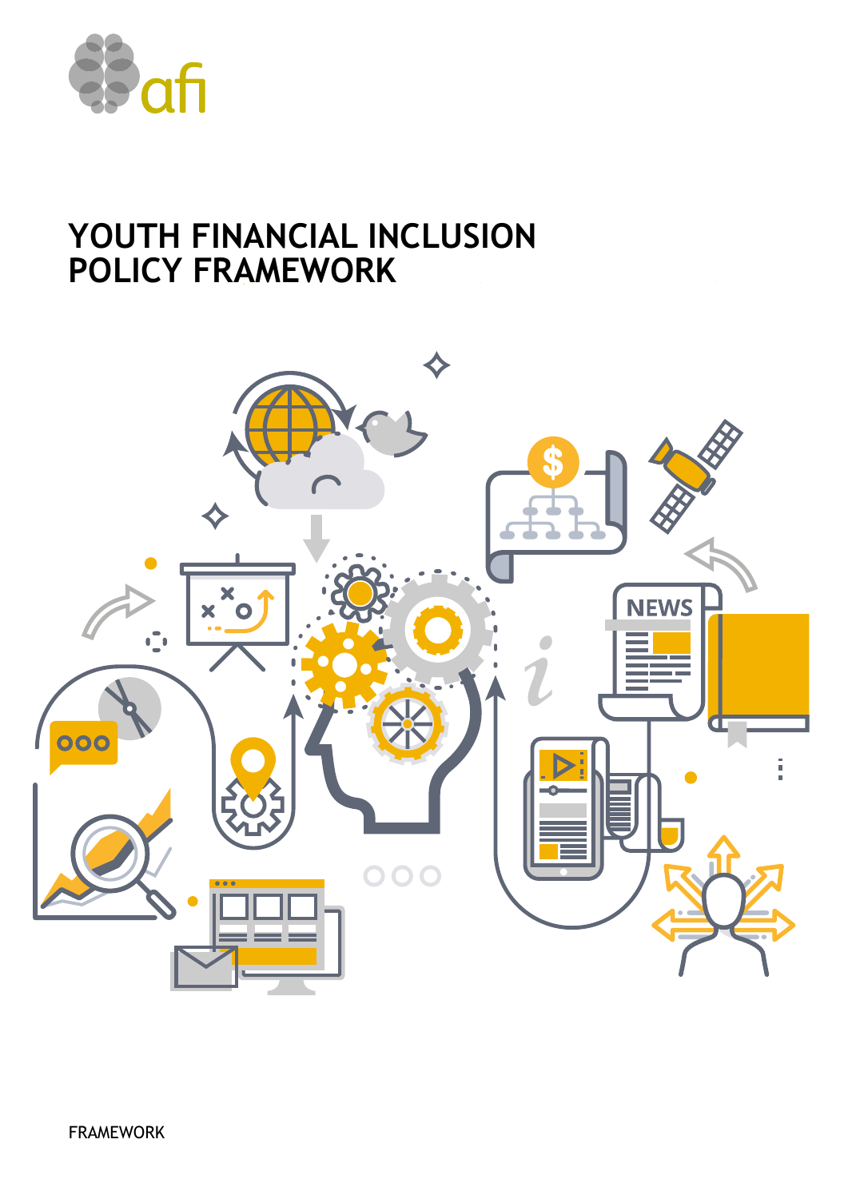afi

# YOUTH FINANCIAL INCLUSION POLICY FRAMEWORK

FRAMEWORK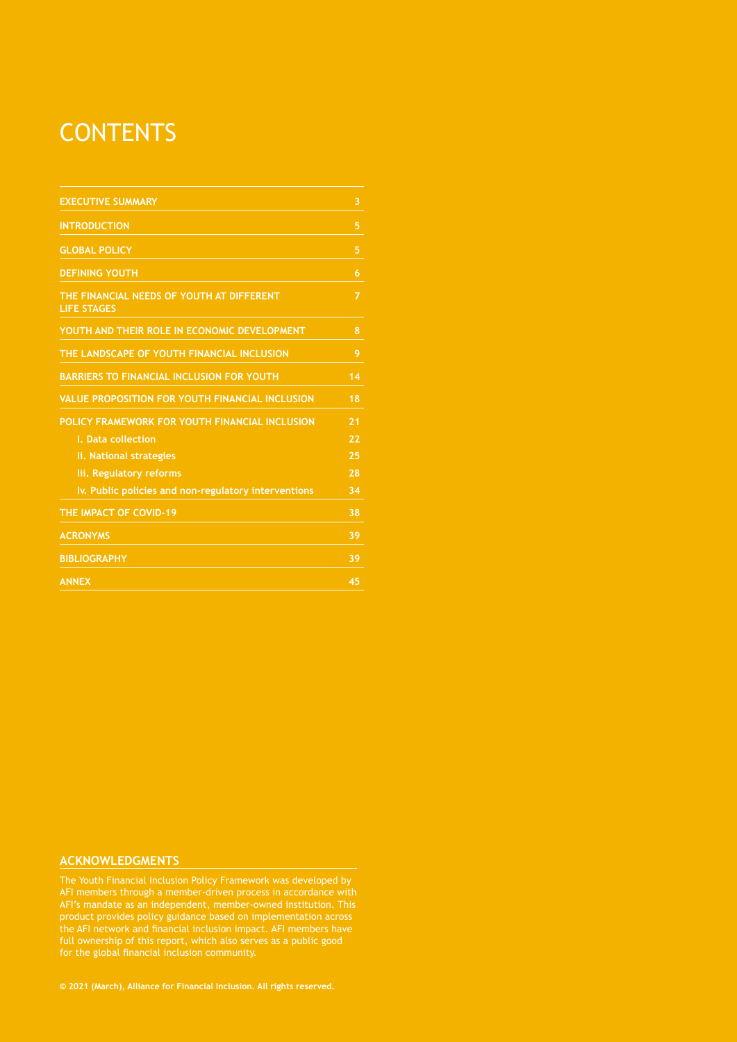# CONTENTS

| | |
|---|---|
| **EXECUTIVE SUMMARY** | 3 |
| **INTRODUCTION** | 5 |
| **GLOBAL POLICY** | 5 |
| **DEFINING YOUTH** | 6 |
| **THE FINANCIAL NEEDS OF YOUTH AT DIFFERENT LIFE STAGES** | 7 |
| **YOUTH AND THEIR ROLE IN ECONOMIC DEVELOPMENT** | 8 |
| **THE LANDSCAPE OF YOUTH FINANCIAL INCLUSION** | 9 |
| **BARRIERS TO FINANCIAL INCLUSION FOR YOUTH** | 14 |
| **VALUE PROPOSITION FOR YOUTH FINANCIAL INCLUSION** | 18 |
| **POLICY FRAMEWORK FOR YOUTH FINANCIAL INCLUSION** | 21 |
| I. Data collection | 22 |
| Ii. National strategies | 25 |
| Iii. Regulatory reforms | 28 |
| Iv. Public policies and non-regulatory interventions | 34 |
| **THE IMPACT OF COVID-19** | 38 |
| **ACRONYMS** | 39 |
| **BIBLIOGRAPHY** | 39 |
| **ANNEX** | 45 |

## ACKNOWLEDGMENTS

The Youth Financial Inclusion Policy Framework was developed by AFI members through a member-driven process in accordance with AFI's mandate as an independent, member-owned institution. This product provides policy guidance based on implementation across the AFI network and financial inclusion impact. AFI members have full ownership of this report, which also serves as a public good for the global financial inclusion community.

**© 2021 (March), Alliance for Financial Inclusion. All rights reserved.**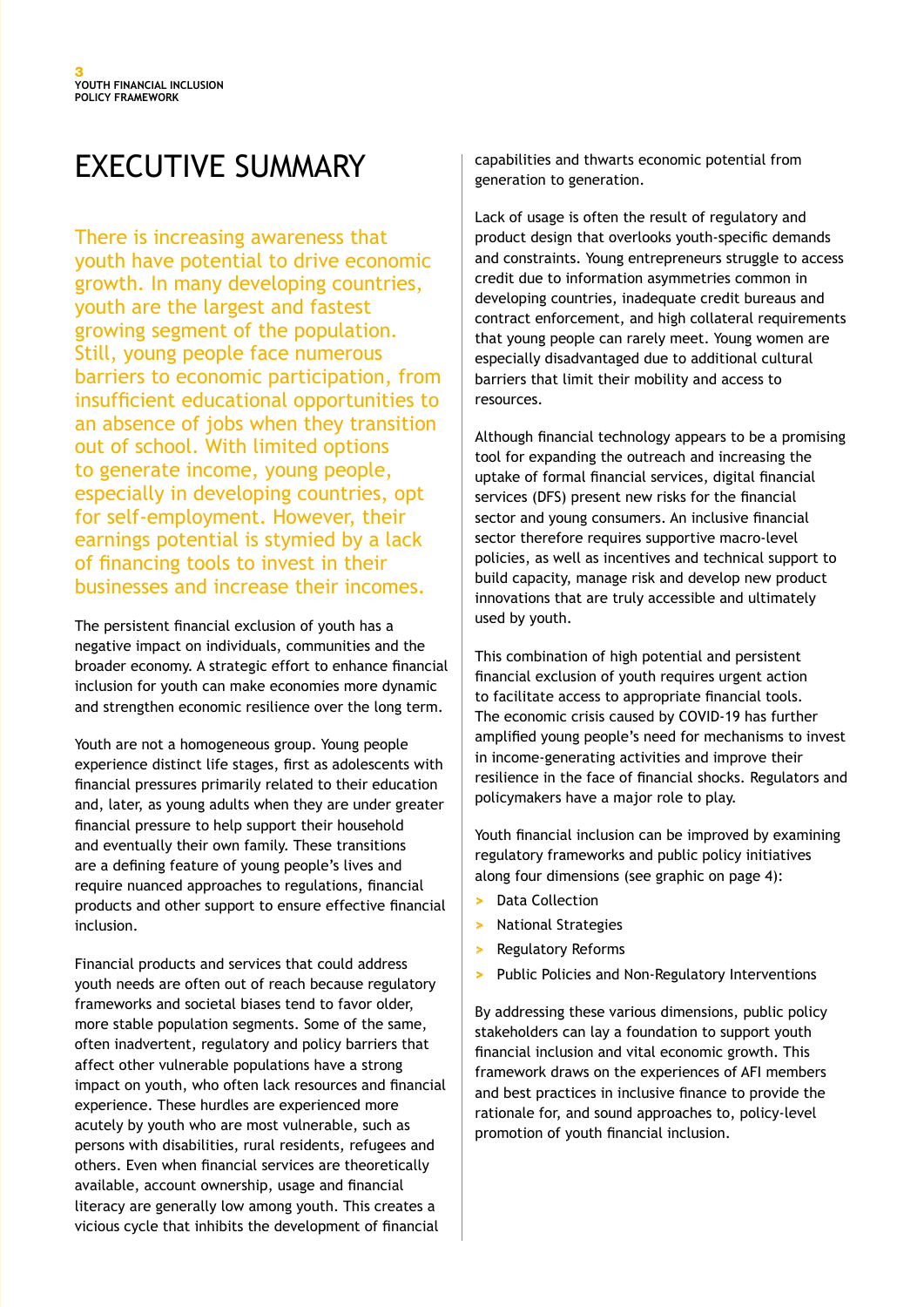# EXECUTIVE SUMMARY

There is increasing awareness that youth have potential to drive economic growth. In many developing countries, youth are the largest and fastest growing segment of the population. Still, young people face numerous barriers to economic participation, from insufficient educational opportunities to an absence of jobs when they transition out of school. With limited options to generate income, young people, especially in developing countries, opt for self-employment. However, their earnings potential is stymied by a lack of financing tools to invest in their businesses and increase their incomes.

The persistent financial exclusion of youth has a negative impact on individuals, communities and the broader economy. A strategic effort to enhance financial inclusion for youth can make economies more dynamic and strengthen economic resilience over the long term.

Youth are not a homogeneous group. Young people experience distinct life stages, first as adolescents with financial pressures primarily related to their education and, later, as young adults when they are under greater financial pressure to help support their household and eventually their own family. These transitions are a defining feature of young people's lives and require nuanced approaches to regulations, financial products and other support to ensure effective financial inclusion.

Financial products and services that could address youth needs are often out of reach because regulatory frameworks and societal biases tend to favor older, more stable population segments. Some of the same, often inadvertent, regulatory and policy barriers that affect other vulnerable populations have a strong impact on youth, who often lack resources and financial experience. These hurdles are experienced more acutely by youth who are most vulnerable, such as persons with disabilities, rural residents, refugees and others. Even when financial services are theoretically available, account ownership, usage and financial literacy are generally low among youth. This creates a vicious cycle that inhibits the development of financial capabilities and thwarts economic potential from generation to generation.

Lack of usage is often the result of regulatory and product design that overlooks youth-specific demands and constraints. Young entrepreneurs struggle to access credit due to information asymmetries common in developing countries, inadequate credit bureaus and contract enforcement, and high collateral requirements that young people can rarely meet. Young women are especially disadvantaged due to additional cultural barriers that limit their mobility and access to resources.

Although financial technology appears to be a promising tool for expanding the outreach and increasing the uptake of formal financial services, digital financial services (DFS) present new risks for the financial sector and young consumers. An inclusive financial sector therefore requires supportive macro-level policies, as well as incentives and technical support to build capacity, manage risk and develop new product innovations that are truly accessible and ultimately used by youth.

This combination of high potential and persistent financial exclusion of youth requires urgent action to facilitate access to appropriate financial tools. The economic crisis caused by COVID-19 has further amplified young people's need for mechanisms to invest in income-generating activities and improve their resilience in the face of financial shocks. Regulators and policymakers have a major role to play.

Youth financial inclusion can be improved by examining regulatory frameworks and public policy initiatives along four dimensions (see graphic on page 4):

- Data Collection
- National Strategies
- Regulatory Reforms
- Public Policies and Non-Regulatory Interventions

By addressing these various dimensions, public policy stakeholders can lay a foundation to support youth financial inclusion and vital economic growth. This framework draws on the experiences of AFI members and best practices in inclusive finance to provide the rationale for, and sound approaches to, policy-level promotion of youth financial inclusion.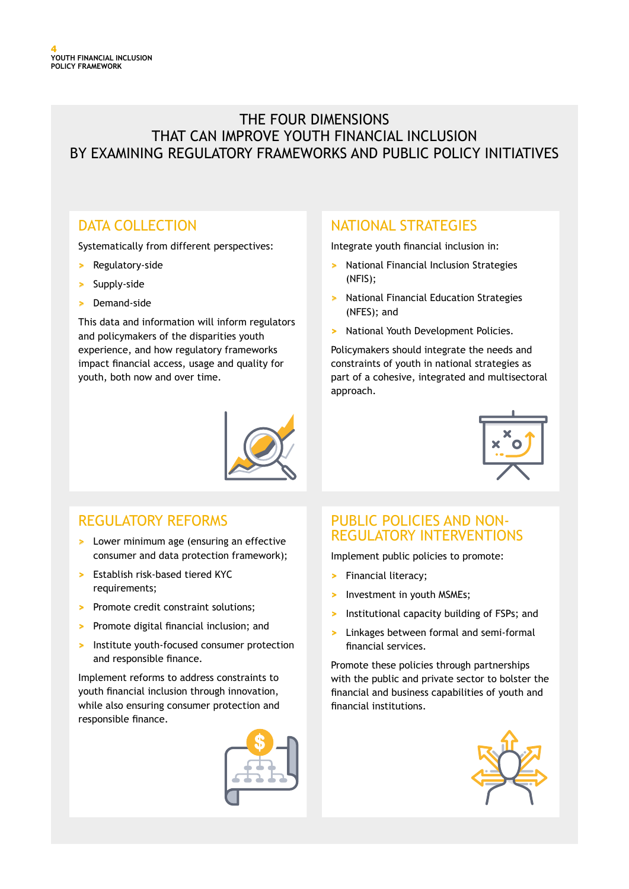# THE FOUR DIMENSIONS THAT CAN IMPROVE YOUTH FINANCIAL INCLUSION BY EXAMINING REGULATORY FRAMEWORKS AND PUBLIC POLICY INITIATIVES

## DATA COLLECTION

Systematically from different perspectives:

- Regulatory-side
- Supply-side
- Demand-side

This data and information will inform regulators and policymakers of the disparities youth experience, and how regulatory frameworks impact financial access, usage and quality for youth, both now and over time.

## NATIONAL STRATEGIES

Integrate youth financial inclusion in:

- National Financial Inclusion Strategies (NFIS);
- National Financial Education Strategies (NFES); and
- National Youth Development Policies.

Policymakers should integrate the needs and constraints of youth in national strategies as part of a cohesive, integrated and multisectoral approach.

## REGULATORY REFORMS

- Lower minimum age (ensuring an effective consumer and data protection framework);
- Establish risk-based tiered KYC requirements;
- Promote credit constraint solutions;
- Promote digital financial inclusion; and
- Institute youth-focused consumer protection and responsible finance.

Implement reforms to address constraints to youth financial inclusion through innovation, while also ensuring consumer protection and responsible finance.

## PUBLIC POLICIES AND NON-REGULATORY INTERVENTIONS

Implement public policies to promote:

- Financial literacy;
- Investment in youth MSMEs;
- Institutional capacity building of FSPs; and
- Linkages between formal and semi-formal financial services.

Promote these policies through partnerships with the public and private sector to bolster the financial and business capabilities of youth and financial institutions.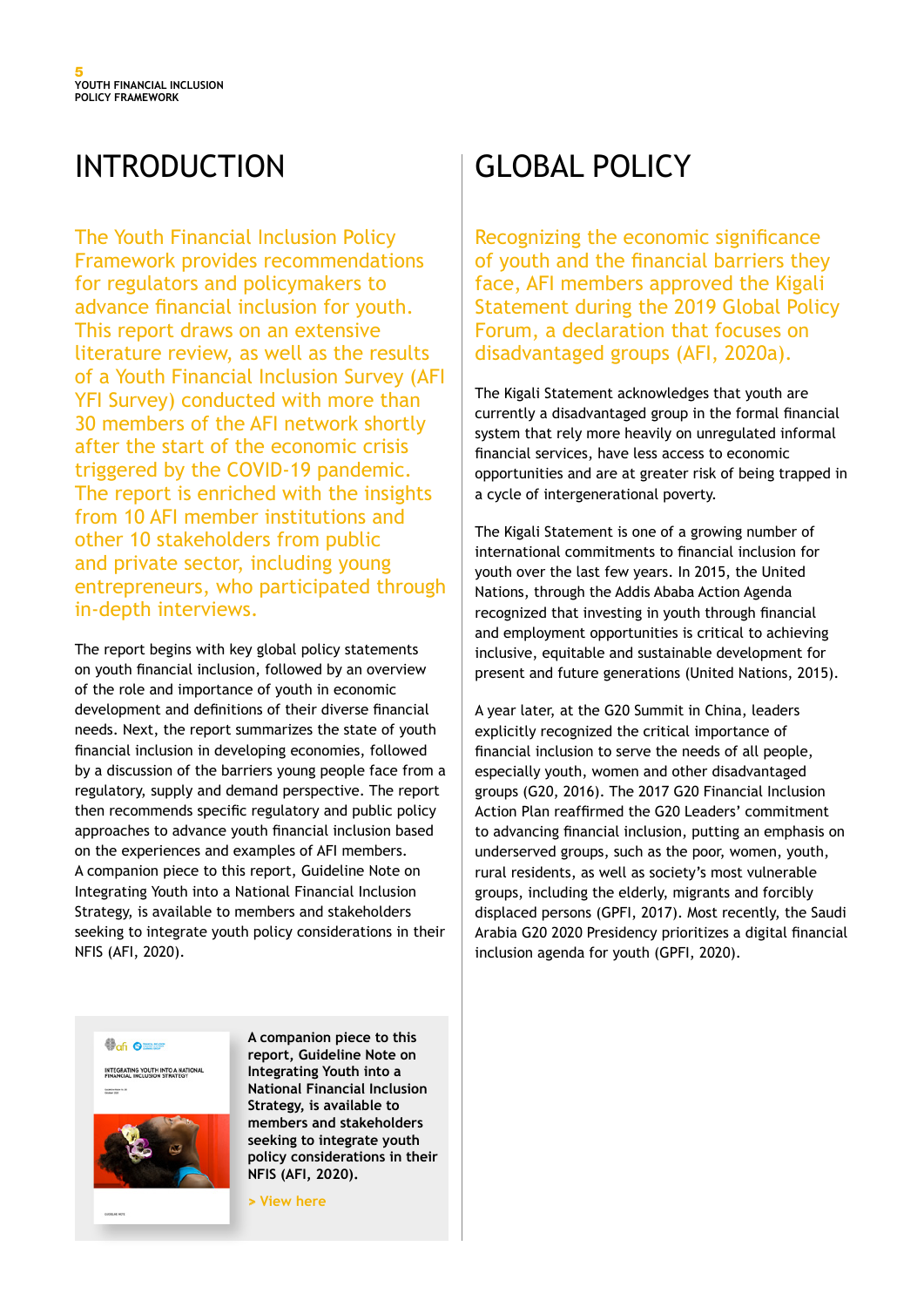# INTRODUCTION

The Youth Financial Inclusion Policy Framework provides recommendations for regulators and policymakers to advance financial inclusion for youth. This report draws on an extensive literature review, as well as the results of a Youth Financial Inclusion Survey (AFI YFI Survey) conducted with more than 30 members of the AFI network shortly after the start of the economic crisis triggered by the COVID-19 pandemic. The report is enriched with the insights from 10 AFI member institutions and other 10 stakeholders from public and private sector, including young entrepreneurs, who participated through in-depth interviews.

The report begins with key global policy statements on youth financial inclusion, followed by an overview of the role and importance of youth in economic development and definitions of their diverse financial needs. Next, the report summarizes the state of youth financial inclusion in developing economies, followed by a discussion of the barriers young people face from a regulatory, supply and demand perspective. The report then recommends specific regulatory and public policy approaches to advance youth financial inclusion based on the experiences and examples of AFI members. A companion piece to this report, Guideline Note on Integrating Youth into a National Financial Inclusion Strategy, is available to members and stakeholders seeking to integrate youth policy considerations in their NFIS (AFI, 2020).

**A companion piece to this report, Guideline Note on Integrating Youth into a National Financial Inclusion Strategy, is available to members and stakeholders seeking to integrate youth policy considerations in their NFIS (AFI, 2020).**

> View here

# GLOBAL POLICY

Recognizing the economic significance of youth and the financial barriers they face, AFI members approved the Kigali Statement during the 2019 Global Policy Forum, a declaration that focuses on disadvantaged groups (AFI, 2020a).

The Kigali Statement acknowledges that youth are currently a disadvantaged group in the formal financial system that rely more heavily on unregulated informal financial services, have less access to economic opportunities and are at greater risk of being trapped in a cycle of intergenerational poverty.

The Kigali Statement is one of a growing number of international commitments to financial inclusion for youth over the last few years. In 2015, the United Nations, through the Addis Ababa Action Agenda recognized that investing in youth through financial and employment opportunities is critical to achieving inclusive, equitable and sustainable development for present and future generations (United Nations, 2015).

A year later, at the G20 Summit in China, leaders explicitly recognized the critical importance of financial inclusion to serve the needs of all people, especially youth, women and other disadvantaged groups (G20, 2016). The 2017 G20 Financial Inclusion Action Plan reaffirmed the G20 Leaders' commitment to advancing financial inclusion, putting an emphasis on underserved groups, such as the poor, women, youth, rural residents, as well as society's most vulnerable groups, including the elderly, migrants and forcibly displaced persons (GPFI, 2017). Most recently, the Saudi Arabia G20 2020 Presidency prioritizes a digital financial inclusion agenda for youth (GPFI, 2020).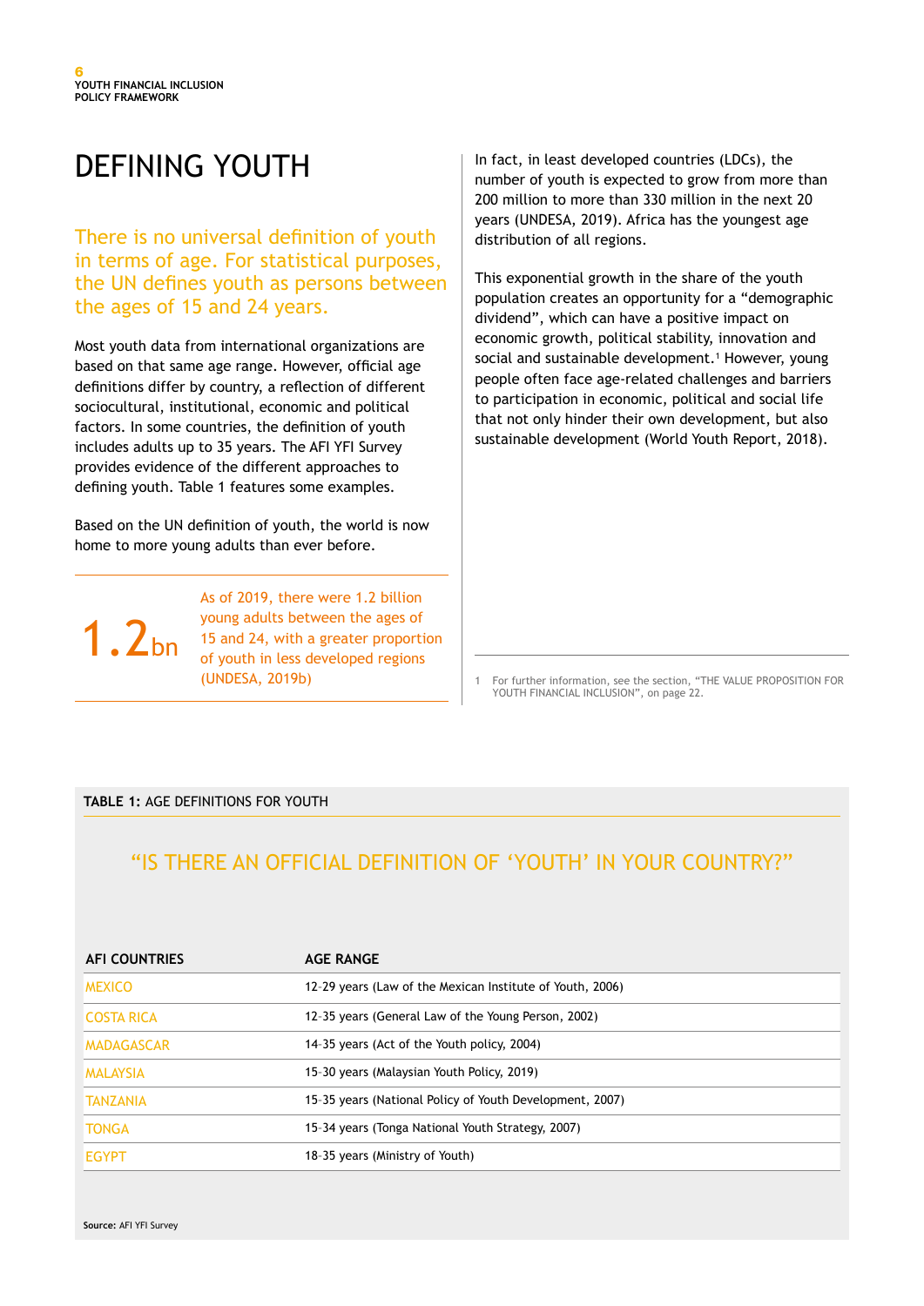# DEFINING YOUTH

There is no universal definition of youth in terms of age. For statistical purposes, the UN defines youth as persons between the ages of 15 and 24 years.

Most youth data from international organizations are based on that same age range. However, official age definitions differ by country, a reflection of different sociocultural, institutional, economic and political factors. In some countries, the definition of youth includes adults up to 35 years. The AFI YFI Survey provides evidence of the different approaches to defining youth. Table 1 features some examples.

Based on the UN definition of youth, the world is now home to more young adults than ever before.

**1.2bn** As of 2019, there were 1.2 billion young adults between the ages of 15 and 24, with a greater proportion of youth in less developed regions (UNDESA, 2019b)

In fact, in least developed countries (LDCs), the number of youth is expected to grow from more than 200 million to more than 330 million in the next 20 years (UNDESA, 2019). Africa has the youngest age distribution of all regions.

This exponential growth in the share of the youth population creates an opportunity for a "demographic dividend", which can have a positive impact on economic growth, political stability, innovation and social and sustainable development.[1] However, young people often face age-related challenges and barriers to participation in economic, political and social life that not only hinder their own development, but also sustainable development (World Youth Report, 2018).

[1] For further information, see the section, "THE VALUE PROPOSITION FOR YOUTH FINANCIAL INCLUSION", on page 22.

**TABLE 1:** AGE DEFINITIONS FOR YOUTH

"IS THERE AN OFFICIAL DEFINITION OF 'YOUTH' IN YOUR COUNTRY?"

| AFI COUNTRIES | AGE RANGE |
|---|---|
| MEXICO | 12-29 years (Law of the Mexican Institute of Youth, 2006) |
| COSTA RICA | 12-35 years (General Law of the Young Person, 2002) |
| MADAGASCAR | 14-35 years (Act of the Youth policy, 2004) |
| MALAYSIA | 15-30 years (Malaysian Youth Policy, 2019) |
| TANZANIA | 15-35 years (National Policy of Youth Development, 2007) |
| TONGA | 15-34 years (Tonga National Youth Strategy, 2007) |
| EGYPT | 18-35 years (Ministry of Youth) |

**Source:** AFI YFI Survey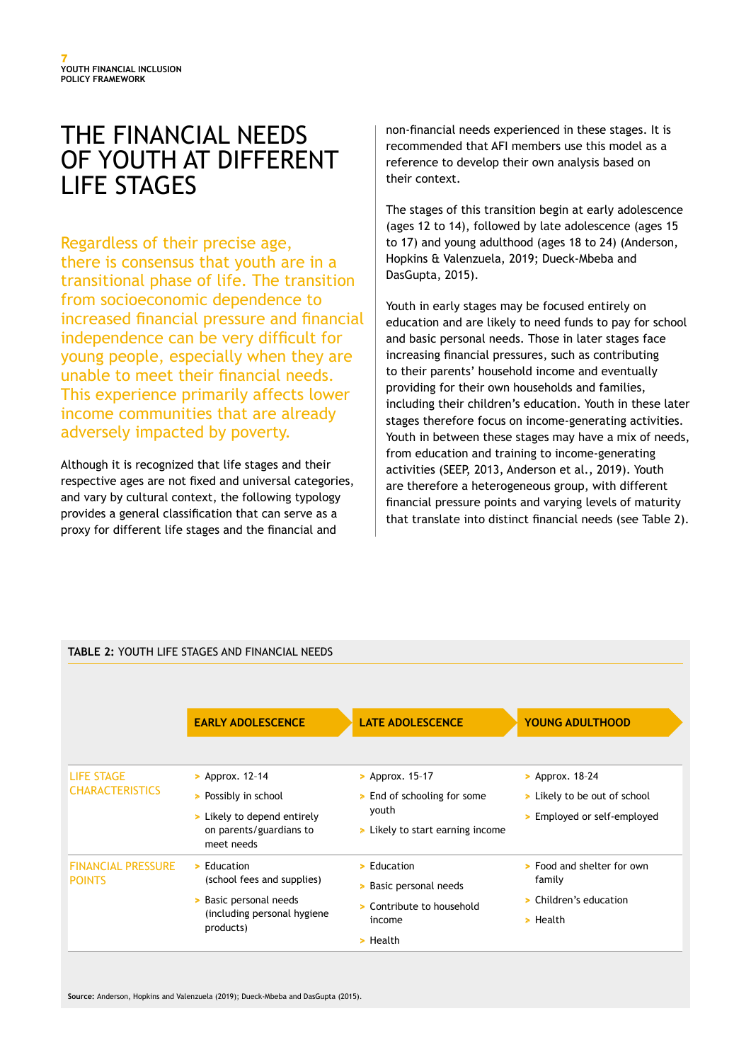# THE FINANCIAL NEEDS OF YOUTH AT DIFFERENT LIFE STAGES

Regardless of their precise age, there is consensus that youth are in a transitional phase of life. The transition from socioeconomic dependence to increased financial pressure and financial independence can be very difficult for young people, especially when they are unable to meet their financial needs. This experience primarily affects lower income communities that are already adversely impacted by poverty.

Although it is recognized that life stages and their respective ages are not fixed and universal categories, and vary by cultural context, the following typology provides a general classification that can serve as a proxy for different life stages and the financial and non-financial needs experienced in these stages. It is recommended that AFI members use this model as a reference to develop their own analysis based on their context.

The stages of this transition begin at early adolescence (ages 12 to 14), followed by late adolescence (ages 15 to 17) and young adulthood (ages 18 to 24) (Anderson, Hopkins & Valenzuela, 2019; Dueck-Mbeba and DasGupta, 2015).

Youth in early stages may be focused entirely on education and are likely to need funds to pay for school and basic personal needs. Those in later stages face increasing financial pressures, such as contributing to their parents' household income and eventually providing for their own households and families, including their children's education. Youth in these later stages therefore focus on income-generating activities. Youth in between these stages may have a mix of needs, from education and training to income-generating activities (SEEP, 2013, Anderson et al., 2019). Youth are therefore a heterogeneous group, with different financial pressure points and varying levels of maturity that translate into distinct financial needs (see Table 2).

**TABLE 2:** YOUTH LIFE STAGES AND FINANCIAL NEEDS

| | EARLY ADOLESCENCE | LATE ADOLESCENCE | YOUNG ADULTHOOD |
|---|---|---|---|
| LIFE STAGE CHARACTERISTICS | > Approx. 12–14<br>> Possibly in school<br>> Likely to depend entirely on parents/guardians to meet needs | > Approx. 15–17<br>> End of schooling for some youth<br>> Likely to start earning income | > Approx. 18–24<br>> Likely to be out of school<br>> Employed or self-employed |
| FINANCIAL PRESSURE POINTS | > Education (school fees and supplies)<br>> Basic personal needs (including personal hygiene products) | > Education<br>> Basic personal needs<br>> Contribute to household income<br>> Health | > Food and shelter for own family<br>> Children's education<br>> Health |

**Source:** Anderson, Hopkins and Valenzuela (2019); Dueck-Mbeba and DasGupta (2015).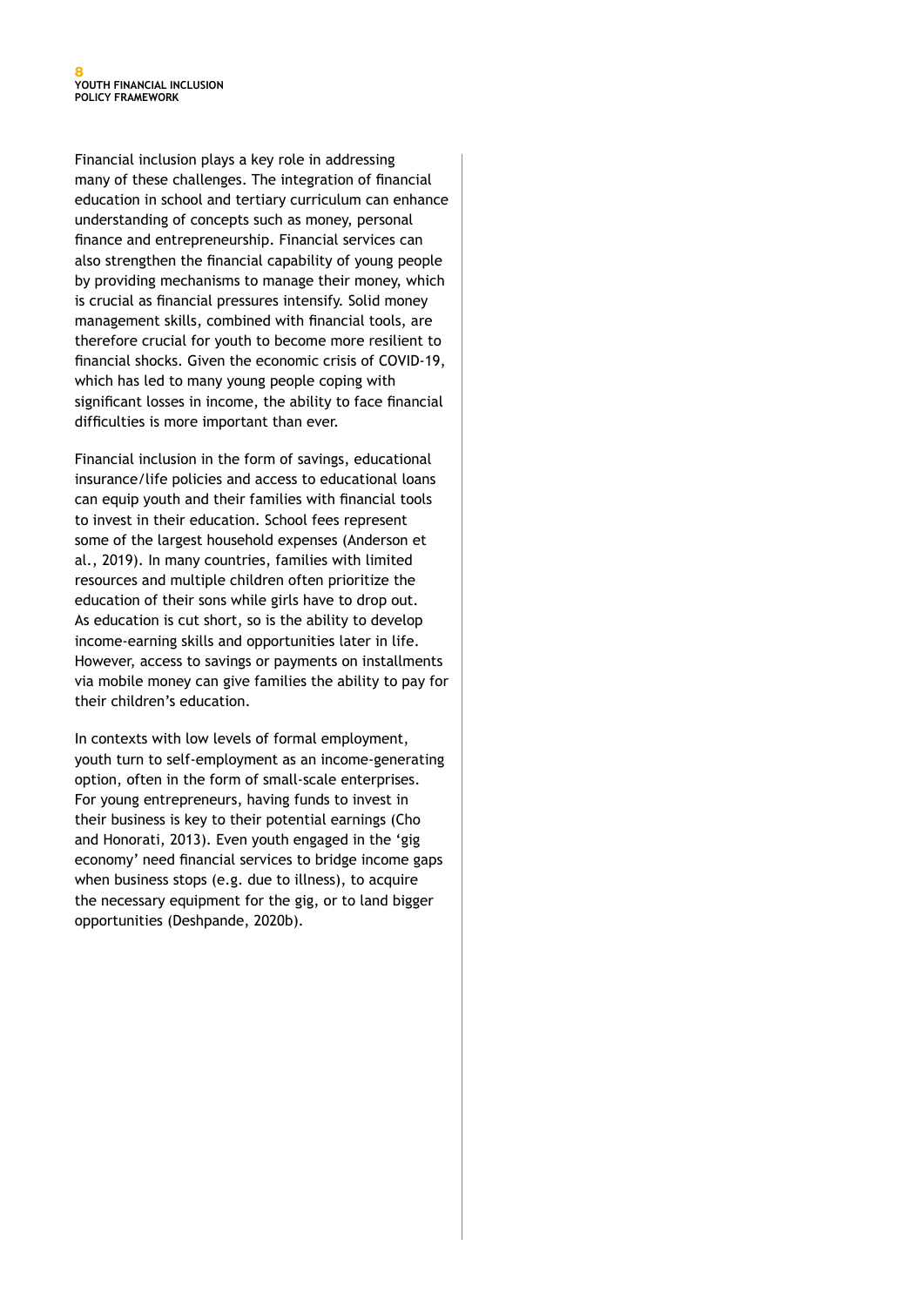Financial inclusion plays a key role in addressing many of these challenges. The integration of financial education in school and tertiary curriculum can enhance understanding of concepts such as money, personal finance and entrepreneurship. Financial services can also strengthen the financial capability of young people by providing mechanisms to manage their money, which is crucial as financial pressures intensify. Solid money management skills, combined with financial tools, are therefore crucial for youth to become more resilient to financial shocks. Given the economic crisis of COVID-19, which has led to many young people coping with significant losses in income, the ability to face financial difficulties is more important than ever.

Financial inclusion in the form of savings, educational insurance/life policies and access to educational loans can equip youth and their families with financial tools to invest in their education. School fees represent some of the largest household expenses (Anderson et al., 2019). In many countries, families with limited resources and multiple children often prioritize the education of their sons while girls have to drop out. As education is cut short, so is the ability to develop income-earning skills and opportunities later in life. However, access to savings or payments on installments via mobile money can give families the ability to pay for their children's education.

In contexts with low levels of formal employment, youth turn to self-employment as an income-generating option, often in the form of small-scale enterprises. For young entrepreneurs, having funds to invest in their business is key to their potential earnings (Cho and Honorati, 2013). Even youth engaged in the 'gig economy' need financial services to bridge income gaps when business stops (e.g. due to illness), to acquire the necessary equipment for the gig, or to land bigger opportunities (Deshpande, 2020b).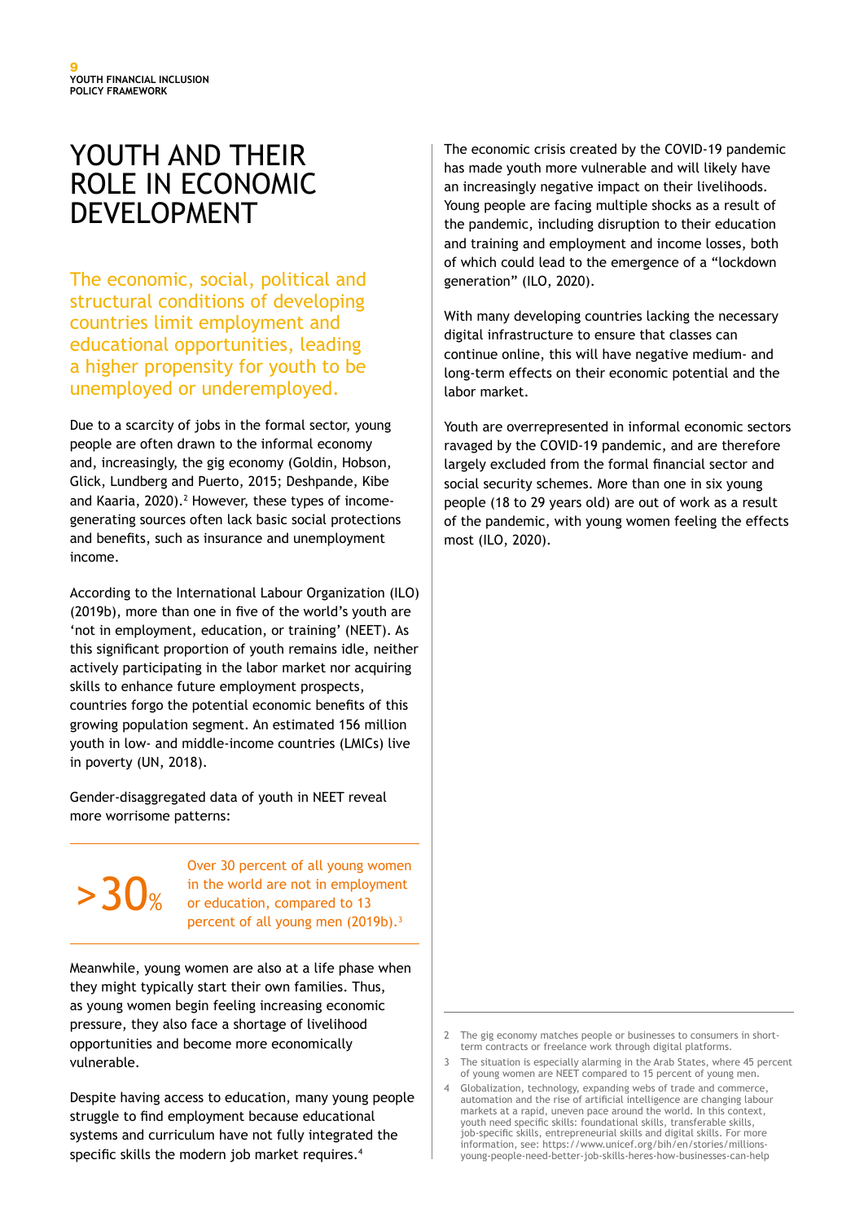# YOUTH AND THEIR ROLE IN ECONOMIC DEVELOPMENT

The economic, social, political and structural conditions of developing countries limit employment and educational opportunities, leading a higher propensity for youth to be unemployed or underemployed.

Due to a scarcity of jobs in the formal sector, young people are often drawn to the informal economy and, increasingly, the gig economy (Goldin, Hobson, Glick, Lundberg and Puerto, 2015; Deshpande, Kibe and Kaaria, 2020).[2] However, these types of income-generating sources often lack basic social protections and benefits, such as insurance and unemployment income.

According to the International Labour Organization (ILO) (2019b), more than one in five of the world's youth are 'not in employment, education, or training' (NEET). As this significant proportion of youth remains idle, neither actively participating in the labor market nor acquiring skills to enhance future employment prospects, countries forgo the potential economic benefits of this growing population segment. An estimated 156 million youth in low- and middle-income countries (LMICs) live in poverty (UN, 2018).

Gender-disaggregated data of youth in NEET reveal more worrisome patterns:

**>30%**

Over 30 percent of all young women in the world are not in employment or education, compared to 13 percent of all young men (2019b).[3]

Meanwhile, young women are also at a life phase when they might typically start their own families. Thus, as young women begin feeling increasing economic pressure, they also face a shortage of livelihood opportunities and become more economically vulnerable.

Despite having access to education, many young people struggle to find employment because educational systems and curriculum have not fully integrated the specific skills the modern job market requires.[4]

The economic crisis created by the COVID-19 pandemic has made youth more vulnerable and will likely have an increasingly negative impact on their livelihoods. Young people are facing multiple shocks as a result of the pandemic, including disruption to their education and training and employment and income losses, both of which could lead to the emergence of a "lockdown generation" (ILO, 2020).

With many developing countries lacking the necessary digital infrastructure to ensure that classes can continue online, this will have negative medium- and long-term effects on their economic potential and the labor market.

Youth are overrepresented in informal economic sectors ravaged by the COVID-19 pandemic, and are therefore largely excluded from the formal financial sector and social security schemes. More than one in six young people (18 to 29 years old) are out of work as a result of the pandemic, with young women feeling the effects most (ILO, 2020).

---

2 The gig economy matches people or businesses to consumers in short-term contracts or freelance work through digital platforms.

3 The situation is especially alarming in the Arab States, where 45 percent of young women are NEET compared to 15 percent of young men.

4 Globalization, technology, expanding webs of trade and commerce, automation and the rise of artificial intelligence are changing labour markets at a rapid, uneven pace around the world. In this context, youth need specific skills: foundational skills, transferable skills, job-specific skills, entrepreneurial skills and digital skills. For more information, see: https://www.unicef.org/bih/en/stories/millions-young-people-need-better-job-skills-heres-how-businesses-can-help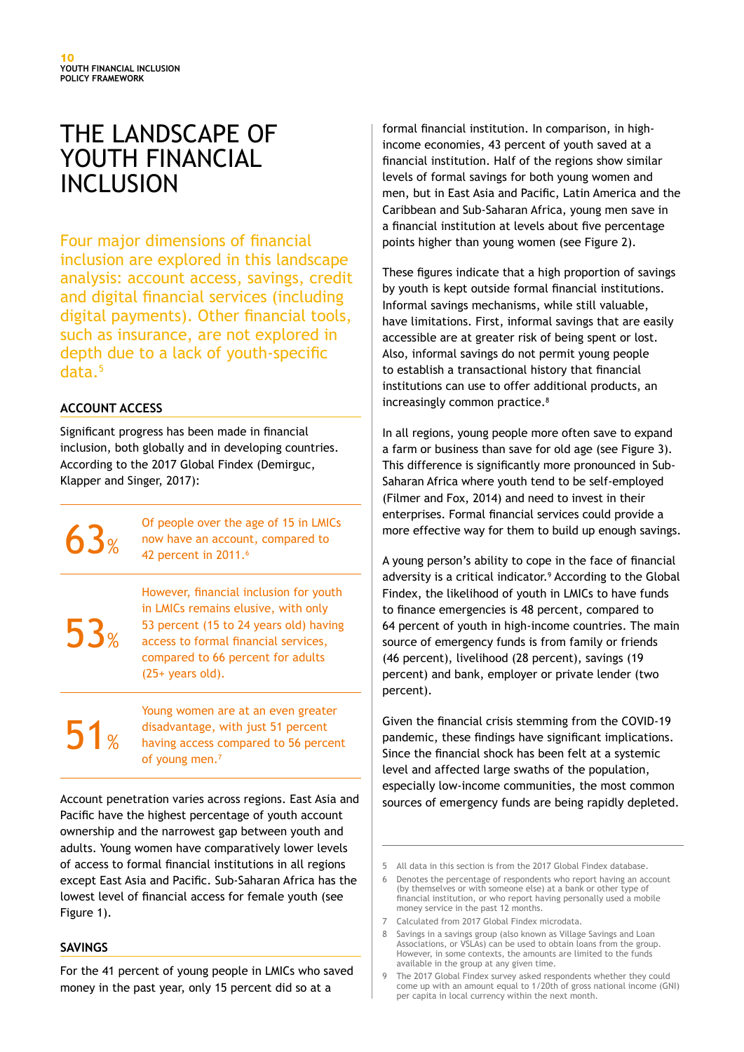// THE LANDSCAPE OF YOUTH FINANCIAL INCLUSION

# THE LANDSCAPE OF YOUTH FINANCIAL INCLUSION

Four major dimensions of financial inclusion are explored in this landscape analysis: account access, savings, credit and digital financial services (including digital payments). Other financial tools, such as insurance, are not explored in depth due to a lack of youth-specific data.[5]

## ACCOUNT ACCESS

Significant progress has been made in financial inclusion, both globally and in developing countries. According to the 2017 Global Findex (Demirguc, Klapper and Singer, 2017):

**63%** Of people over the age of 15 in LMICs now have an account, compared to 42 percent in 2011.[6]

**53%** However, financial inclusion for youth in LMICs remains elusive, with only 53 percent (15 to 24 years old) having access to formal financial services, compared to 66 percent for adults (25+ years old).

**51%** Young women are at an even greater disadvantage, with just 51 percent having access compared to 56 percent of young men.[7]

Account penetration varies across regions. East Asia and Pacific have the highest percentage of youth account ownership and the narrowest gap between youth and adults. Young women have comparatively lower levels of access to formal financial institutions in all regions except East Asia and Pacific. Sub-Saharan Africa has the lowest level of financial access for female youth (see Figure 1).

## SAVINGS

For the 41 percent of young people in LMICs who saved money in the past year, only 15 percent did so at a formal financial institution. In comparison, in high-income economies, 43 percent of youth saved at a financial institution. Half of the regions show similar levels of formal savings for both young women and men, but in East Asia and Pacific, Latin America and the Caribbean and Sub-Saharan Africa, young men save in a financial institution at levels about five percentage points higher than young women (see Figure 2).

These figures indicate that a high proportion of savings by youth is kept outside formal financial institutions. Informal savings mechanisms, while still valuable, have limitations. First, informal savings that are easily accessible are at greater risk of being spent or lost. Also, informal savings do not permit young people to establish a transactional history that financial institutions can use to offer additional products, an increasingly common practice.[8]

In all regions, young people more often save to expand a farm or business than save for old age (see Figure 3). This difference is significantly more pronounced in Sub-Saharan Africa where youth tend to be self-employed (Filmer and Fox, 2014) and need to invest in their enterprises. Formal financial services could provide a more effective way for them to build up enough savings.

A young person's ability to cope in the face of financial adversity is a critical indicator.[9] According to the Global Findex, the likelihood of youth in LMICs to have funds to finance emergencies is 48 percent, compared to 64 percent of youth in high-income countries. The main source of emergency funds is from family or friends (46 percent), livelihood (28 percent), savings (19 percent) and bank, employer or private lender (two percent).

Given the financial crisis stemming from the COVID-19 pandemic, these findings have significant implications. Since the financial shock has been felt at a systemic level and affected large swaths of the population, especially low-income communities, the most common sources of emergency funds are being rapidly depleted.

---

5 All data in this section is from the 2017 Global Findex database.

6 Denotes the percentage of respondents who report having an account (by themselves or with someone else) at a bank or other type of financial institution, or who report having personally used a mobile money service in the past 12 months.

7 Calculated from 2017 Global Findex microdata.

8 Savings in a savings group (also known as Village Savings and Loan Associations, or VSLAs) can be used to obtain loans from the group. However, in some contexts, the amounts are limited to the funds available in the group at any given time.

9 The 2017 Global Findex survey asked respondents whether they could come up with an amount equal to 1/20th of gross national income (GNI) per capita in local currency within the next month.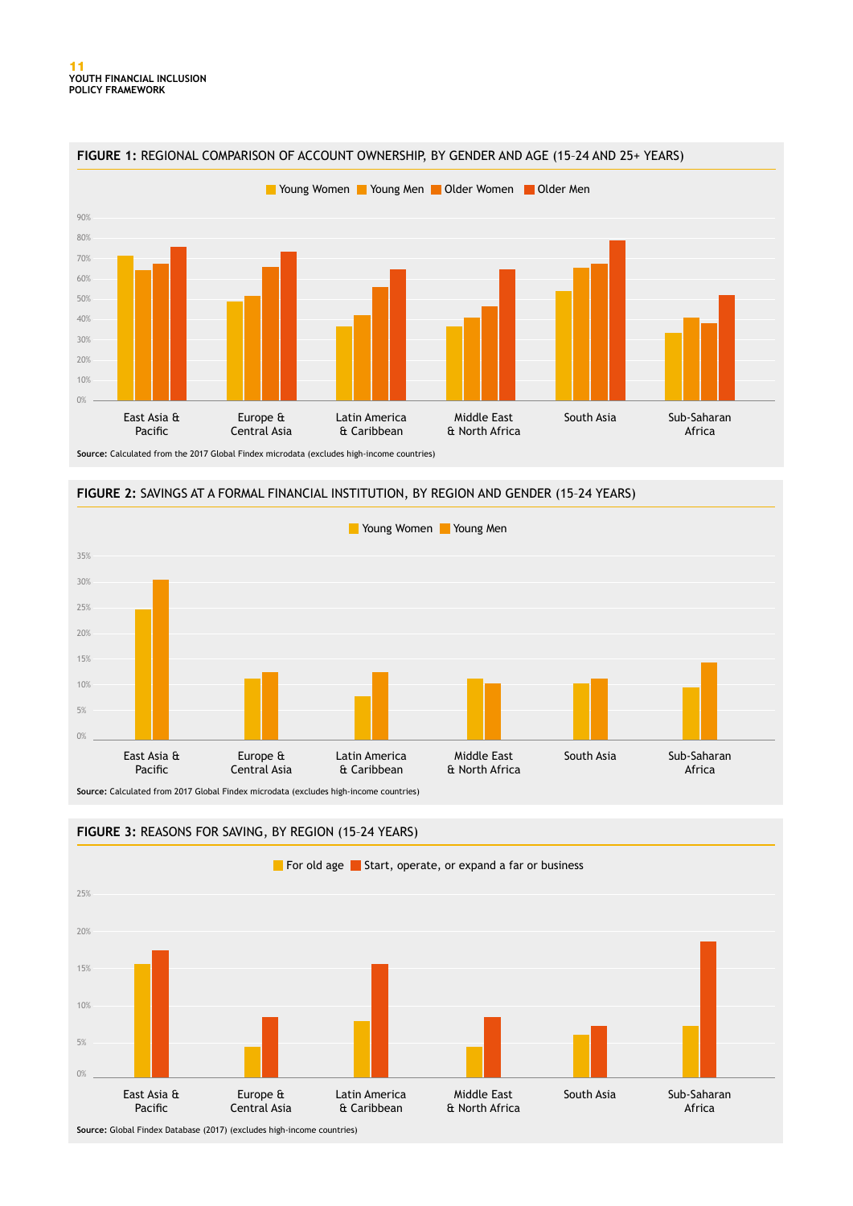**FIGURE 1:** REGIONAL COMPARISON OF ACCOUNT OWNERSHIP, BY GENDER AND AGE (15–24 AND 25+ YEARS)

Young Women | Young Men | Older Women | Older Men

90% 80% 70% 60% 50% 40% 30% 20% 10% 0%

East Asia & Pacific | Europe & Central Asia | Latin America & Caribbean | Middle East & North Africa | South Asia | Sub-Saharan Africa

**Source:** Calculated from the 2017 Global Findex microdata (excludes high-income countries)

**FIGURE 2:** SAVINGS AT A FORMAL FINANCIAL INSTITUTION, BY REGION AND GENDER (15–24 YEARS)

Young Women | Young Men

35% 30% 25% 20% 15% 10% 5% 0%

East Asia & Pacific | Europe & Central Asia | Latin America & Caribbean | Middle East & North Africa | South Asia | Sub-Saharan Africa

**Source:** Calculated from 2017 Global Findex microdata (excludes high-income countries)

**FIGURE 3:** REASONS FOR SAVING, BY REGION (15–24 YEARS)

For old age | Start, operate, or expand a far or business

25% 20% 15% 10% 5% 0%

East Asia & Pacific | Europe & Central Asia | Latin America & Caribbean | Middle East & North Africa | South Asia | Sub-Saharan Africa

**Source:** Global Findex Database (2017) (excludes high-income countries)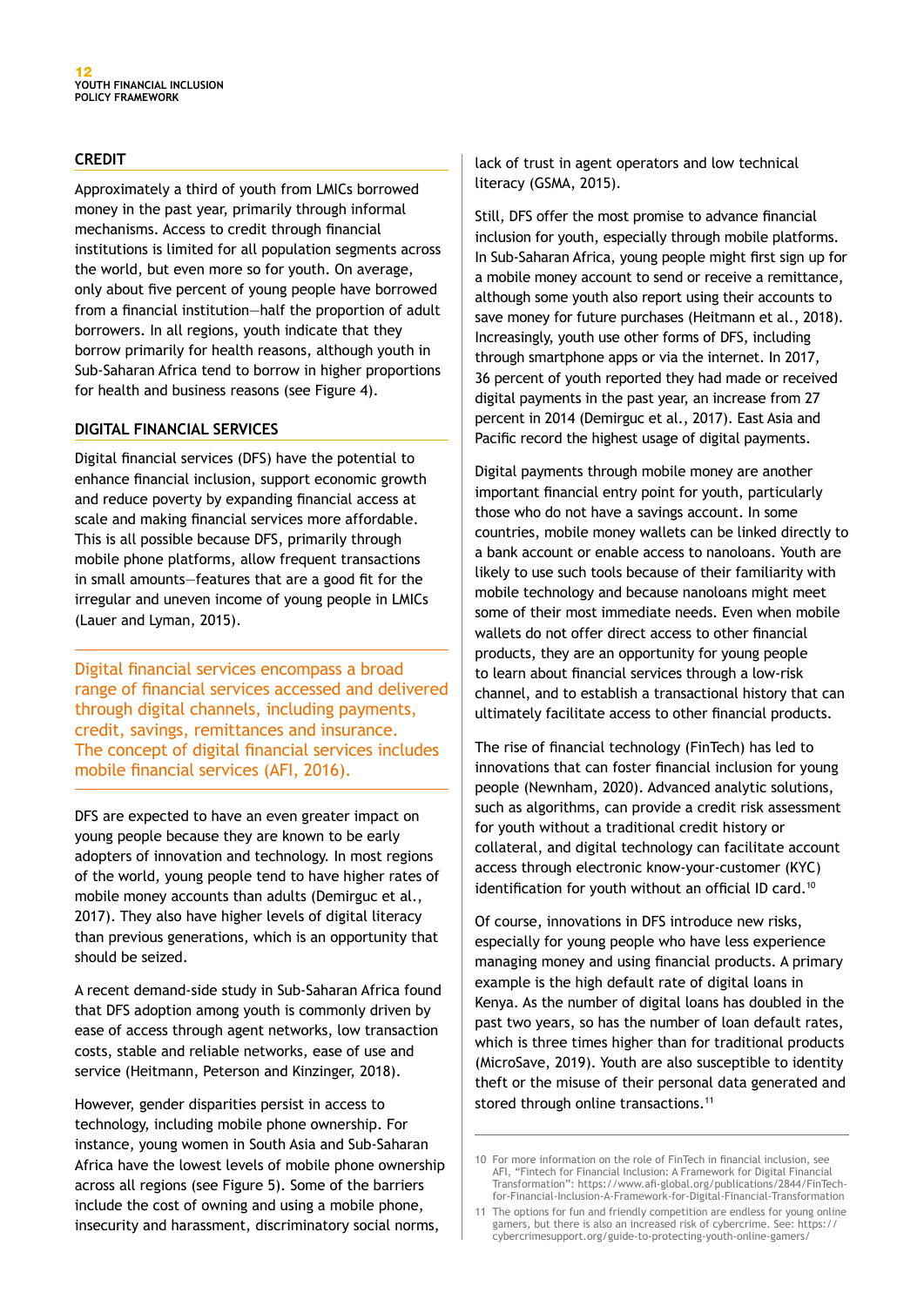## CREDIT

Approximately a third of youth from LMICs borrowed money in the past year, primarily through informal mechanisms. Access to credit through financial institutions is limited for all population segments across the world, but even more so for youth. On average, only about five percent of young people have borrowed from a financial institution—half the proportion of adult borrowers. In all regions, youth indicate that they borrow primarily for health reasons, although youth in Sub-Saharan Africa tend to borrow in higher proportions for health and business reasons (see Figure 4).

## DIGITAL FINANCIAL SERVICES

Digital financial services (DFS) have the potential to enhance financial inclusion, support economic growth and reduce poverty by expanding financial access at scale and making financial services more affordable. This is all possible because DFS, primarily through mobile phone platforms, allow frequent transactions in small amounts—features that are a good fit for the irregular and uneven income of young people in LMICs (Lauer and Lyman, 2015).

> Digital financial services encompass a broad range of financial services accessed and delivered through digital channels, including payments, credit, savings, remittances and insurance. The concept of digital financial services includes mobile financial services (AFI, 2016).

DFS are expected to have an even greater impact on young people because they are known to be early adopters of innovation and technology. In most regions of the world, young people tend to have higher rates of mobile money accounts than adults (Demirguc et al., 2017). They also have higher levels of digital literacy than previous generations, which is an opportunity that should be seized.

A recent demand-side study in Sub-Saharan Africa found that DFS adoption among youth is commonly driven by ease of access through agent networks, low transaction costs, stable and reliable networks, ease of use and service (Heitmann, Peterson and Kinzinger, 2018).

However, gender disparities persist in access to technology, including mobile phone ownership. For instance, young women in South Asia and Sub-Saharan Africa have the lowest levels of mobile phone ownership across all regions (see Figure 5). Some of the barriers include the cost of owning and using a mobile phone, insecurity and harassment, discriminatory social norms, lack of trust in agent operators and low technical literacy (GSMA, 2015).

Still, DFS offer the most promise to advance financial inclusion for youth, especially through mobile platforms. In Sub-Saharan Africa, young people might first sign up for a mobile money account to send or receive a remittance, although some youth also report using their accounts to save money for future purchases (Heitmann et al., 2018). Increasingly, youth use other forms of DFS, including through smartphone apps or via the internet. In 2017, 36 percent of youth reported they had made or received digital payments in the past year, an increase from 27 percent in 2014 (Demirguc et al., 2017). East Asia and Pacific record the highest usage of digital payments.

Digital payments through mobile money are another important financial entry point for youth, particularly those who do not have a savings account. In some countries, mobile money wallets can be linked directly to a bank account or enable access to nanoloans. Youth are likely to use such tools because of their familiarity with mobile technology and because nanoloans might meet some of their most immediate needs. Even when mobile wallets do not offer direct access to other financial products, they are an opportunity for young people to learn about financial services through a low-risk channel, and to establish a transactional history that can ultimately facilitate access to other financial products.

The rise of financial technology (FinTech) has led to innovations that can foster financial inclusion for young people (Newnham, 2020). Advanced analytic solutions, such as algorithms, can provide a credit risk assessment for youth without a traditional credit history or collateral, and digital technology can facilitate account access through electronic know-your-customer (KYC) identification for youth without an official ID card.[10]

Of course, innovations in DFS introduce new risks, especially for young people who have less experience managing money and using financial products. A primary example is the high default rate of digital loans in Kenya. As the number of digital loans has doubled in the past two years, so has the number of loan default rates, which is three times higher than for traditional products (MicroSave, 2019). Youth are also susceptible to identity theft or the misuse of their personal data generated and stored through online transactions.[11]

---

10 For more information on the role of FinTech in financial inclusion, see AFI, "Fintech for Financial Inclusion: A Framework for Digital Financial Transformation": https://www.afi-global.org/publications/2844/FinTech-for-Financial-Inclusion-A-Framework-for-Digital-Financial-Transformation

11 The options for fun and friendly competition are endless for young online gamers, but there is also an increased risk of cybercrime. See: https://cybercrimesupport.org/guide-to-protecting-youth-online-gamers/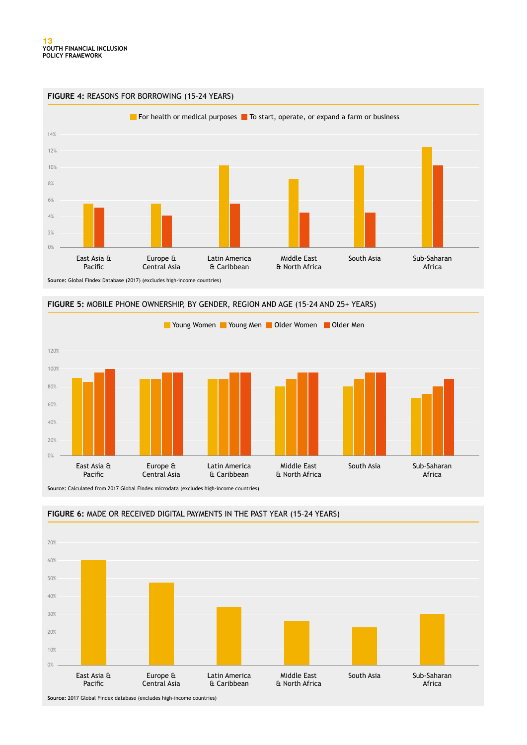**FIGURE 4:** REASONS FOR BORROWING (15–24 YEARS)

For health or medical purposes | To start, operate, or expand a farm or business

East Asia & Pacific | Europe & Central Asia | Latin America & Caribbean | Middle East & North Africa | South Asia | Sub-Saharan Africa

**Source:** Global Findex Database (2017) (excludes high-income countries)

**FIGURE 5:** MOBILE PHONE OWNERSHIP, BY GENDER, REGION AND AGE (15–24 AND 25+ YEARS)

Young Women | Young Men | Older Women | Older Men

East Asia & Pacific | Europe & Central Asia | Latin America & Caribbean | Middle East & North Africa | South Asia | Sub-Saharan Africa

**Source:** Calculated from 2017 Global Findex microdata (excludes high-income countries)

**FIGURE 6:** MADE OR RECEIVED DIGITAL PAYMENTS IN THE PAST YEAR (15–24 YEARS)

East Asia & Pacific | Europe & Central Asia | Latin America & Caribbean | Middle East & North Africa | South Asia | Sub-Saharan Africa

**Source:** 2017 Global Findex database (excludes high-income countries)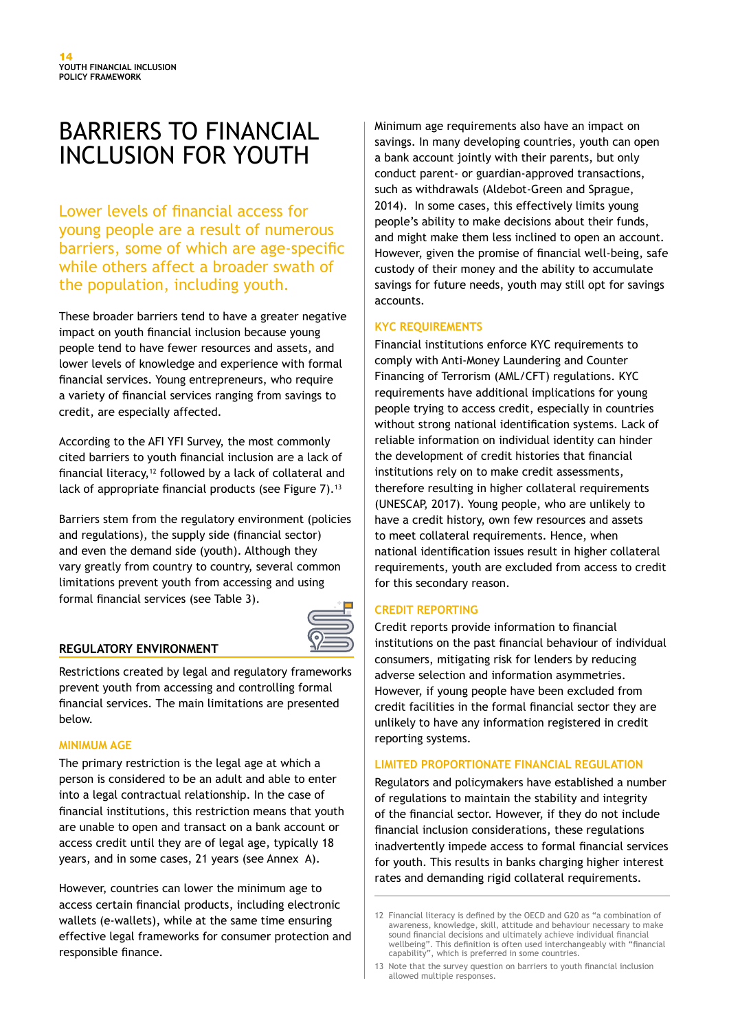# BARRIERS TO FINANCIAL INCLUSION FOR YOUTH

Lower levels of financial access for young people are a result of numerous barriers, some of which are age-specific while others affect a broader swath of the population, including youth.

These broader barriers tend to have a greater negative impact on youth financial inclusion because young people tend to have fewer resources and assets, and lower levels of knowledge and experience with formal financial services. Young entrepreneurs, who require a variety of financial services ranging from savings to credit, are especially affected.

According to the AFI YFI Survey, the most commonly cited barriers to youth financial inclusion are a lack of financial literacy,[12] followed by a lack of collateral and lack of appropriate financial products (see Figure 7).[13]

Barriers stem from the regulatory environment (policies and regulations), the supply side (financial sector) and even the demand side (youth). Although they vary greatly from country to country, several common limitations prevent youth from accessing and using formal financial services (see Table 3).

## REGULATORY ENVIRONMENT

Restrictions created by legal and regulatory frameworks prevent youth from accessing and controlling formal financial services. The main limitations are presented below.

### MINIMUM AGE

The primary restriction is the legal age at which a person is considered to be an adult and able to enter into a legal contractual relationship. In the case of financial institutions, this restriction means that youth are unable to open and transact on a bank account or access credit until they are of legal age, typically 18 years, and in some cases, 21 years (see Annex A).

However, countries can lower the minimum age to access certain financial products, including electronic wallets (e-wallets), while at the same time ensuring effective legal frameworks for consumer protection and responsible finance.

Minimum age requirements also have an impact on savings. In many developing countries, youth can open a bank account jointly with their parents, but only conduct parent- or guardian-approved transactions, such as withdrawals (Aldebot-Green and Sprague, 2014). In some cases, this effectively limits young people's ability to make decisions about their funds, and might make them less inclined to open an account. However, given the promise of financial well-being, safe custody of their money and the ability to accumulate savings for future needs, youth may still opt for savings accounts.

### KYC REQUIREMENTS

Financial institutions enforce KYC requirements to comply with Anti-Money Laundering and Counter Financing of Terrorism (AML/CFT) regulations. KYC requirements have additional implications for young people trying to access credit, especially in countries without strong national identification systems. Lack of reliable information on individual identity can hinder the development of credit histories that financial institutions rely on to make credit assessments, therefore resulting in higher collateral requirements (UNESCAP, 2017). Young people, who are unlikely to have a credit history, own few resources and assets to meet collateral requirements. Hence, when national identification issues result in higher collateral requirements, youth are excluded from access to credit for this secondary reason.

### CREDIT REPORTING

Credit reports provide information to financial institutions on the past financial behaviour of individual consumers, mitigating risk for lenders by reducing adverse selection and information asymmetries. However, if young people have been excluded from credit facilities in the formal financial sector they are unlikely to have any information registered in credit reporting systems.

### LIMITED PROPORTIONATE FINANCIAL REGULATION

Regulators and policymakers have established a number of regulations to maintain the stability and integrity of the financial sector. However, if they do not include financial inclusion considerations, these regulations inadvertently impede access to formal financial services for youth. This results in banks charging higher interest rates and demanding rigid collateral requirements.

---

12 Financial literacy is defined by the OECD and G20 as "a combination of awareness, knowledge, skill, attitude and behaviour necessary to make sound financial decisions and ultimately achieve individual financial wellbeing". This definition is often used interchangeably with "financial capability", which is preferred in some countries.

13 Note that the survey question on barriers to youth financial inclusion allowed multiple responses.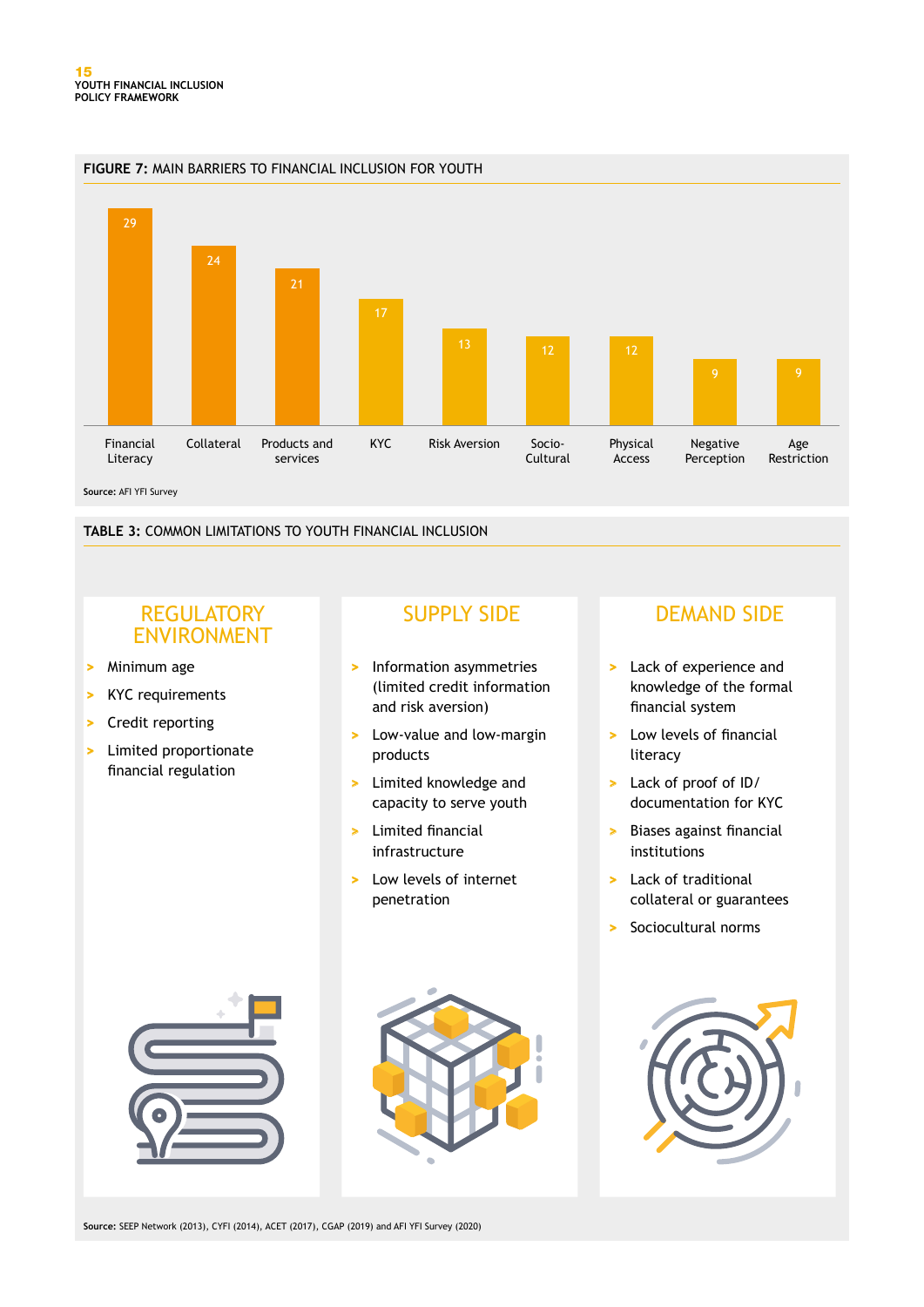**FIGURE 7:** MAIN BARRIERS TO FINANCIAL INCLUSION FOR YOUTH

| Barrier | Value |
|---|---|
| Financial Literacy | 29 |
| Collateral | 24 |
| Products and services | 21 |
| KYC | 17 |
| Risk Aversion | 13 |
| Socio-Cultural | 12 |
| Physical Access | 12 |
| Negative Perception | 9 |
| Age Restriction | 9 |

**Source:** AFI YFI Survey

**TABLE 3:** COMMON LIMITATIONS TO YOUTH FINANCIAL INCLUSION

## REGULATORY ENVIRONMENT

- Minimum age
- KYC requirements
- Credit reporting
- Limited proportionate financial regulation

## SUPPLY SIDE

- Information asymmetries (limited credit information and risk aversion)
- Low-value and low-margin products
- Limited knowledge and capacity to serve youth
- Limited financial infrastructure
- Low levels of internet penetration

## DEMAND SIDE

- Lack of experience and knowledge of the formal financial system
- Low levels of financial literacy
- Lack of proof of ID/ documentation for KYC
- Biases against financial institutions
- Lack of traditional collateral or guarantees
- Sociocultural norms

**Source:** SEEP Network (2013), CYFI (2014), ACET (2017), CGAP (2019) and AFI YFI Survey (2020)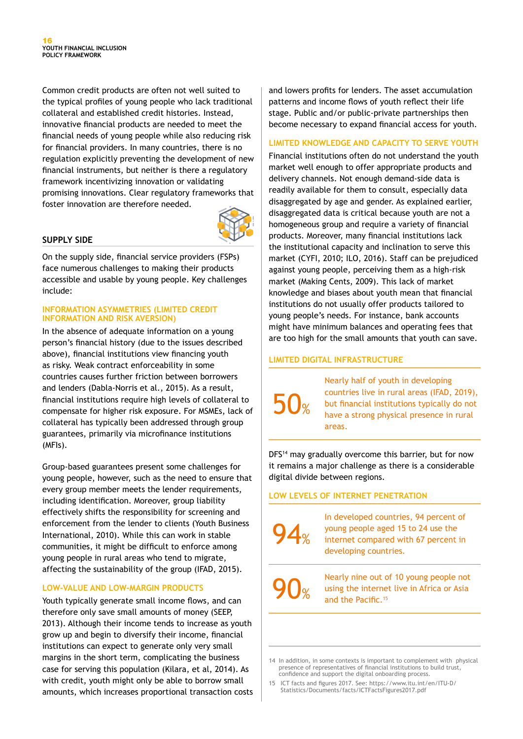Common credit products are often not well suited to the typical profiles of young people who lack traditional collateral and established credit histories. Instead, innovative financial products are needed to meet the financial needs of young people while also reducing risk for financial providers. In many countries, there is no regulation explicitly preventing the development of new financial instruments, but neither is there a regulatory framework incentivizing innovation or validating promising innovations. Clear regulatory frameworks that foster innovation are therefore needed.

## SUPPLY SIDE

On the supply side, financial service providers (FSPs) face numerous challenges to making their products accessible and usable by young people. Key challenges include:

### INFORMATION ASYMMETRIES (LIMITED CREDIT INFORMATION AND RISK AVERSION)

In the absence of adequate information on a young person's financial history (due to the issues described above), financial institutions view financing youth as risky. Weak contract enforceability in some countries causes further friction between borrowers and lenders (Dabla-Norris et al., 2015). As a result, financial institutions require high levels of collateral to compensate for higher risk exposure. For MSMEs, lack of collateral has typically been addressed through group guarantees, primarily via microfinance institutions (MFIs).

Group-based guarantees present some challenges for young people, however, such as the need to ensure that every group member meets the lender requirements, including identification. Moreover, group liability effectively shifts the responsibility for screening and enforcement from the lender to clients (Youth Business International, 2010). While this can work in stable communities, it might be difficult to enforce among young people in rural areas who tend to migrate, affecting the sustainability of the group (IFAD, 2015).

### LOW-VALUE AND LOW-MARGIN PRODUCTS

Youth typically generate small income flows, and can therefore only save small amounts of money (SEEP, 2013). Although their income tends to increase as youth grow up and begin to diversify their income, financial institutions can expect to generate only very small margins in the short term, complicating the business case for serving this population (Kilara, et al, 2014). As with credit, youth might only be able to borrow small amounts, which increases proportional transaction costs and lowers profits for lenders. The asset accumulation patterns and income flows of youth reflect their life stage. Public and/or public-private partnerships then become necessary to expand financial access for youth.

### LIMITED KNOWLEDGE AND CAPACITY TO SERVE YOUTH

Financial institutions often do not understand the youth market well enough to offer appropriate products and delivery channels. Not enough demand-side data is readily available for them to consult, especially data disaggregated by age and gender. As explained earlier, disaggregated data is critical because youth are not a homogeneous group and require a variety of financial products. Moreover, many financial institutions lack the institutional capacity and inclination to serve this market (CYFI, 2010; ILO, 2016). Staff can be prejudiced against young people, perceiving them as a high-risk market (Making Cents, 2009). This lack of market knowledge and biases about youth mean that financial institutions do not usually offer products tailored to young people's needs. For instance, bank accounts might have minimum balances and operating fees that are too high for the small amounts that youth can save.

### LIMITED DIGITAL INFRASTRUCTURE

**50%** Nearly half of youth in developing countries live in rural areas (IFAD, 2019), but financial institutions typically do not have a strong physical presence in rural areas.

DFS[14] may gradually overcome this barrier, but for now it remains a major challenge as there is a considerable digital divide between regions.

### LOW LEVELS OF INTERNET PENETRATION

**94%** In developed countries, 94 percent of young people aged 15 to 24 use the internet compared with 67 percent in developing countries.

**90%** Nearly nine out of 10 young people not using the internet live in Africa or Asia and the Pacific.[15]

---

14 In addition, in some contexts is important to complement with physical presence of representatives of financial institutions to build trust, confidence and support the digital onboarding process.

15 ICT facts and figures 2017. See: https://www.itu.int/en/ITU-D/Statistics/Documents/facts/ICTFactsFigures2017.pdf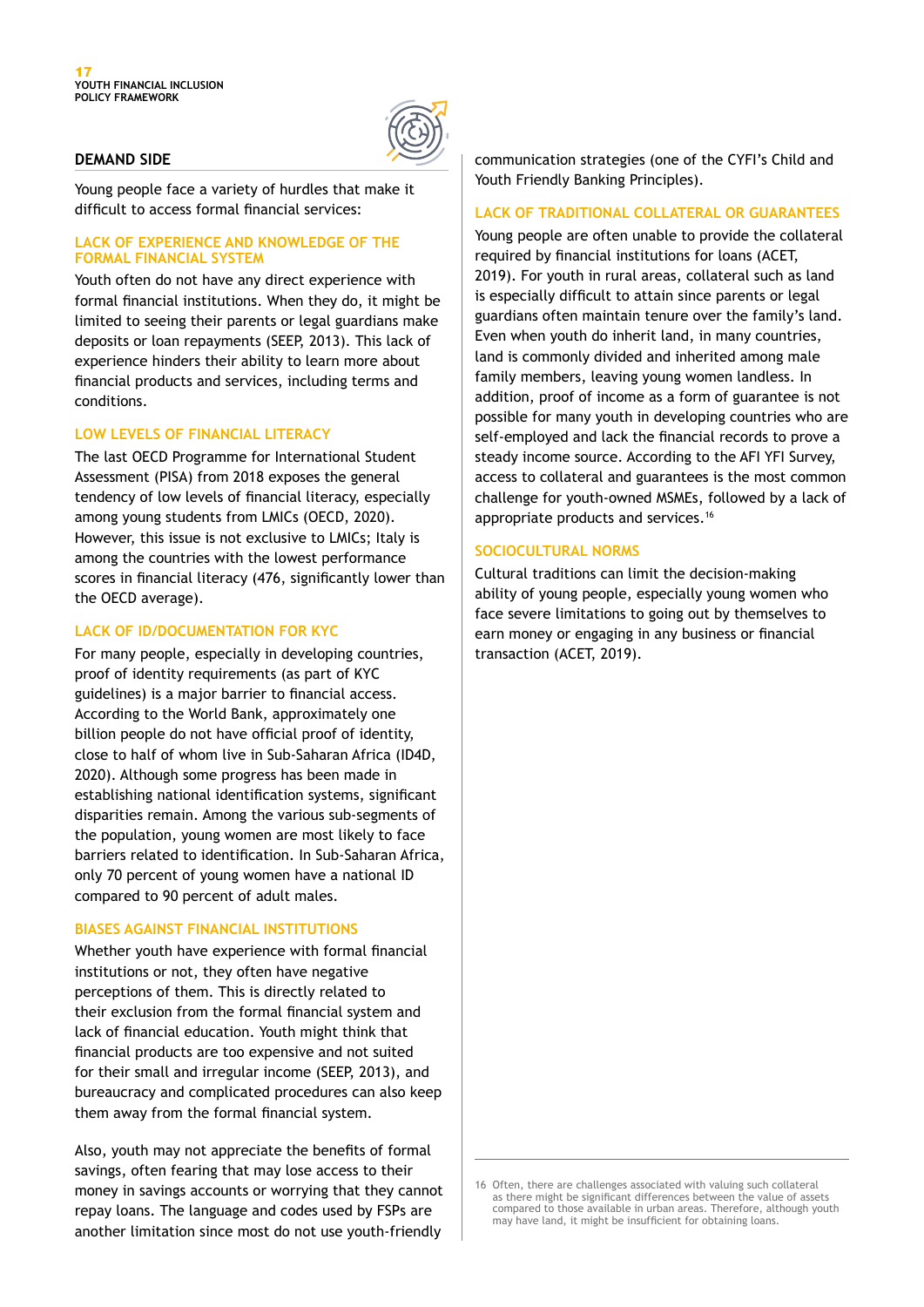## DEMAND SIDE

Young people face a variety of hurdles that make it difficult to access formal financial services:

### LACK OF EXPERIENCE AND KNOWLEDGE OF THE FORMAL FINANCIAL SYSTEM

Youth often do not have any direct experience with formal financial institutions. When they do, it might be limited to seeing their parents or legal guardians make deposits or loan repayments (SEEP, 2013). This lack of experience hinders their ability to learn more about financial products and services, including terms and conditions.

### LOW LEVELS OF FINANCIAL LITERACY

The last OECD Programme for International Student Assessment (PISA) from 2018 exposes the general tendency of low levels of financial literacy, especially among young students from LMICs (OECD, 2020). However, this issue is not exclusive to LMICs; Italy is among the countries with the lowest performance scores in financial literacy (476, significantly lower than the OECD average).

### LACK OF ID/DOCUMENTATION FOR KYC

For many people, especially in developing countries, proof of identity requirements (as part of KYC guidelines) is a major barrier to financial access. According to the World Bank, approximately one billion people do not have official proof of identity, close to half of whom live in Sub-Saharan Africa (ID4D, 2020). Although some progress has been made in establishing national identification systems, significant disparities remain. Among the various sub-segments of the population, young women are most likely to face barriers related to identification. In Sub-Saharan Africa, only 70 percent of young women have a national ID compared to 90 percent of adult males.

### BIASES AGAINST FINANCIAL INSTITUTIONS

Whether youth have experience with formal financial institutions or not, they often have negative perceptions of them. This is directly related to their exclusion from the formal financial system and lack of financial education. Youth might think that financial products are too expensive and not suited for their small and irregular income (SEEP, 2013), and bureaucracy and complicated procedures can also keep them away from the formal financial system.

Also, youth may not appreciate the benefits of formal savings, often fearing that may lose access to their money in savings accounts or worrying that they cannot repay loans. The language and codes used by FSPs are another limitation since most do not use youth-friendly communication strategies (one of the CYFI's Child and Youth Friendly Banking Principles).

### LACK OF TRADITIONAL COLLATERAL OR GUARANTEES

Young people are often unable to provide the collateral required by financial institutions for loans (ACET, 2019). For youth in rural areas, collateral such as land is especially difficult to attain since parents or legal guardians often maintain tenure over the family's land. Even when youth do inherit land, in many countries, land is commonly divided and inherited among male family members, leaving young women landless. In addition, proof of income as a form of guarantee is not possible for many youth in developing countries who are self-employed and lack the financial records to prove a steady income source. According to the AFI YFI Survey, access to collateral and guarantees is the most common challenge for youth-owned MSMEs, followed by a lack of appropriate products and services.[16]

### SOCIOCULTURAL NORMS

Cultural traditions can limit the decision-making ability of young people, especially young women who face severe limitations to going out by themselves to earn money or engaging in any business or financial transaction (ACET, 2019).

---

16 Often, there are challenges associated with valuing such collateral as there might be significant differences between the value of assets compared to those available in urban areas. Therefore, although youth may have land, it might be insufficient for obtaining loans.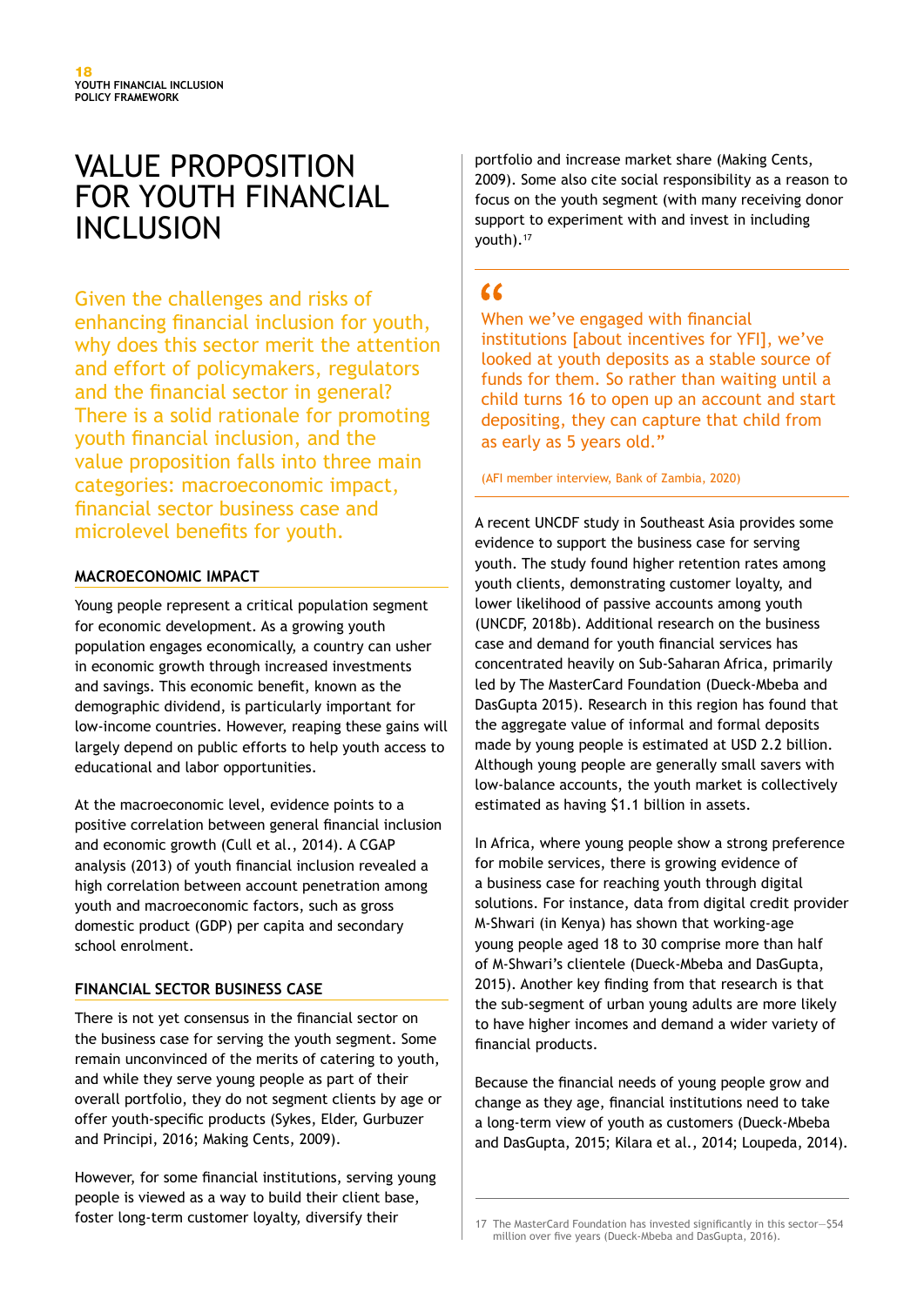# VALUE PROPOSITION FOR YOUTH FINANCIAL INCLUSION

Given the challenges and risks of enhancing financial inclusion for youth, why does this sector merit the attention and effort of policymakers, regulators and the financial sector in general? There is a solid rationale for promoting youth financial inclusion, and the value proposition falls into three main categories: macroeconomic impact, financial sector business case and microlevel benefits for youth.

## MACROECONOMIC IMPACT

Young people represent a critical population segment for economic development. As a growing youth population engages economically, a country can usher in economic growth through increased investments and savings. This economic benefit, known as the demographic dividend, is particularly important for low-income countries. However, reaping these gains will largely depend on public efforts to help youth access to educational and labor opportunities.

At the macroeconomic level, evidence points to a positive correlation between general financial inclusion and economic growth (Cull et al., 2014). A CGAP analysis (2013) of youth financial inclusion revealed a high correlation between account penetration among youth and macroeconomic factors, such as gross domestic product (GDP) per capita and secondary school enrolment.

## FINANCIAL SECTOR BUSINESS CASE

There is not yet consensus in the financial sector on the business case for serving the youth segment. Some remain unconvinced of the merits of catering to youth, and while they serve young people as part of their overall portfolio, they do not segment clients by age or offer youth-specific products (Sykes, Elder, Gurbuzer and Principi, 2016; Making Cents, 2009).

However, for some financial institutions, serving young people is viewed as a way to build their client base, foster long-term customer loyalty, diversify their portfolio and increase market share (Making Cents, 2009). Some also cite social responsibility as a reason to focus on the youth segment (with many receiving donor support to experiment with and invest in including youth).[17]

> "When we've engaged with financial institutions [about incentives for YFI], we've looked at youth deposits as a stable source of funds for them. So rather than waiting until a child turns 16 to open up an account and start depositing, they can capture that child from as early as 5 years old."
>
> (AFI member interview, Bank of Zambia, 2020)

A recent UNCDF study in Southeast Asia provides some evidence to support the business case for serving youth. The study found higher retention rates among youth clients, demonstrating customer loyalty, and lower likelihood of passive accounts among youth (UNCDF, 2018b). Additional research on the business case and demand for youth financial services has concentrated heavily on Sub-Saharan Africa, primarily led by The MasterCard Foundation (Dueck-Mbeba and DasGupta 2015). Research in this region has found that the aggregate value of informal and formal deposits made by young people is estimated at USD 2.2 billion. Although young people are generally small savers with low-balance accounts, the youth market is collectively estimated as having $1.1 billion in assets.

In Africa, where young people show a strong preference for mobile services, there is growing evidence of a business case for reaching youth through digital solutions. For instance, data from digital credit provider M-Shwari (in Kenya) has shown that working-age young people aged 18 to 30 comprise more than half of M-Shwari's clientele (Dueck-Mbeba and DasGupta, 2015). Another key finding from that research is that the sub-segment of urban young adults are more likely to have higher incomes and demand a wider variety of financial products.

Because the financial needs of young people grow and change as they age, financial institutions need to take a long-term view of youth as customers (Dueck-Mbeba and DasGupta, 2015; Kilara et al., 2014; Loupeda, 2014).

17 The MasterCard Foundation has invested significantly in this sector—$54 million over five years (Dueck-Mbeba and DasGupta, 2016).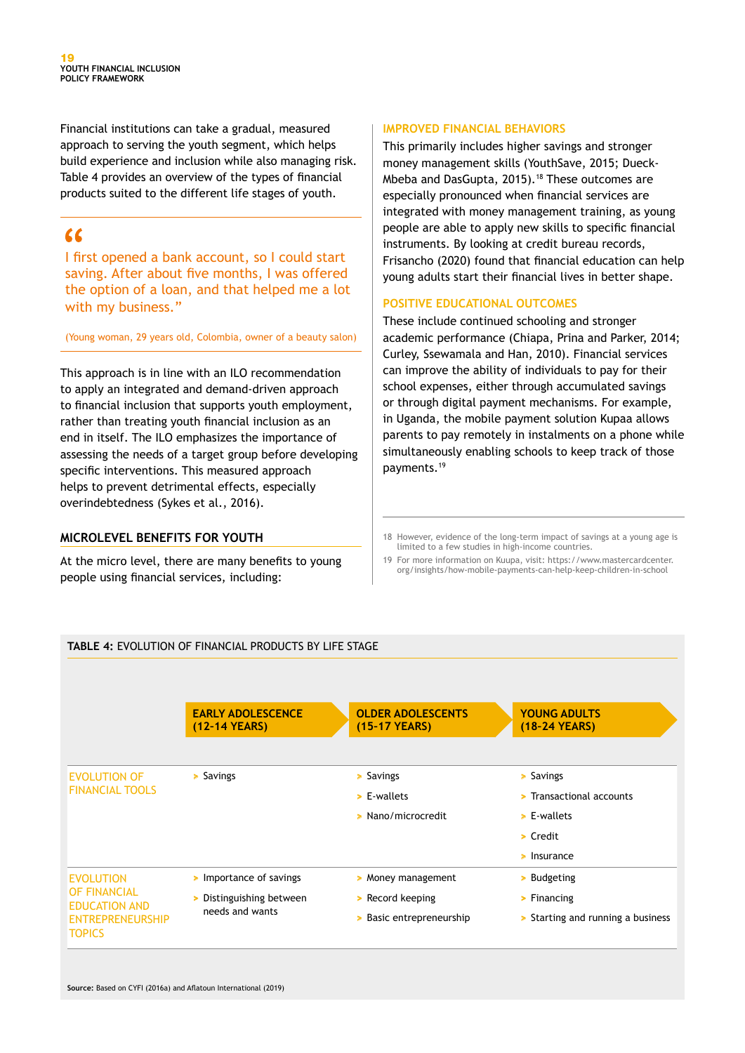Financial institutions can take a gradual, measured approach to serving the youth segment, which helps build experience and inclusion while also managing risk. Table 4 provides an overview of the types of financial products suited to the different life stages of youth.

> "I first opened a bank account, so I could start saving. After about five months, I was offered the option of a loan, and that helped me a lot with my business."
>
> (Young woman, 29 years old, Colombia, owner of a beauty salon)

This approach is in line with an ILO recommendation to apply an integrated and demand-driven approach to financial inclusion that supports youth employment, rather than treating youth financial inclusion as an end in itself. The ILO emphasizes the importance of assessing the needs of a target group before developing specific interventions. This measured approach helps to prevent detrimental effects, especially overindebtedness (Sykes et al., 2016).

## MICROLEVEL BENEFITS FOR YOUTH

At the micro level, there are many benefits to young people using financial services, including:

### IMPROVED FINANCIAL BEHAVIORS

This primarily includes higher savings and stronger money management skills (YouthSave, 2015; Dueck-Mbeba and DasGupta, 2015).[18] These outcomes are especially pronounced when financial services are integrated with money management training, as young people are able to apply new skills to specific financial instruments. By looking at credit bureau records, Frisancho (2020) found that financial education can help young adults start their financial lives in better shape.

### POSITIVE EDUCATIONAL OUTCOMES

These include continued schooling and stronger academic performance (Chiapa, Prina and Parker, 2014; Curley, Ssewamala and Han, 2010). Financial services can improve the ability of individuals to pay for their school expenses, either through accumulated savings or through digital payment mechanisms. For example, in Uganda, the mobile payment solution Kupaa allows parents to pay remotely in instalments on a phone while simultaneously enabling schools to keep track of those payments.[19]

18 However, evidence of the long-term impact of savings at a young age is limited to a few studies in high-income countries.

19 For more information on Kuupa, visit: https://www.mastercardcenter.org/insights/how-mobile-payments-can-help-keep-children-in-school

**TABLE 4:** EVOLUTION OF FINANCIAL PRODUCTS BY LIFE STAGE

| | EARLY ADOLESCENCE (12-14 YEARS) | OLDER ADOLESCENTS (15-17 YEARS) | YOUNG ADULTS (18-24 YEARS) |
|---|---|---|---|
| EVOLUTION OF FINANCIAL TOOLS | Savings | Savings<br>E-wallets<br>Nano/microcredit | Savings<br>Transactional accounts<br>E-wallets<br>Credit<br>Insurance |
| EVOLUTION OF FINANCIAL EDUCATION AND ENTREPRENEURSHIP TOPICS | Importance of savings<br>Distinguishing between needs and wants | Money management<br>Record keeping<br>Basic entrepreneurship | Budgeting<br>Financing<br>Starting and running a business |

**Source:** Based on CYFI (2016a) and Aflatoun International (2019)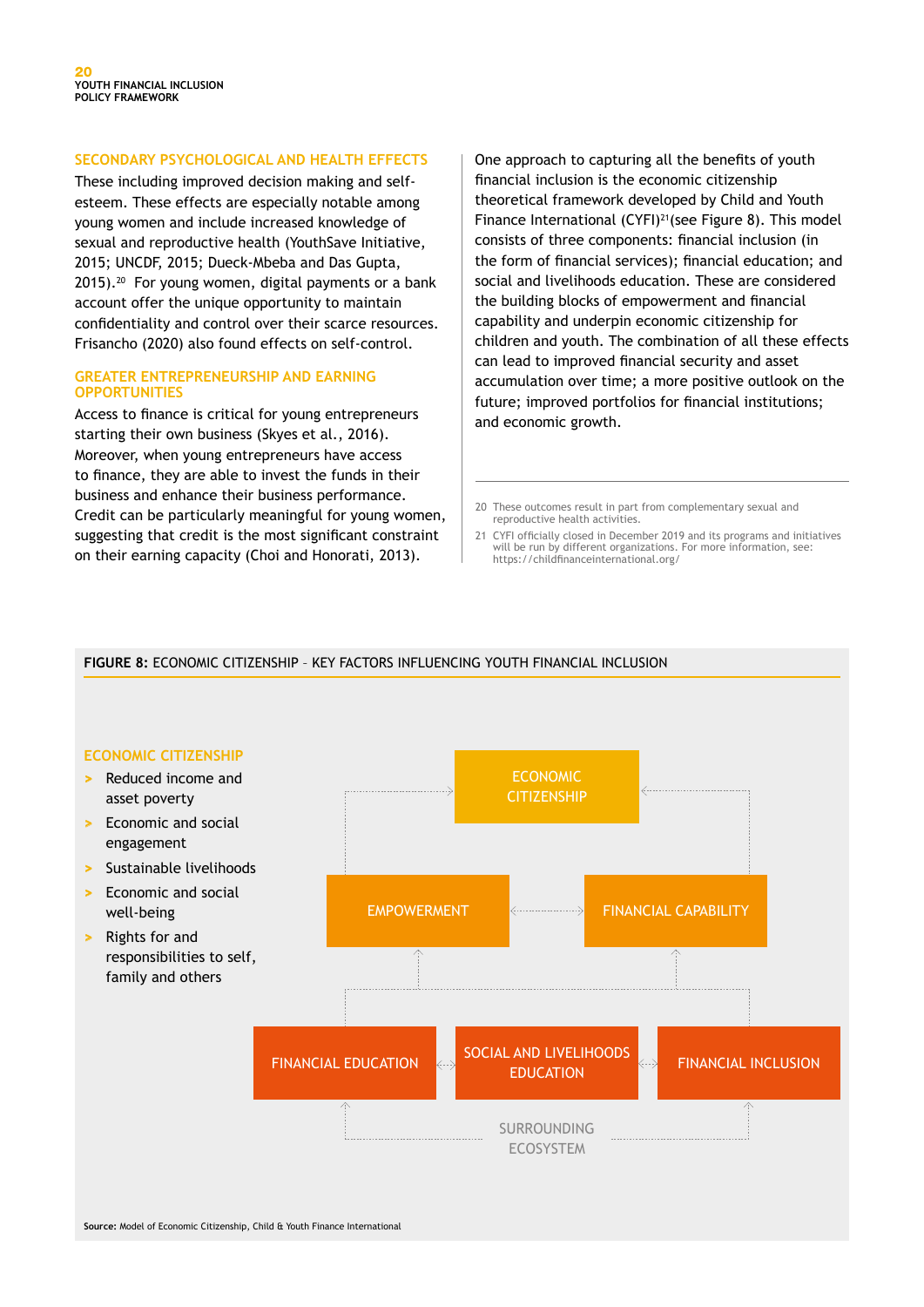### SECONDARY PSYCHOLOGICAL AND HEALTH EFFECTS

These including improved decision making and self-esteem. These effects are especially notable among young women and include increased knowledge of sexual and reproductive health (YouthSave Initiative, 2015; UNCDF, 2015; Dueck-Mbeba and Das Gupta, 2015).[20] For young women, digital payments or a bank account offer the unique opportunity to maintain confidentiality and control over their scarce resources. Frisancho (2020) also found effects on self-control.

### GREATER ENTREPRENEURSHIP AND EARNING OPPORTUNITIES

Access to finance is critical for young entrepreneurs starting their own business (Skyes et al., 2016). Moreover, when young entrepreneurs have access to finance, they are able to invest the funds in their business and enhance their business performance. Credit can be particularly meaningful for young women, suggesting that credit is the most significant constraint on their earning capacity (Choi and Honorati, 2013).

One approach to capturing all the benefits of youth financial inclusion is the economic citizenship theoretical framework developed by Child and Youth Finance International (CYFI)[21](see Figure 8). This model consists of three components: financial inclusion (in the form of financial services); financial education; and social and livelihoods education. These are considered the building blocks of empowerment and financial capability and underpin economic citizenship for children and youth. The combination of all these effects can lead to improved financial security and asset accumulation over time; a more positive outlook on the future; improved portfolios for financial institutions; and economic growth.

20 These outcomes result in part from complementary sexual and reproductive health activities.

21 CYFI officially closed in December 2019 and its programs and initiatives will be run by different organizations. For more information, see: https://childfinanceinternational.org/

**FIGURE 8:** ECONOMIC CITIZENSHIP – KEY FACTORS INFLUENCING YOUTH FINANCIAL INCLUSION

**ECONOMIC CITIZENSHIP**

- Reduced income and asset poverty
- Economic and social engagement
- Sustainable livelihoods
- Economic and social well-being
- Rights for and responsibilities to self, family and others

ECONOMIC CITIZENSHIP

EMPOWERMENT ↔ FINANCIAL CAPABILITY

FINANCIAL EDUCATION ↔ SOCIAL AND LIVELIHOODS EDUCATION ↔ FINANCIAL INCLUSION

SURROUNDING ECOSYSTEM

**Source:** Model of Economic Citizenship, Child & Youth Finance International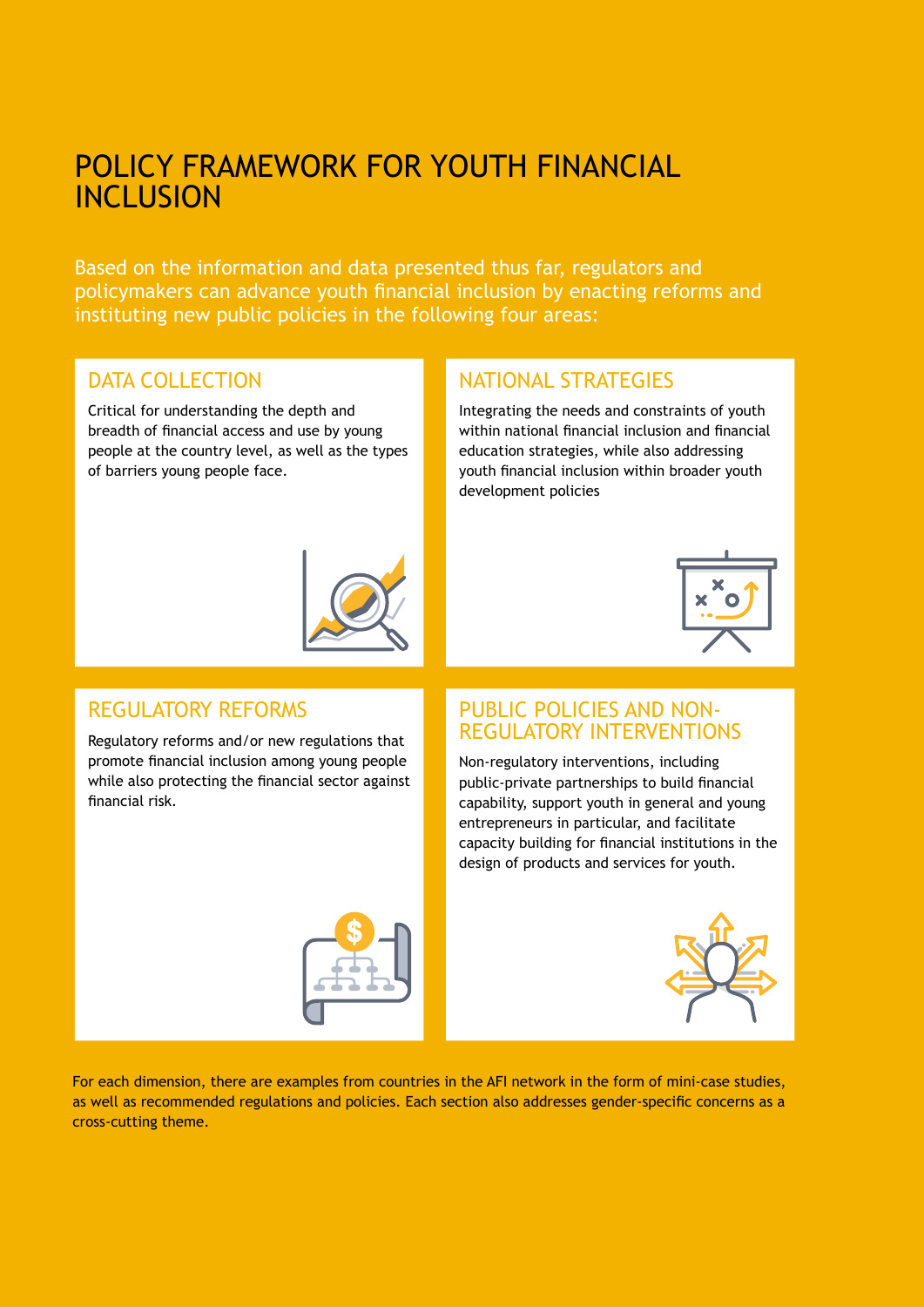# POLICY FRAMEWORK FOR YOUTH FINANCIAL INCLUSION

Based on the information and data presented thus far, regulators and policymakers can advance youth financial inclusion by enacting reforms and instituting new public policies in the following four areas:

## DATA COLLECTION

Critical for understanding the depth and breadth of financial access and use by young people at the country level, as well as the types of barriers young people face.

## NATIONAL STRATEGIES

Integrating the needs and constraints of youth within national financial inclusion and financial education strategies, while also addressing youth financial inclusion within broader youth development policies

## REGULATORY REFORMS

Regulatory reforms and/or new regulations that promote financial inclusion among young people while also protecting the financial sector against financial risk.

## PUBLIC POLICIES AND NON-REGULATORY INTERVENTIONS

Non-regulatory interventions, including public-private partnerships to build financial capability, support youth in general and young entrepreneurs in particular, and facilitate capacity building for financial institutions in the design of products and services for youth.

For each dimension, there are examples from countries in the AFI network in the form of mini-case studies, as well as recommended regulations and policies. Each section also addresses gender-specific concerns as a cross-cutting theme.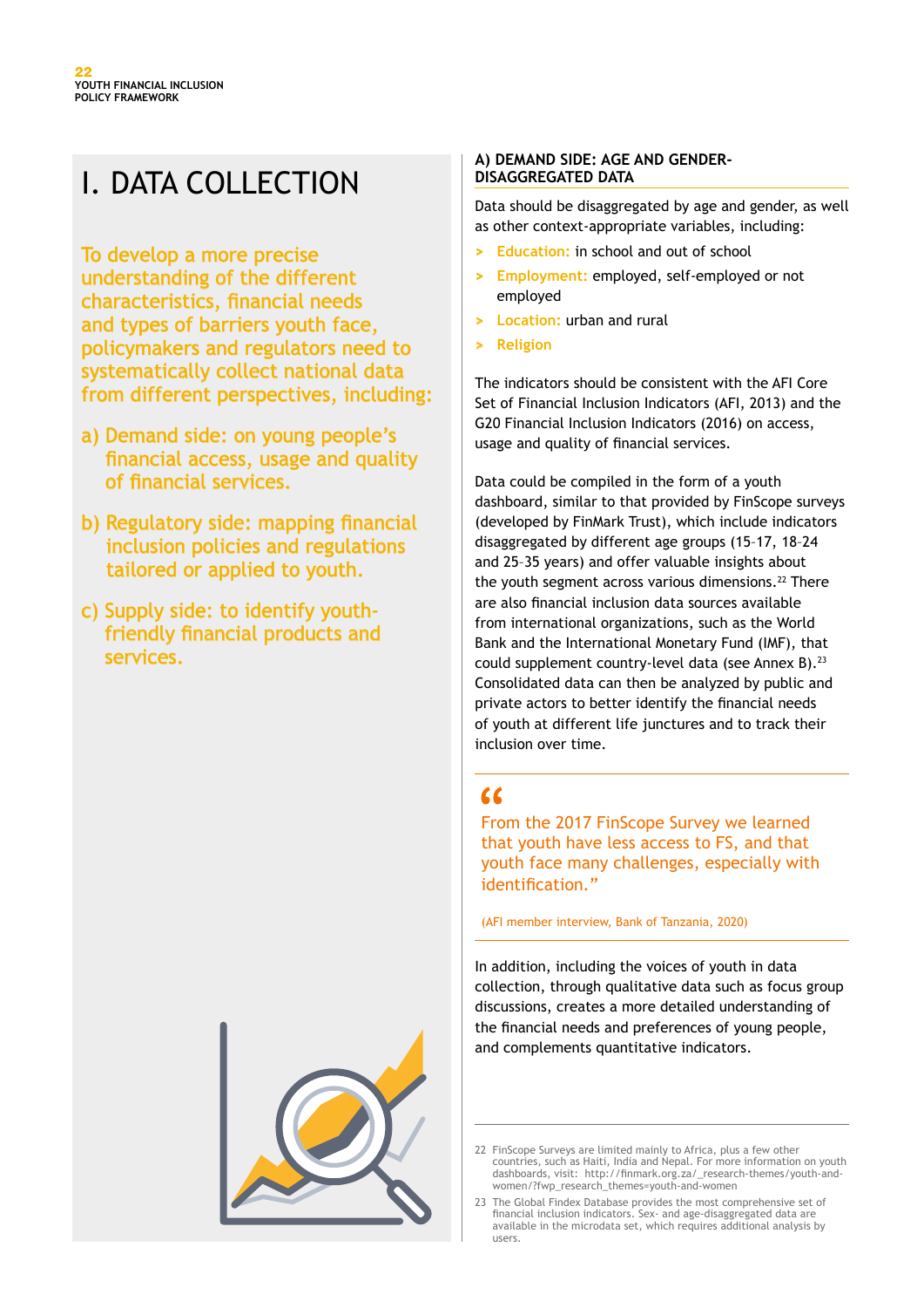# I. DATA COLLECTION

To develop a more precise understanding of the different characteristics, financial needs and types of barriers youth face, policymakers and regulators need to systematically collect national data from different perspectives, including:

a) Demand side: on young people's financial access, usage and quality of financial services.

b) Regulatory side: mapping financial inclusion policies and regulations tailored or applied to youth.

c) Supply side: to identify youth-friendly financial products and services.

### A) DEMAND SIDE: AGE AND GENDER-DISAGGREGATED DATA

Data should be disaggregated by age and gender, as well as other context-appropriate variables, including:

- **Education:** in school and out of school
- **Employment:** employed, self-employed or not employed
- **Location:** urban and rural
- **Religion**

The indicators should be consistent with the AFI Core Set of Financial Inclusion Indicators (AFI, 2013) and the G20 Financial Inclusion Indicators (2016) on access, usage and quality of financial services.

Data could be compiled in the form of a youth dashboard, similar to that provided by FinScope surveys (developed by FinMark Trust), which include indicators disaggregated by different age groups (15–17, 18–24 and 25–35 years) and offer valuable insights about the youth segment across various dimensions.[22] There are also financial inclusion data sources available from international organizations, such as the World Bank and the International Monetary Fund (IMF), that could supplement country-level data (see Annex B).[23] Consolidated data can then be analyzed by public and private actors to better identify the financial needs of youth at different life junctures and to track their inclusion over time.

> "From the 2017 FinScope Survey we learned that youth have less access to FS, and that youth face many challenges, especially with identification."
>
> (AFI member interview, Bank of Tanzania, 2020)

In addition, including the voices of youth in data collection, through qualitative data such as focus group discussions, creates a more detailed understanding of the financial needs and preferences of young people, and complements quantitative indicators.

---

22 FinScope Surveys are limited mainly to Africa, plus a few other countries, such as Haiti, India and Nepal. For more information on youth dashboards, visit: http://finmark.org.za/_research-themes/youth-and-women/?fwp_research_themes=youth-and-women

23 The Global Findex Database provides the most comprehensive set of financial inclusion indicators. Sex- and age-disaggregated data are available in the microdata set, which requires additional analysis by users.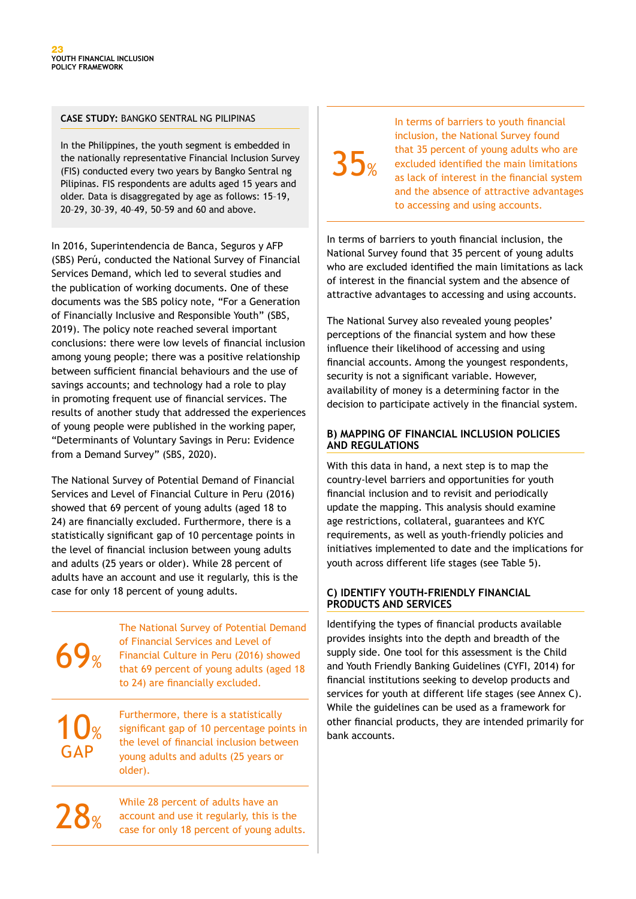**CASE STUDY:** BANGKO SENTRAL NG PILIPINAS

In the Philippines, the youth segment is embedded in the nationally representative Financial Inclusion Survey (FIS) conducted every two years by Bangko Sentral ng Pilipinas. FIS respondents are adults aged 15 years and older. Data is disaggregated by age as follows: 15–19, 20–29, 30–39, 40–49, 50–59 and 60 and above.

In 2016, Superintendencia de Banca, Seguros y AFP (SBS) Perú, conducted the National Survey of Financial Services Demand, which led to several studies and the publication of working documents. One of these documents was the SBS policy note, "For a Generation of Financially Inclusive and Responsible Youth" (SBS, 2019). The policy note reached several important conclusions: there were low levels of financial inclusion among young people; there was a positive relationship between sufficient financial behaviours and the use of savings accounts; and technology had a role to play in promoting frequent use of financial services. The results of another study that addressed the experiences of young people were published in the working paper, "Determinants of Voluntary Savings in Peru: Evidence from a Demand Survey" (SBS, 2020).

The National Survey of Potential Demand of Financial Services and Level of Financial Culture in Peru (2016) showed that 69 percent of young adults (aged 18 to 24) are financially excluded. Furthermore, there is a statistically significant gap of 10 percentage points in the level of financial inclusion between young adults and adults (25 years or older). While 28 percent of adults have an account and use it regularly, this is the case for only 18 percent of young adults.

**69%** The National Survey of Potential Demand of Financial Services and Level of Financial Culture in Peru (2016) showed that 69 percent of young adults (aged 18 to 24) are financially excluded.

**10% GAP** Furthermore, there is a statistically significant gap of 10 percentage points in the level of financial inclusion between young adults and adults (25 years or older).

**28%** While 28 percent of adults have an account and use it regularly, this is the case for only 18 percent of young adults.

**35%** In terms of barriers to youth financial inclusion, the National Survey found that 35 percent of young adults who are excluded identified the main limitations as lack of interest in the financial system and the absence of attractive advantages to accessing and using accounts.

In terms of barriers to youth financial inclusion, the National Survey found that 35 percent of young adults who are excluded identified the main limitations as lack of interest in the financial system and the absence of attractive advantages to accessing and using accounts.

The National Survey also revealed young peoples' perceptions of the financial system and how these influence their likelihood of accessing and using financial accounts. Among the youngest respondents, security is not a significant variable. However, availability of money is a determining factor in the decision to participate actively in the financial system.

### B) MAPPING OF FINANCIAL INCLUSION POLICIES AND REGULATIONS

With this data in hand, a next step is to map the country-level barriers and opportunities for youth financial inclusion and to revisit and periodically update the mapping. This analysis should examine age restrictions, collateral, guarantees and KYC requirements, as well as youth-friendly policies and initiatives implemented to date and the implications for youth across different life stages (see Table 5).

### C) IDENTIFY YOUTH-FRIENDLY FINANCIAL PRODUCTS AND SERVICES

Identifying the types of financial products available provides insights into the depth and breadth of the supply side. One tool for this assessment is the Child and Youth Friendly Banking Guidelines (CYFI, 2014) for financial institutions seeking to develop products and services for youth at different life stages (see Annex C). While the guidelines can be used as a framework for other financial products, they are intended primarily for bank accounts.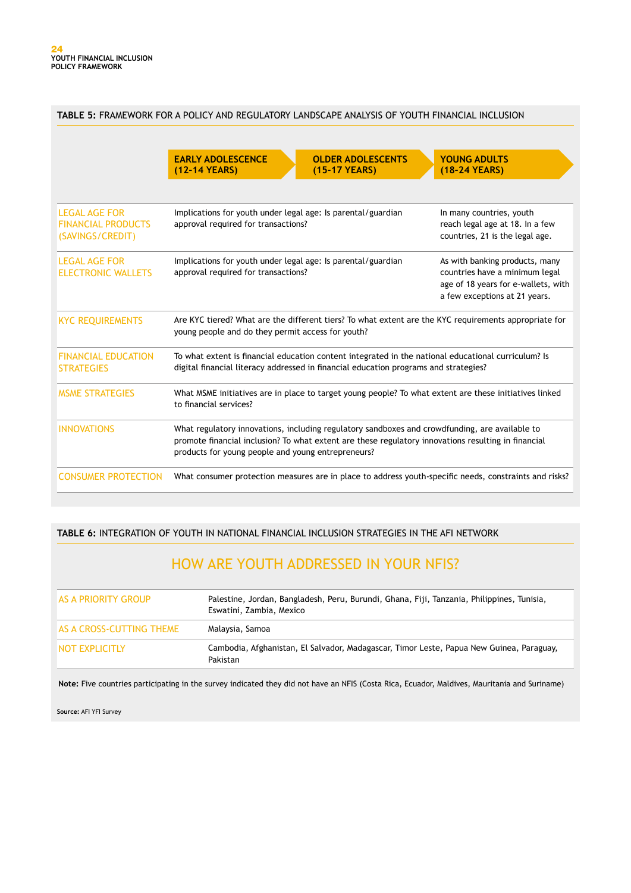**TABLE 5:** FRAMEWORK FOR A POLICY AND REGULATORY LANDSCAPE ANALYSIS OF YOUTH FINANCIAL INCLUSION

| | EARLY ADOLESCENCE (12-14 YEARS) | OLDER ADOLESCENTS (15-17 YEARS) | YOUNG ADULTS (18-24 YEARS) |
|---|---|---|---|
| LEGAL AGE FOR FINANCIAL PRODUCTS (SAVINGS/CREDIT) | Implications for youth under legal age: Is parental/guardian approval required for transactions? | | In many countries, youth reach legal age at 18. In a few countries, 21 is the legal age. |
| LEGAL AGE FOR ELECTRONIC WALLETS | Implications for youth under legal age: Is parental/guardian approval required for transactions? | | As with banking products, many countries have a minimum legal age of 18 years for e-wallets, with a few exceptions at 21 years. |
| KYC REQUIREMENTS | Are KYC tiered? What are the different tiers? To what extent are the KYC requirements appropriate for young people and do they permit access for youth? | | |
| FINANCIAL EDUCATION STRATEGIES | To what extent is financial education content integrated in the national educational curriculum? Is digital financial literacy addressed in financial education programs and strategies? | | |
| MSME STRATEGIES | What MSME initiatives are in place to target young people? To what extent are these initiatives linked to financial services? | | |
| INNOVATIONS | What regulatory innovations, including regulatory sandboxes and crowdfunding, are available to promote financial inclusion? To what extent are these regulatory innovations resulting in financial products for young people and young entrepreneurs? | | |
| CONSUMER PROTECTION | What consumer protection measures are in place to address youth-specific needs, constraints and risks? | | |

**TABLE 6:** INTEGRATION OF YOUTH IN NATIONAL FINANCIAL INCLUSION STRATEGIES IN THE AFI NETWORK

| HOW ARE YOUTH ADDRESSED IN YOUR NFIS? | |
|---|---|
| AS A PRIORITY GROUP | Palestine, Jordan, Bangladesh, Peru, Burundi, Ghana, Fiji, Tanzania, Philippines, Tunisia, Eswatini, Zambia, Mexico |
| AS A CROSS-CUTTING THEME | Malaysia, Samoa |
| NOT EXPLICITLY | Cambodia, Afghanistan, El Salvador, Madagascar, Timor Leste, Papua New Guinea, Paraguay, Pakistan |

**Note:** Five countries participating in the survey indicated they did not have an NFIS (Costa Rica, Ecuador, Maldives, Mauritania and Suriname)

**Source:** AFI YFI Survey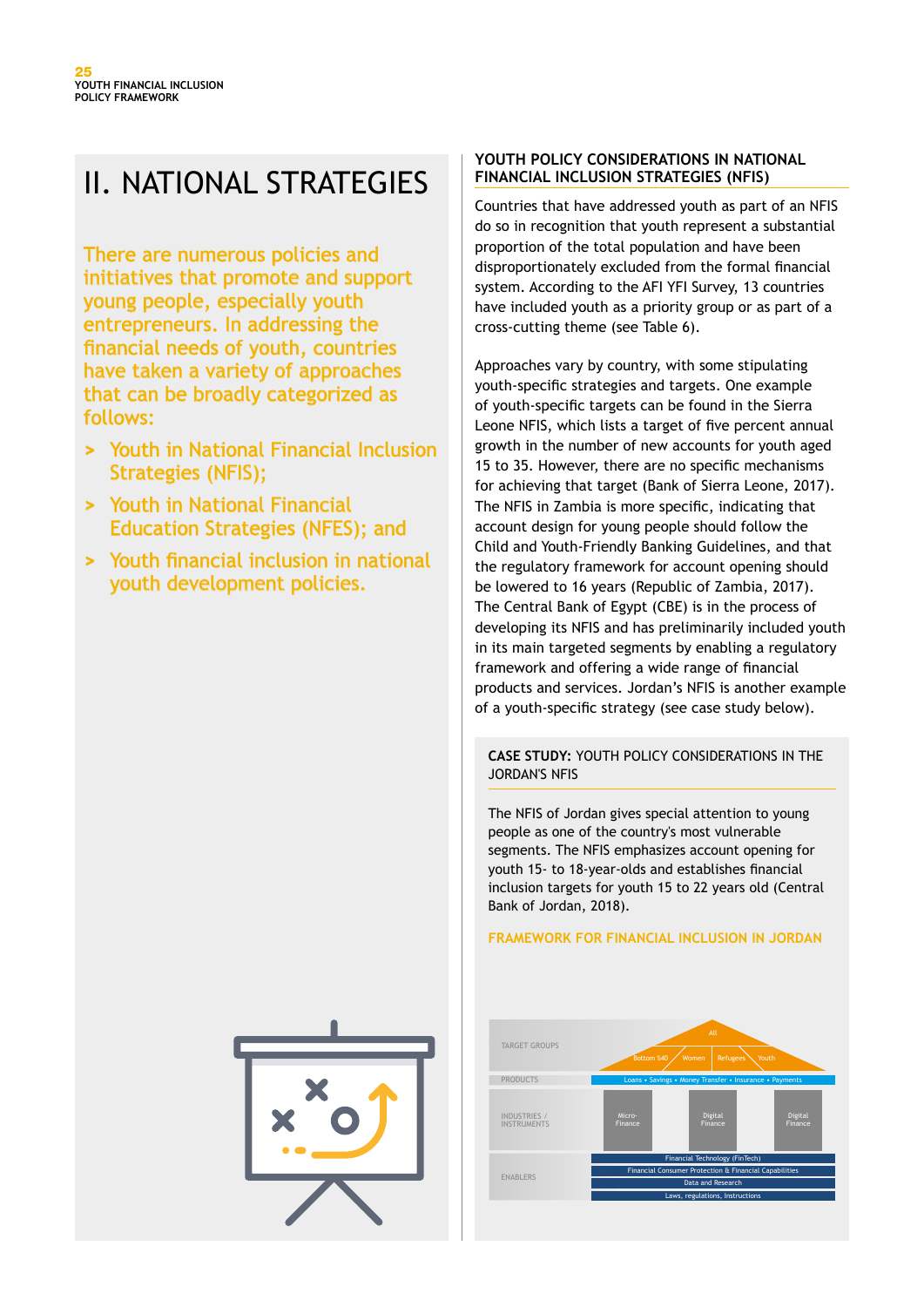# II. NATIONAL STRATEGIES

There are numerous policies and initiatives that promote and support young people, especially youth entrepreneurs. In addressing the financial needs of youth, countries have taken a variety of approaches that can be broadly categorized as follows:

- Youth in National Financial Inclusion Strategies (NFIS);
- Youth in National Financial Education Strategies (NFES); and
- Youth financial inclusion in national youth development policies.

## YOUTH POLICY CONSIDERATIONS IN NATIONAL FINANCIAL INCLUSION STRATEGIES (NFIS)

Countries that have addressed youth as part of an NFIS do so in recognition that youth represent a substantial proportion of the total population and have been disproportionately excluded from the formal financial system. According to the AFI YFI Survey, 13 countries have included youth as a priority group or as part of a cross-cutting theme (see Table 6).

Approaches vary by country, with some stipulating youth-specific strategies and targets. One example of youth-specific targets can be found in the Sierra Leone NFIS, which lists a target of five percent annual growth in the number of new accounts for youth aged 15 to 35. However, there are no specific mechanisms for achieving that target (Bank of Sierra Leone, 2017). The NFIS in Zambia is more specific, indicating that account design for young people should follow the Child and Youth-Friendly Banking Guidelines, and that the regulatory framework for account opening should be lowered to 16 years (Republic of Zambia, 2017). The Central Bank of Egypt (CBE) is in the process of developing its NFIS and has preliminarily included youth in its main targeted segments by enabling a regulatory framework and offering a wide range of financial products and services. Jordan's NFIS is another example of a youth-specific strategy (see case study below).

### CASE STUDY: YOUTH POLICY CONSIDERATIONS IN THE JORDAN'S NFIS

The NFIS of Jordan gives special attention to young people as one of the country's most vulnerable segments. The NFIS emphasizes account opening for youth 15- to 18-year-olds and establishes financial inclusion targets for youth 15 to 22 years old (Central Bank of Jordan, 2018).

**FRAMEWORK FOR FINANCIAL INCLUSION IN JORDAN**

| | |
|---|---|
| TARGET GROUPS | All; Bottom %40, Women, Refugees, Youth |
| PRODUCTS | Loans • Savings • Money Transfer • Insurance • Payments |
| INDUSTRIES / INSTRUMENTS | Micro-Finance; Digital Finance; Digital Finance |
| ENABLERS | Financial Technology (FinTech); Financial Consumer Protection & Financial Capabilities; Data and Research; Laws, regulations, Instructions |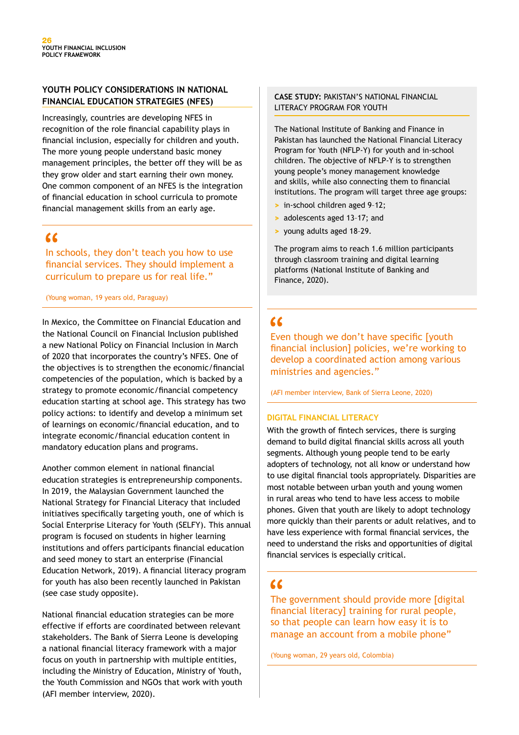## YOUTH POLICY CONSIDERATIONS IN NATIONAL FINANCIAL EDUCATION STRATEGIES (NFES)

Increasingly, countries are developing NFES in recognition of the role financial capability plays in financial inclusion, especially for children and youth. The more young people understand basic money management principles, the better off they will be as they grow older and start earning their own money. One common component of an NFES is the integration of financial education in school curricula to promote financial management skills from an early age.

> "In schools, they don't teach you how to use financial services. They should implement a curriculum to prepare us for real life."
>
> (Young woman, 19 years old, Paraguay)

In Mexico, the Committee on Financial Education and the National Council on Financial Inclusion published a new National Policy on Financial Inclusion in March of 2020 that incorporates the country's NFES. One of the objectives is to strengthen the economic/financial competencies of the population, which is backed by a strategy to promote economic/financial competency education starting at school age. This strategy has two policy actions: to identify and develop a minimum set of learnings on economic/financial education, and to integrate economic/financial education content in mandatory education plans and programs.

Another common element in national financial education strategies is entrepreneurship components. In 2019, the Malaysian Government launched the National Strategy for Financial Literacy that included initiatives specifically targeting youth, one of which is Social Enterprise Literacy for Youth (SELFY). This annual program is focused on students in higher learning institutions and offers participants financial education and seed money to start an enterprise (Financial Education Network, 2019). A financial literacy program for youth has also been recently launched in Pakistan (see case study opposite).

National financial education strategies can be more effective if efforts are coordinated between relevant stakeholders. The Bank of Sierra Leone is developing a national financial literacy framework with a major focus on youth in partnership with multiple entities, including the Ministry of Education, Ministry of Youth, the Youth Commission and NGOs that work with youth (AFI member interview, 2020).

### CASE STUDY: PAKISTAN'S NATIONAL FINANCIAL LITERACY PROGRAM FOR YOUTH

The National Institute of Banking and Finance in Pakistan has launched the National Financial Literacy Program for Youth (NFLP-Y) for youth and in-school children. The objective of NFLP-Y is to strengthen young people's money management knowledge and skills, while also connecting them to financial institutions. The program will target three age groups:

- in-school children aged 9–12;
- adolescents aged 13–17; and
- young adults aged 18–29.

The program aims to reach 1.6 million participants through classroom training and digital learning platforms (National Institute of Banking and Finance, 2020).

> "Even though we don't have specific [youth financial inclusion] policies, we're working to develop a coordinated action among various ministries and agencies."
>
> (AFI member interview, Bank of Sierra Leone, 2020)

### DIGITAL FINANCIAL LITERACY

With the growth of fintech services, there is surging demand to build digital financial skills across all youth segments. Although young people tend to be early adopters of technology, not all know or understand how to use digital financial tools appropriately. Disparities are most notable between urban youth and young women in rural areas who tend to have less access to mobile phones. Given that youth are likely to adopt technology more quickly than their parents or adult relatives, and to have less experience with formal financial services, the need to understand the risks and opportunities of digital financial services is especially critical.

> "The government should provide more [digital financial literacy] training for rural people, so that people can learn how easy it is to manage an account from a mobile phone"
>
> (Young woman, 29 years old, Colombia)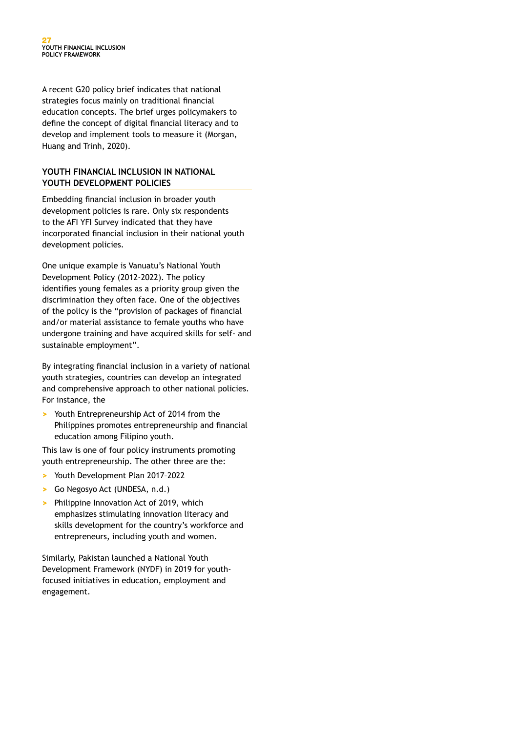A recent G20 policy brief indicates that national strategies focus mainly on traditional financial education concepts. The brief urges policymakers to define the concept of digital financial literacy and to develop and implement tools to measure it (Morgan, Huang and Trinh, 2020).

## YOUTH FINANCIAL INCLUSION IN NATIONAL YOUTH DEVELOPMENT POLICIES

Embedding financial inclusion in broader youth development policies is rare. Only six respondents to the AFI YFI Survey indicated that they have incorporated financial inclusion in their national youth development policies.

One unique example is Vanuatu's National Youth Development Policy (2012-2022). The policy identifies young females as a priority group given the discrimination they often face. One of the objectives of the policy is the "provision of packages of financial and/or material assistance to female youths who have undergone training and have acquired skills for self- and sustainable employment".

By integrating financial inclusion in a variety of national youth strategies, countries can develop an integrated and comprehensive approach to other national policies. For instance, the

- Youth Entrepreneurship Act of 2014 from the Philippines promotes entrepreneurship and financial education among Filipino youth.

This law is one of four policy instruments promoting youth entrepreneurship. The other three are the:

- Youth Development Plan 2017–2022
- Go Negosyo Act (UNDESA, n.d.)
- Philippine Innovation Act of 2019, which emphasizes stimulating innovation literacy and skills development for the country's workforce and entrepreneurs, including youth and women.

Similarly, Pakistan launched a National Youth Development Framework (NYDF) in 2019 for youth-focused initiatives in education, employment and engagement.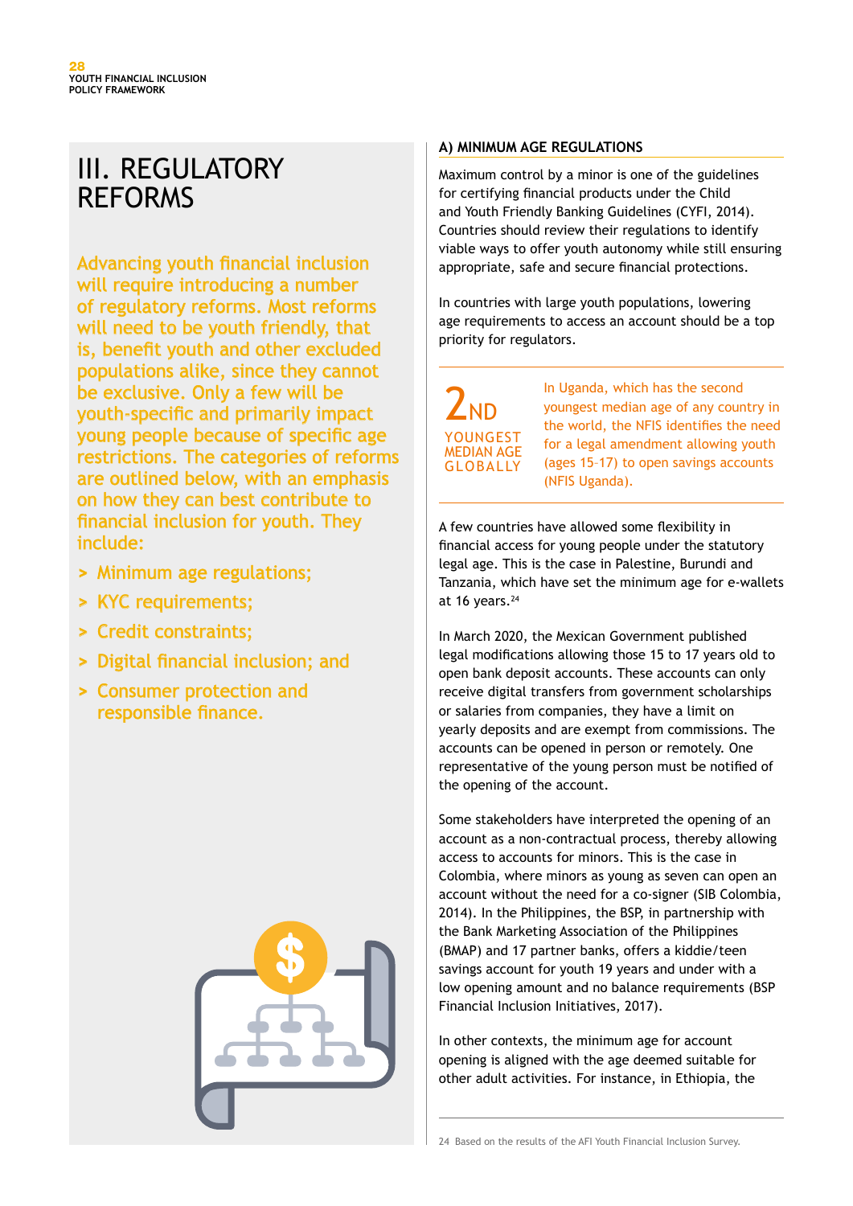# III. REGULATORY REFORMS

Advancing youth financial inclusion will require introducing a number of regulatory reforms. Most reforms will need to be youth friendly, that is, benefit youth and other excluded populations alike, since they cannot be exclusive. Only a few will be youth-specific and primarily impact young people because of specific age restrictions. The categories of reforms are outlined below, with an emphasis on how they can best contribute to financial inclusion for youth. They include:

- Minimum age regulations;
- KYC requirements;
- Credit constraints;
- Digital financial inclusion; and
- Consumer protection and responsible finance.

## A) MINIMUM AGE REGULATIONS

Maximum control by a minor is one of the guidelines for certifying financial products under the Child and Youth Friendly Banking Guidelines (CYFI, 2014). Countries should review their regulations to identify viable ways to offer youth autonomy while still ensuring appropriate, safe and secure financial protections.

In countries with large youth populations, lowering age requirements to access an account should be a top priority for regulators.

**2ND**
YOUNGEST MEDIAN AGE GLOBALLY

In Uganda, which has the second youngest median age of any country in the world, the NFIS identifies the need for a legal amendment allowing youth (ages 15–17) to open savings accounts (NFIS Uganda).

A few countries have allowed some flexibility in financial access for young people under the statutory legal age. This is the case in Palestine, Burundi and Tanzania, which have set the minimum age for e-wallets at 16 years.[24]

In March 2020, the Mexican Government published legal modifications allowing those 15 to 17 years old to open bank deposit accounts. These accounts can only receive digital transfers from government scholarships or salaries from companies, they have a limit on yearly deposits and are exempt from commissions. The accounts can be opened in person or remotely. One representative of the young person must be notified of the opening of the account.

Some stakeholders have interpreted the opening of an account as a non-contractual process, thereby allowing access to accounts for minors. This is the case in Colombia, where minors as young as seven can open an account without the need for a co-signer (SIB Colombia, 2014). In the Philippines, the BSP, in partnership with the Bank Marketing Association of the Philippines (BMAP) and 17 partner banks, offers a kiddie/teen savings account for youth 19 years and under with a low opening amount and no balance requirements (BSP Financial Inclusion Initiatives, 2017).

In other contexts, the minimum age for account opening is aligned with the age deemed suitable for other adult activities. For instance, in Ethiopia, the

24 Based on the results of the AFI Youth Financial Inclusion Survey.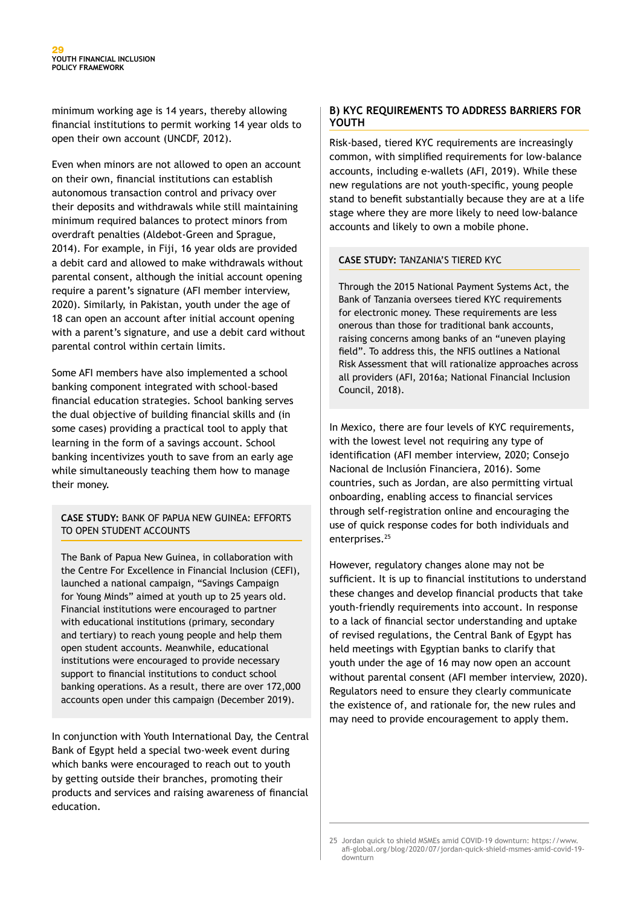minimum working age is 14 years, thereby allowing financial institutions to permit working 14 year olds to open their own account (UNCDF, 2012).

Even when minors are not allowed to open an account on their own, financial institutions can establish autonomous transaction control and privacy over their deposits and withdrawals while still maintaining minimum required balances to protect minors from overdraft penalties (Aldebot-Green and Sprague, 2014). For example, in Fiji, 16 year olds are provided a debit card and allowed to make withdrawals without parental consent, although the initial account opening require a parent's signature (AFI member interview, 2020). Similarly, in Pakistan, youth under the age of 18 can open an account after initial account opening with a parent's signature, and use a debit card without parental control within certain limits.

Some AFI members have also implemented a school banking component integrated with school-based financial education strategies. School banking serves the dual objective of building financial skills and (in some cases) providing a practical tool to apply that learning in the form of a savings account. School banking incentivizes youth to save from an early age while simultaneously teaching them how to manage their money.

**CASE STUDY:** BANK OF PAPUA NEW GUINEA: EFFORTS TO OPEN STUDENT ACCOUNTS

The Bank of Papua New Guinea, in collaboration with the Centre For Excellence in Financial Inclusion (CEFI), launched a national campaign, "Savings Campaign for Young Minds" aimed at youth up to 25 years old. Financial institutions were encouraged to partner with educational institutions (primary, secondary and tertiary) to reach young people and help them open student accounts. Meanwhile, educational institutions were encouraged to provide necessary support to financial institutions to conduct school banking operations. As a result, there are over 172,000 accounts open under this campaign (December 2019).

In conjunction with Youth International Day, the Central Bank of Egypt held a special two-week event during which banks were encouraged to reach out to youth by getting outside their branches, promoting their products and services and raising awareness of financial education.

### B) KYC REQUIREMENTS TO ADDRESS BARRIERS FOR YOUTH

Risk-based, tiered KYC requirements are increasingly common, with simplified requirements for low-balance accounts, including e-wallets (AFI, 2019). While these new regulations are not youth-specific, young people stand to benefit substantially because they are at a life stage where they are more likely to need low-balance accounts and likely to own a mobile phone.

**CASE STUDY:** TANZANIA'S TIERED KYC

Through the 2015 National Payment Systems Act, the Bank of Tanzania oversees tiered KYC requirements for electronic money. These requirements are less onerous than those for traditional bank accounts, raising concerns among banks of an "uneven playing field". To address this, the NFIS outlines a National Risk Assessment that will rationalize approaches across all providers (AFI, 2016a; National Financial Inclusion Council, 2018).

In Mexico, there are four levels of KYC requirements, with the lowest level not requiring any type of identification (AFI member interview, 2020; Consejo Nacional de Inclusión Financiera, 2016). Some countries, such as Jordan, are also permitting virtual onboarding, enabling access to financial services through self-registration online and encouraging the use of quick response codes for both individuals and enterprises.[25]

However, regulatory changes alone may not be sufficient. It is up to financial institutions to understand these changes and develop financial products that take youth-friendly requirements into account. In response to a lack of financial sector understanding and uptake of revised regulations, the Central Bank of Egypt has held meetings with Egyptian banks to clarify that youth under the age of 16 may now open an account without parental consent (AFI member interview, 2020). Regulators need to ensure they clearly communicate the existence of, and rationale for, the new rules and may need to provide encouragement to apply them.

25 Jordan quick to shield MSMEs amid COVID-19 downturn: https://www.afi-global.org/blog/2020/07/jordan-quick-shield-msmes-amid-covid-19-downturn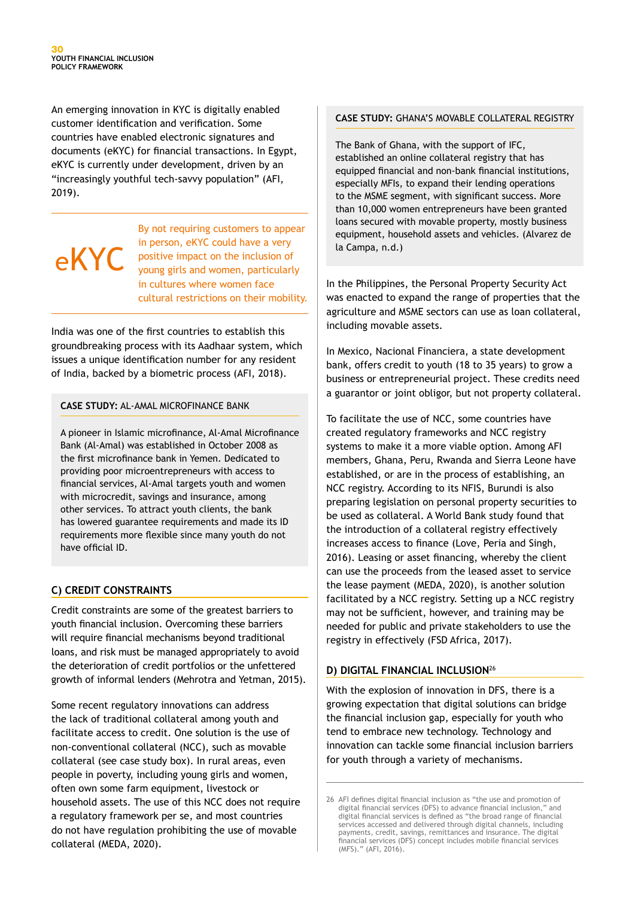An emerging innovation in KYC is digitally enabled customer identification and verification. Some countries have enabled electronic signatures and documents (eKYC) for financial transactions. In Egypt, eKYC is currently under development, driven by an "increasingly youthful tech-savvy population" (AFI, 2019).

> **eKYC**
>
> By not requiring customers to appear in person, eKYC could have a very positive impact on the inclusion of young girls and women, particularly in cultures where women face cultural restrictions on their mobility.

India was one of the first countries to establish this groundbreaking process with its Aadhaar system, which issues a unique identification number for any resident of India, backed by a biometric process (AFI, 2018).

> **CASE STUDY:** AL-AMAL MICROFINANCE BANK
>
> A pioneer in Islamic microfinance, Al-Amal Microfinance Bank (Al-Amal) was established in October 2008 as the first microfinance bank in Yemen. Dedicated to providing poor microentrepreneurs with access to financial services, Al-Amal targets youth and women with microcredit, savings and insurance, among other services. To attract youth clients, the bank has lowered guarantee requirements and made its ID requirements more flexible since many youth do not have official ID.

### C) CREDIT CONSTRAINTS

Credit constraints are some of the greatest barriers to youth financial inclusion. Overcoming these barriers will require financial mechanisms beyond traditional loans, and risk must be managed appropriately to avoid the deterioration of credit portfolios or the unfettered growth of informal lenders (Mehrotra and Yetman, 2015).

Some recent regulatory innovations can address the lack of traditional collateral among youth and facilitate access to credit. One solution is the use of non-conventional collateral (NCC), such as movable collateral (see case study box). In rural areas, even people in poverty, including young girls and women, often own some farm equipment, livestock or household assets. The use of this NCC does not require a regulatory framework per se, and most countries do not have regulation prohibiting the use of movable collateral (MEDA, 2020).

> **CASE STUDY:** GHANA'S MOVABLE COLLATERAL REGISTRY
>
> The Bank of Ghana, with the support of IFC, established an online collateral registry that has equipped financial and non-bank financial institutions, especially MFIs, to expand their lending operations to the MSME segment, with significant success. More than 10,000 women entrepreneurs have been granted loans secured with movable property, mostly business equipment, household assets and vehicles. (Alvarez de la Campa, n.d.)

In the Philippines, the Personal Property Security Act was enacted to expand the range of properties that the agriculture and MSME sectors can use as loan collateral, including movable assets.

In Mexico, Nacional Financiera, a state development bank, offers credit to youth (18 to 35 years) to grow a business or entrepreneurial project. These credits need a guarantor or joint obligor, but not property collateral.

To facilitate the use of NCC, some countries have created regulatory frameworks and NCC registry systems to make it a more viable option. Among AFI members, Ghana, Peru, Rwanda and Sierra Leone have established, or are in the process of establishing, an NCC registry. According to its NFIS, Burundi is also preparing legislation on personal property securities to be used as collateral. A World Bank study found that the introduction of a collateral registry effectively increases access to finance (Love, Peria and Singh, 2016). Leasing or asset financing, whereby the client can use the proceeds from the leased asset to service the lease payment (MEDA, 2020), is another solution facilitated by a NCC registry. Setting up a NCC registry may not be sufficient, however, and training may be needed for public and private stakeholders to use the registry in effectively (FSD Africa, 2017).

### D) DIGITAL FINANCIAL INCLUSION[26]

With the explosion of innovation in DFS, there is a growing expectation that digital solutions can bridge the financial inclusion gap, especially for youth who tend to embrace new technology. Technology and innovation can tackle some financial inclusion barriers for youth through a variety of mechanisms.

---

26 AFI defines digital financial inclusion as "the use and promotion of digital financial services (DFS) to advance financial inclusion," and digital financial services is defined as "the broad range of financial services accessed and delivered through digital channels, including payments, credit, savings, remittances and insurance. The digital financial services (DFS) concept includes mobile financial services (MFS)." (AFI, 2016).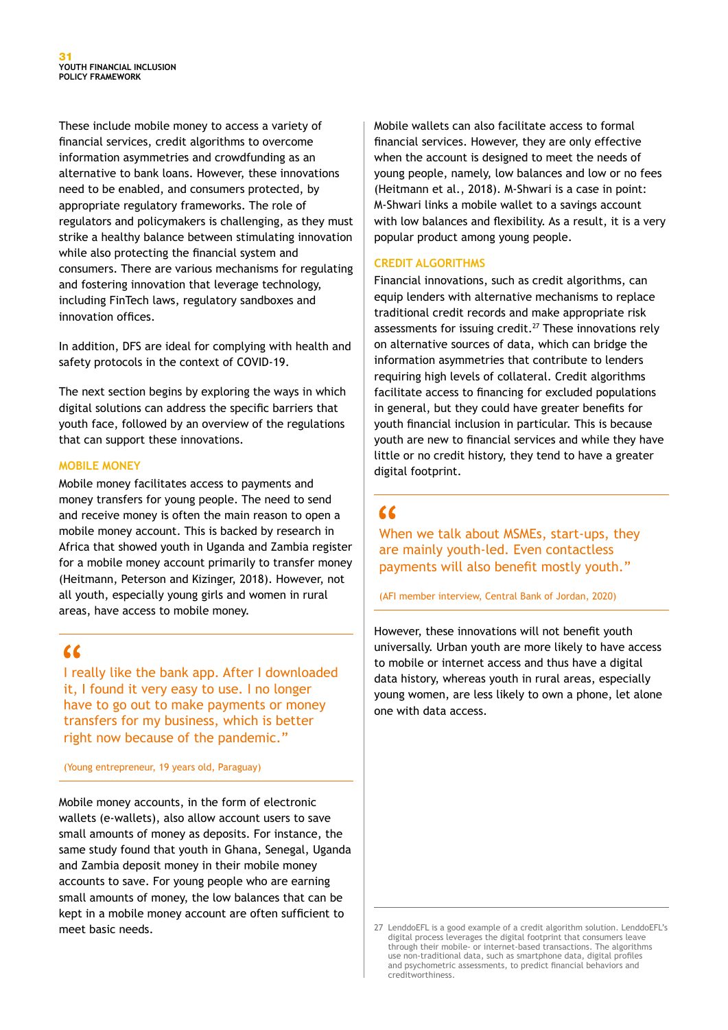These include mobile money to access a variety of financial services, credit algorithms to overcome information asymmetries and crowdfunding as an alternative to bank loans. However, these innovations need to be enabled, and consumers protected, by appropriate regulatory frameworks. The role of regulators and policymakers is challenging, as they must strike a healthy balance between stimulating innovation while also protecting the financial system and consumers. There are various mechanisms for regulating and fostering innovation that leverage technology, including FinTech laws, regulatory sandboxes and innovation offices.

In addition, DFS are ideal for complying with health and safety protocols in the context of COVID-19.

The next section begins by exploring the ways in which digital solutions can address the specific barriers that youth face, followed by an overview of the regulations that can support these innovations.

### MOBILE MONEY

Mobile money facilitates access to payments and money transfers for young people. The need to send and receive money is often the main reason to open a mobile money account. This is backed by research in Africa that showed youth in Uganda and Zambia register for a mobile money account primarily to transfer money (Heitmann, Peterson and Kizinger, 2018). However, not all youth, especially young girls and women in rural areas, have access to mobile money.

> "I really like the bank app. After I downloaded it, I found it very easy to use. I no longer have to go out to make payments or money transfers for my business, which is better right now because of the pandemic."
>
> (Young entrepreneur, 19 years old, Paraguay)

Mobile money accounts, in the form of electronic wallets (e-wallets), also allow account users to save small amounts of money as deposits. For instance, the same study found that youth in Ghana, Senegal, Uganda and Zambia deposit money in their mobile money accounts to save. For young people who are earning small amounts of money, the low balances that can be kept in a mobile money account are often sufficient to meet basic needs.

Mobile wallets can also facilitate access to formal financial services. However, they are only effective when the account is designed to meet the needs of young people, namely, low balances and low or no fees (Heitmann et al., 2018). M-Shwari is a case in point: M-Shwari links a mobile wallet to a savings account with low balances and flexibility. As a result, it is a very popular product among young people.

### CREDIT ALGORITHMS

Financial innovations, such as credit algorithms, can equip lenders with alternative mechanisms to replace traditional credit records and make appropriate risk assessments for issuing credit.[27] These innovations rely on alternative sources of data, which can bridge the information asymmetries that contribute to lenders requiring high levels of collateral. Credit algorithms facilitate access to financing for excluded populations in general, but they could have greater benefits for youth financial inclusion in particular. This is because youth are new to financial services and while they have little or no credit history, they tend to have a greater digital footprint.

> "When we talk about MSMEs, start-ups, they are mainly youth-led. Even contactless payments will also benefit mostly youth."
>
> (AFI member interview, Central Bank of Jordan, 2020)

However, these innovations will not benefit youth universally. Urban youth are more likely to have access to mobile or internet access and thus have a digital data history, whereas youth in rural areas, especially young women, are less likely to own a phone, let alone one with data access.

---

27 LenddoEFL is a good example of a credit algorithm solution. LenddoEFL's digital process leverages the digital footprint that consumers leave through their mobile- or internet-based transactions. The algorithms use non-traditional data, such as smartphone data, digital profiles and psychometric assessments, to predict financial behaviors and creditworthiness.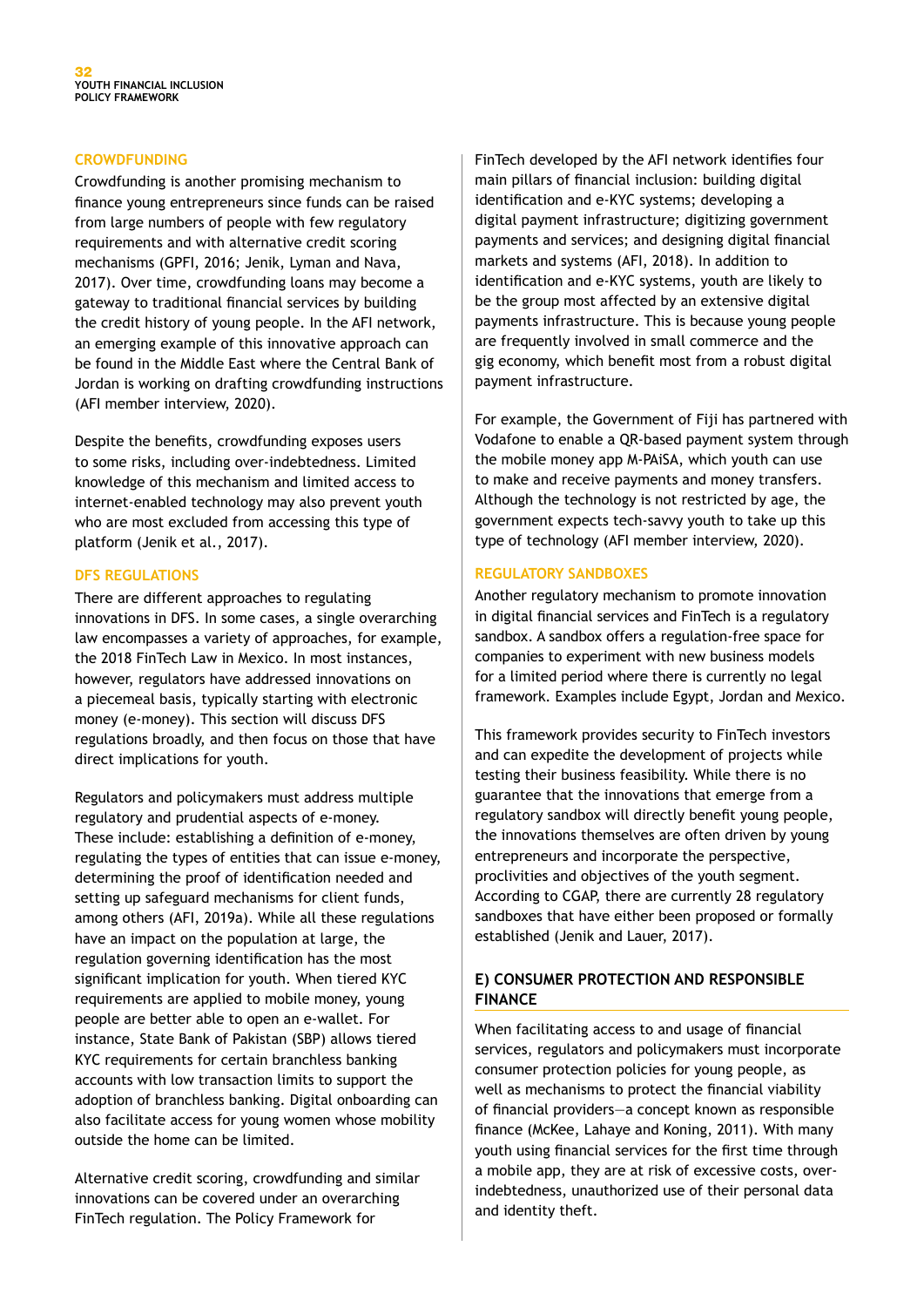### CROWDFUNDING

Crowdfunding is another promising mechanism to finance young entrepreneurs since funds can be raised from large numbers of people with few regulatory requirements and with alternative credit scoring mechanisms (GPFI, 2016; Jenik, Lyman and Nava, 2017). Over time, crowdfunding loans may become a gateway to traditional financial services by building the credit history of young people. In the AFI network, an emerging example of this innovative approach can be found in the Middle East where the Central Bank of Jordan is working on drafting crowdfunding instructions (AFI member interview, 2020).

Despite the benefits, crowdfunding exposes users to some risks, including over-indebtedness. Limited knowledge of this mechanism and limited access to internet-enabled technology may also prevent youth who are most excluded from accessing this type of platform (Jenik et al., 2017).

### DFS REGULATIONS

There are different approaches to regulating innovations in DFS. In some cases, a single overarching law encompasses a variety of approaches, for example, the 2018 FinTech Law in Mexico. In most instances, however, regulators have addressed innovations on a piecemeal basis, typically starting with electronic money (e-money). This section will discuss DFS regulations broadly, and then focus on those that have direct implications for youth.

Regulators and policymakers must address multiple regulatory and prudential aspects of e-money. These include: establishing a definition of e-money, regulating the types of entities that can issue e-money, determining the proof of identification needed and setting up safeguard mechanisms for client funds, among others (AFI, 2019a). While all these regulations have an impact on the population at large, the regulation governing identification has the most significant implication for youth. When tiered KYC requirements are applied to mobile money, young people are better able to open an e-wallet. For instance, State Bank of Pakistan (SBP) allows tiered KYC requirements for certain branchless banking accounts with low transaction limits to support the adoption of branchless banking. Digital onboarding can also facilitate access for young women whose mobility outside the home can be limited.

Alternative credit scoring, crowdfunding and similar innovations can be covered under an overarching FinTech regulation. The Policy Framework for FinTech developed by the AFI network identifies four main pillars of financial inclusion: building digital identification and e-KYC systems; developing a digital payment infrastructure; digitizing government payments and services; and designing digital financial markets and systems (AFI, 2018). In addition to identification and e-KYC systems, youth are likely to be the group most affected by an extensive digital payments infrastructure. This is because young people are frequently involved in small commerce and the gig economy, which benefit most from a robust digital payment infrastructure.

For example, the Government of Fiji has partnered with Vodafone to enable a QR-based payment system through the mobile money app M-PAiSA, which youth can use to make and receive payments and money transfers. Although the technology is not restricted by age, the government expects tech-savvy youth to take up this type of technology (AFI member interview, 2020).

### REGULATORY SANDBOXES

Another regulatory mechanism to promote innovation in digital financial services and FinTech is a regulatory sandbox. A sandbox offers a regulation-free space for companies to experiment with new business models for a limited period where there is currently no legal framework. Examples include Egypt, Jordan and Mexico.

This framework provides security to FinTech investors and can expedite the development of projects while testing their business feasibility. While there is no guarantee that the innovations that emerge from a regulatory sandbox will directly benefit young people, the innovations themselves are often driven by young entrepreneurs and incorporate the perspective, proclivities and objectives of the youth segment. According to CGAP, there are currently 28 regulatory sandboxes that have either been proposed or formally established (Jenik and Lauer, 2017).

## E) CONSUMER PROTECTION AND RESPONSIBLE FINANCE

When facilitating access to and usage of financial services, regulators and policymakers must incorporate consumer protection policies for young people, as well as mechanisms to protect the financial viability of financial providers—a concept known as responsible finance (McKee, Lahaye and Koning, 2011). With many youth using financial services for the first time through a mobile app, they are at risk of excessive costs, over-indebtedness, unauthorized use of their personal data and identity theft.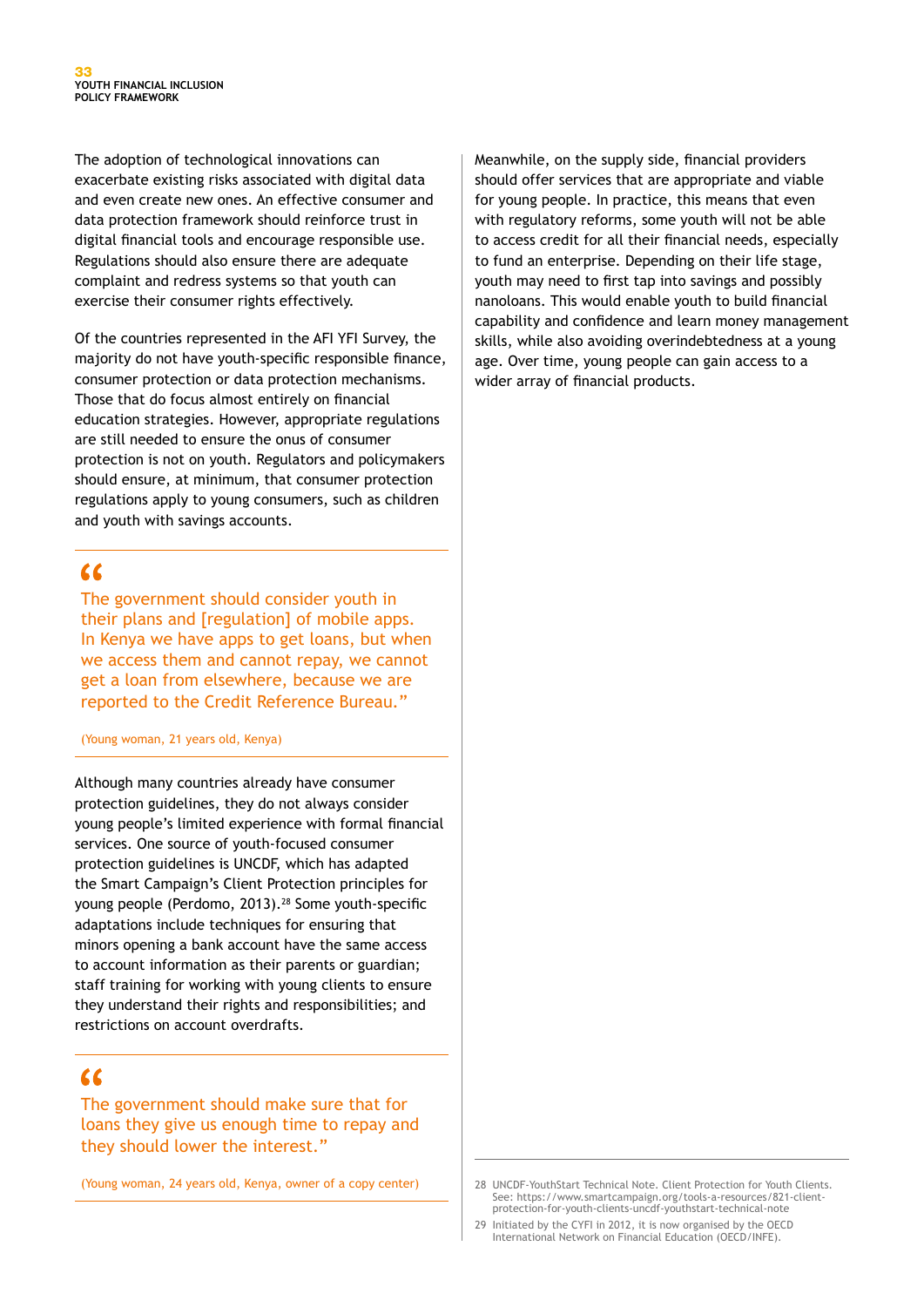The adoption of technological innovations can exacerbate existing risks associated with digital data and even create new ones. An effective consumer and data protection framework should reinforce trust in digital financial tools and encourage responsible use. Regulations should also ensure there are adequate complaint and redress systems so that youth can exercise their consumer rights effectively.

Of the countries represented in the AFI YFI Survey, the majority do not have youth-specific responsible finance, consumer protection or data protection mechanisms. Those that do focus almost entirely on financial education strategies. However, appropriate regulations are still needed to ensure the onus of consumer protection is not on youth. Regulators and policymakers should ensure, at minimum, that consumer protection regulations apply to young consumers, such as children and youth with savings accounts.

> "The government should consider youth in their plans and [regulation] of mobile apps. In Kenya we have apps to get loans, but when we access them and cannot repay, we cannot get a loan from elsewhere, because we are reported to the Credit Reference Bureau."
>
> (Young woman, 21 years old, Kenya)

Although many countries already have consumer protection guidelines, they do not always consider young people's limited experience with formal financial services. One source of youth-focused consumer protection guidelines is UNCDF, which has adapted the Smart Campaign's Client Protection principles for young people (Perdomo, 2013).[28] Some youth-specific adaptations include techniques for ensuring that minors opening a bank account have the same access to account information as their parents or guardian; staff training for working with young clients to ensure they understand their rights and responsibilities; and restrictions on account overdrafts.

> "The government should make sure that for loans they give us enough time to repay and they should lower the interest."
>
> (Young woman, 24 years old, Kenya, owner of a copy center)

Meanwhile, on the supply side, financial providers should offer services that are appropriate and viable for young people. In practice, this means that even with regulatory reforms, some youth will not be able to access credit for all their financial needs, especially to fund an enterprise. Depending on their life stage, youth may need to first tap into savings and possibly nanoloans. This would enable youth to build financial capability and confidence and learn money management skills, while also avoiding overindebtedness at a young age. Over time, young people can gain access to a wider array of financial products.

---

28 UNCDF-YouthStart Technical Note. Client Protection for Youth Clients. See: https://www.smartcampaign.org/tools-a-resources/821-client-protection-for-youth-clients-uncdf-youthstart-technical-note

29 Initiated by the CYFI in 2012, it is now organised by the OECD International Network on Financial Education (OECD/INFE).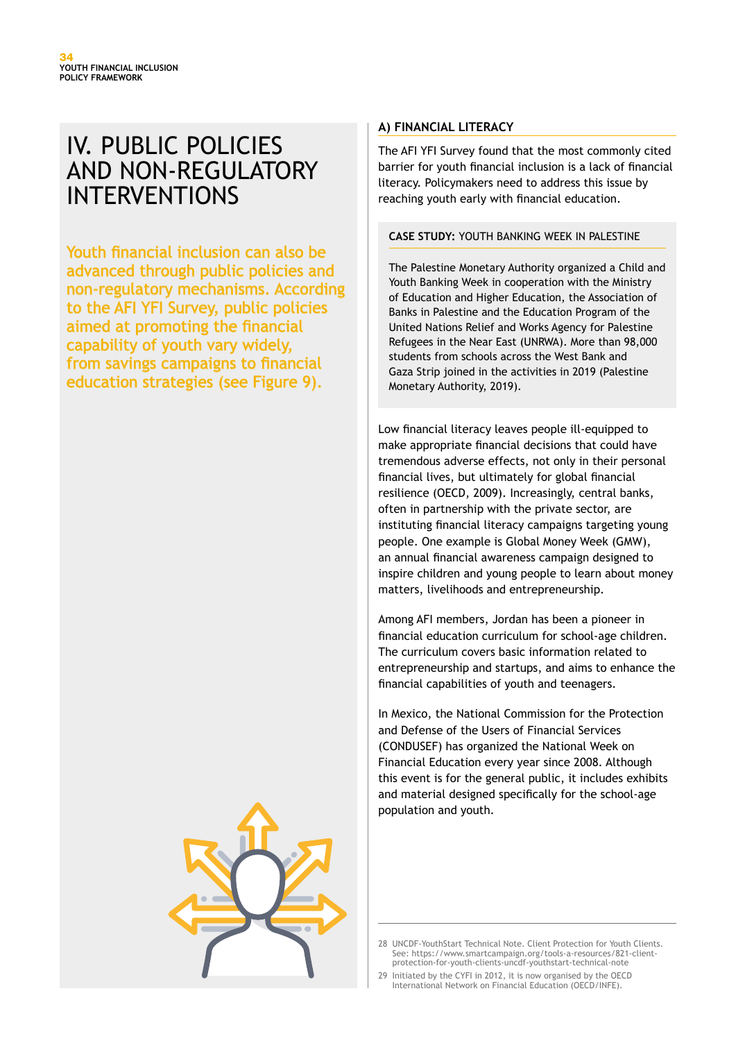# IV. PUBLIC POLICIES AND NON-REGULATORY INTERVENTIONS

**Youth financial inclusion can also be advanced through public policies and non-regulatory mechanisms. According to the AFI YFI Survey, public policies aimed at promoting the financial capability of youth vary widely, from savings campaigns to financial education strategies (see Figure 9).**

## A) FINANCIAL LITERACY

The AFI YFI Survey found that the most commonly cited barrier for youth financial inclusion is a lack of financial literacy. Policymakers need to address this issue by reaching youth early with financial education.

> **CASE STUDY:** YOUTH BANKING WEEK IN PALESTINE
>
> The Palestine Monetary Authority organized a Child and Youth Banking Week in cooperation with the Ministry of Education and Higher Education, the Association of Banks in Palestine and the Education Program of the United Nations Relief and Works Agency for Palestine Refugees in the Near East (UNRWA). More than 98,000 students from schools across the West Bank and Gaza Strip joined in the activities in 2019 (Palestine Monetary Authority, 2019).

Low financial literacy leaves people ill-equipped to make appropriate financial decisions that could have tremendous adverse effects, not only in their personal financial lives, but ultimately for global financial resilience (OECD, 2009). Increasingly, central banks, often in partnership with the private sector, are instituting financial literacy campaigns targeting young people. One example is Global Money Week (GMW), an annual financial awareness campaign designed to inspire children and young people to learn about money matters, livelihoods and entrepreneurship.

Among AFI members, Jordan has been a pioneer in financial education curriculum for school-age children. The curriculum covers basic information related to entrepreneurship and startups, and aims to enhance the financial capabilities of youth and teenagers.

In Mexico, the National Commission for the Protection and Defense of the Users of Financial Services (CONDUSEF) has organized the National Week on Financial Education every year since 2008. Although this event is for the general public, it includes exhibits and material designed specifically for the school-age population and youth.

---

28 UNCDF-YouthStart Technical Note. Client Protection for Youth Clients. See: https://www.smartcampaign.org/tools-a-resources/821-client-protection-for-youth-clients-uncdf-youthstart-technical-note

29 Initiated by the CYFI in 2012, it is now organised by the OECD International Network on Financial Education (OECD/INFE).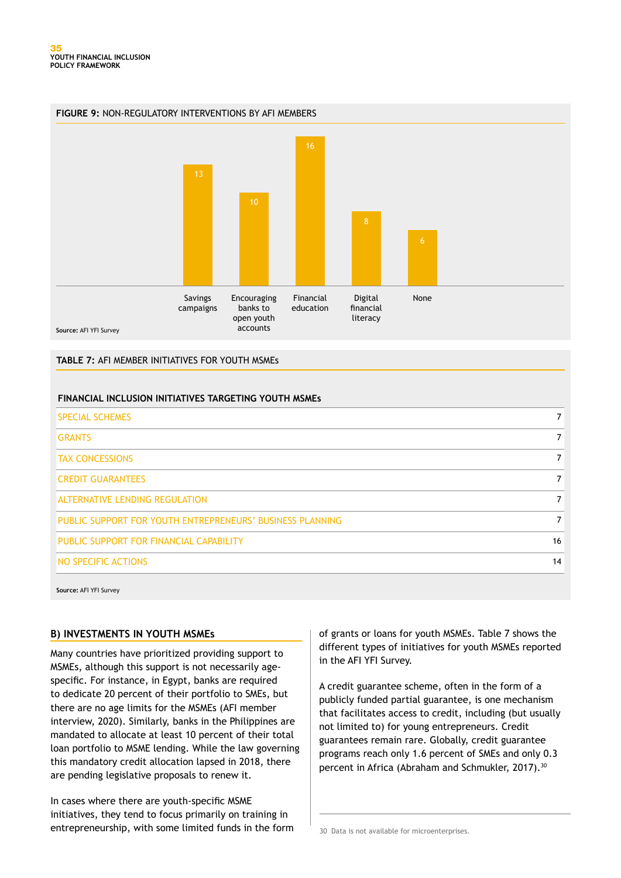**FIGURE 9:** NON-REGULATORY INTERVENTIONS BY AFI MEMBERS

| Intervention | Number |
|---|---|
| Savings campaigns | 13 |
| Encouraging banks to open youth accounts | 10 |
| Financial education | 16 |
| Digital financial literacy | 8 |
| None | 6 |

**Source:** AFI YFI Survey

**TABLE 7:** AFI MEMBER INITIATIVES FOR YOUTH MSMEs

| FINANCIAL INCLUSION INITIATIVES TARGETING YOUTH MSMEs | |
|---|---|
| SPECIAL SCHEMES | 7 |
| GRANTS | 7 |
| TAX CONCESSIONS | 7 |
| CREDIT GUARANTEES | 7 |
| ALTERNATIVE LENDING REGULATION | 7 |
| PUBLIC SUPPORT FOR YOUTH ENTREPRENEURS' BUSINESS PLANNING | 7 |
| PUBLIC SUPPORT FOR FINANCIAL CAPABILITY | 16 |
| NO SPECIFIC ACTIONS | 14 |

**Source:** AFI YFI Survey

### B) INVESTMENTS IN YOUTH MSMEs

Many countries have prioritized providing support to MSMEs, although this support is not necessarily age-specific. For instance, in Egypt, banks are required to dedicate 20 percent of their portfolio to SMEs, but there are no age limits for the MSMEs (AFI member interview, 2020). Similarly, banks in the Philippines are mandated to allocate at least 10 percent of their total loan portfolio to MSME lending. While the law governing this mandatory credit allocation lapsed in 2018, there are pending legislative proposals to renew it.

In cases where there are youth-specific MSME initiatives, they tend to focus primarily on training in entrepreneurship, with some limited funds in the form of grants or loans for youth MSMEs. Table 7 shows the different types of initiatives for youth MSMEs reported in the AFI YFI Survey.

A credit guarantee scheme, often in the form of a publicly funded partial guarantee, is one mechanism that facilitates access to credit, including (but usually not limited to) for young entrepreneurs. Credit guarantees remain rare. Globally, credit guarantee programs reach only 1.6 percent of SMEs and only 0.3 percent in Africa (Abraham and Schmukler, 2017).[30]

30 Data is not available for microenterprises.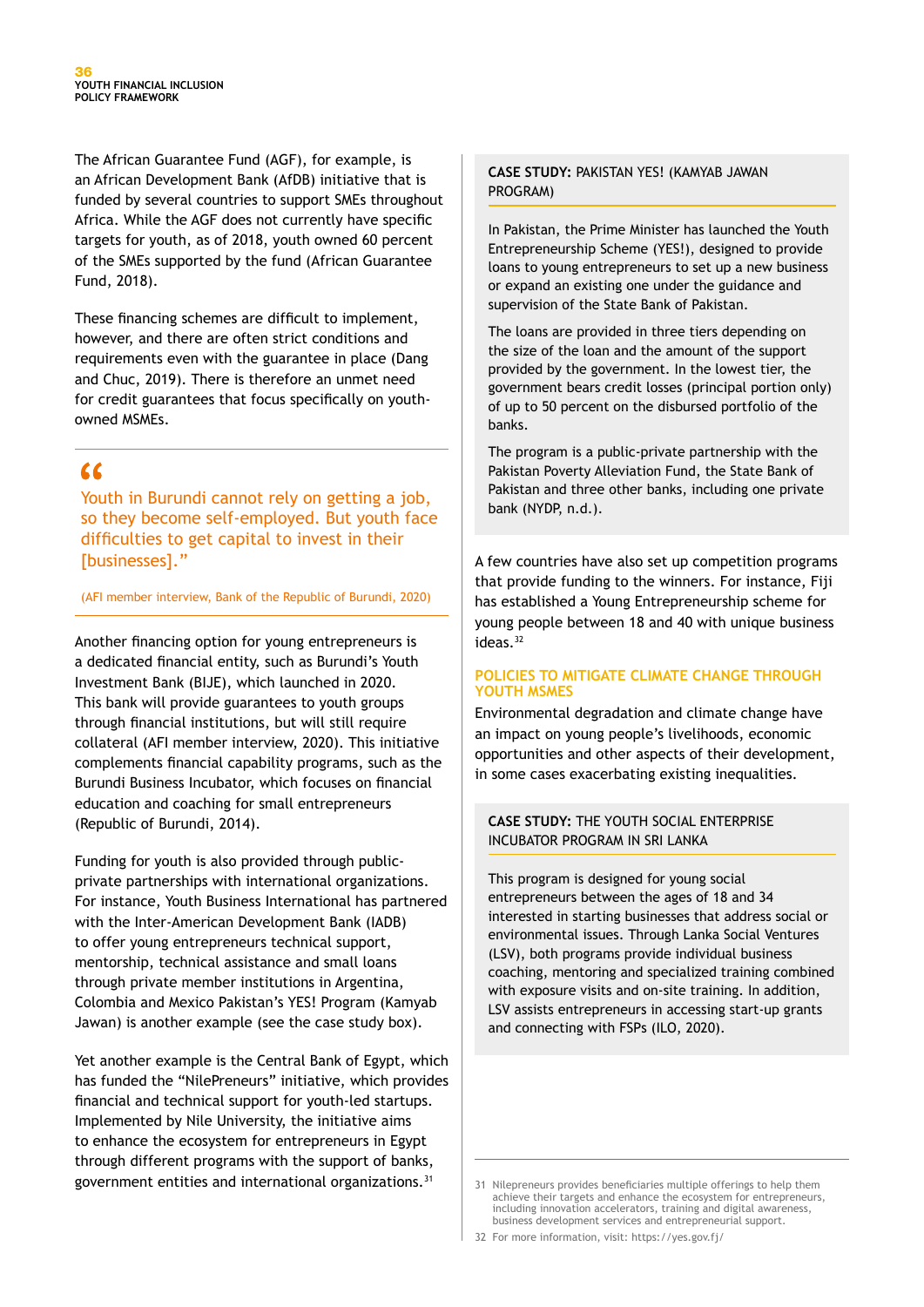The African Guarantee Fund (AGF), for example, is an African Development Bank (AfDB) initiative that is funded by several countries to support SMEs throughout Africa. While the AGF does not currently have specific targets for youth, as of 2018, youth owned 60 percent of the SMEs supported by the fund (African Guarantee Fund, 2018).

These financing schemes are difficult to implement, however, and there are often strict conditions and requirements even with the guarantee in place (Dang and Chuc, 2019). There is therefore an unmet need for credit guarantees that focus specifically on youth-owned MSMEs.

> "Youth in Burundi cannot rely on getting a job, so they become self-employed. But youth face difficulties to get capital to invest in their [businesses]."
>
> (AFI member interview, Bank of the Republic of Burundi, 2020)

Another financing option for young entrepreneurs is a dedicated financial entity, such as Burundi's Youth Investment Bank (BIJE), which launched in 2020. This bank will provide guarantees to youth groups through financial institutions, but will still require collateral (AFI member interview, 2020). This initiative complements financial capability programs, such as the Burundi Business Incubator, which focuses on financial education and coaching for small entrepreneurs (Republic of Burundi, 2014).

Funding for youth is also provided through public-private partnerships with international organizations. For instance, Youth Business International has partnered with the Inter-American Development Bank (IADB) to offer young entrepreneurs technical support, mentorship, technical assistance and small loans through private member institutions in Argentina, Colombia and Mexico Pakistan's YES! Program (Kamyab Jawan) is another example (see the case study box).

Yet another example is the Central Bank of Egypt, which has funded the "NilePreneurs" initiative, which provides financial and technical support for youth-led startups. Implemented by Nile University, the initiative aims to enhance the ecosystem for entrepreneurs in Egypt through different programs with the support of banks, government entities and international organizations.[31]

### CASE STUDY: PAKISTAN YES! (KAMYAB JAWAN PROGRAM)

In Pakistan, the Prime Minister has launched the Youth Entrepreneurship Scheme (YES!), designed to provide loans to young entrepreneurs to set up a new business or expand an existing one under the guidance and supervision of the State Bank of Pakistan.

The loans are provided in three tiers depending on the size of the loan and the amount of the support provided by the government. In the lowest tier, the government bears credit losses (principal portion only) of up to 50 percent on the disbursed portfolio of the banks.

The program is a public-private partnership with the Pakistan Poverty Alleviation Fund, the State Bank of Pakistan and three other banks, including one private bank (NYDP, n.d.).

A few countries have also set up competition programs that provide funding to the winners. For instance, Fiji has established a Young Entrepreneurship scheme for young people between 18 and 40 with unique business ideas.[32]

## POLICIES TO MITIGATE CLIMATE CHANGE THROUGH YOUTH MSMES

Environmental degradation and climate change have an impact on young people's livelihoods, economic opportunities and other aspects of their development, in some cases exacerbating existing inequalities.

### CASE STUDY: THE YOUTH SOCIAL ENTERPRISE INCUBATOR PROGRAM IN SRI LANKA

This program is designed for young social entrepreneurs between the ages of 18 and 34 interested in starting businesses that address social or environmental issues. Through Lanka Social Ventures (LSV), both programs provide individual business coaching, mentoring and specialized training combined with exposure visits and on-site training. In addition, LSV assists entrepreneurs in accessing start-up grants and connecting with FSPs (ILO, 2020).

---

[31] Nilepreneurs provides beneficiaries multiple offerings to help them achieve their targets and enhance the ecosystem for entrepreneurs, including innovation accelerators, training and digital awareness, business development services and entrepreneurial support.

[32] For more information, visit: https://yes.gov.fj/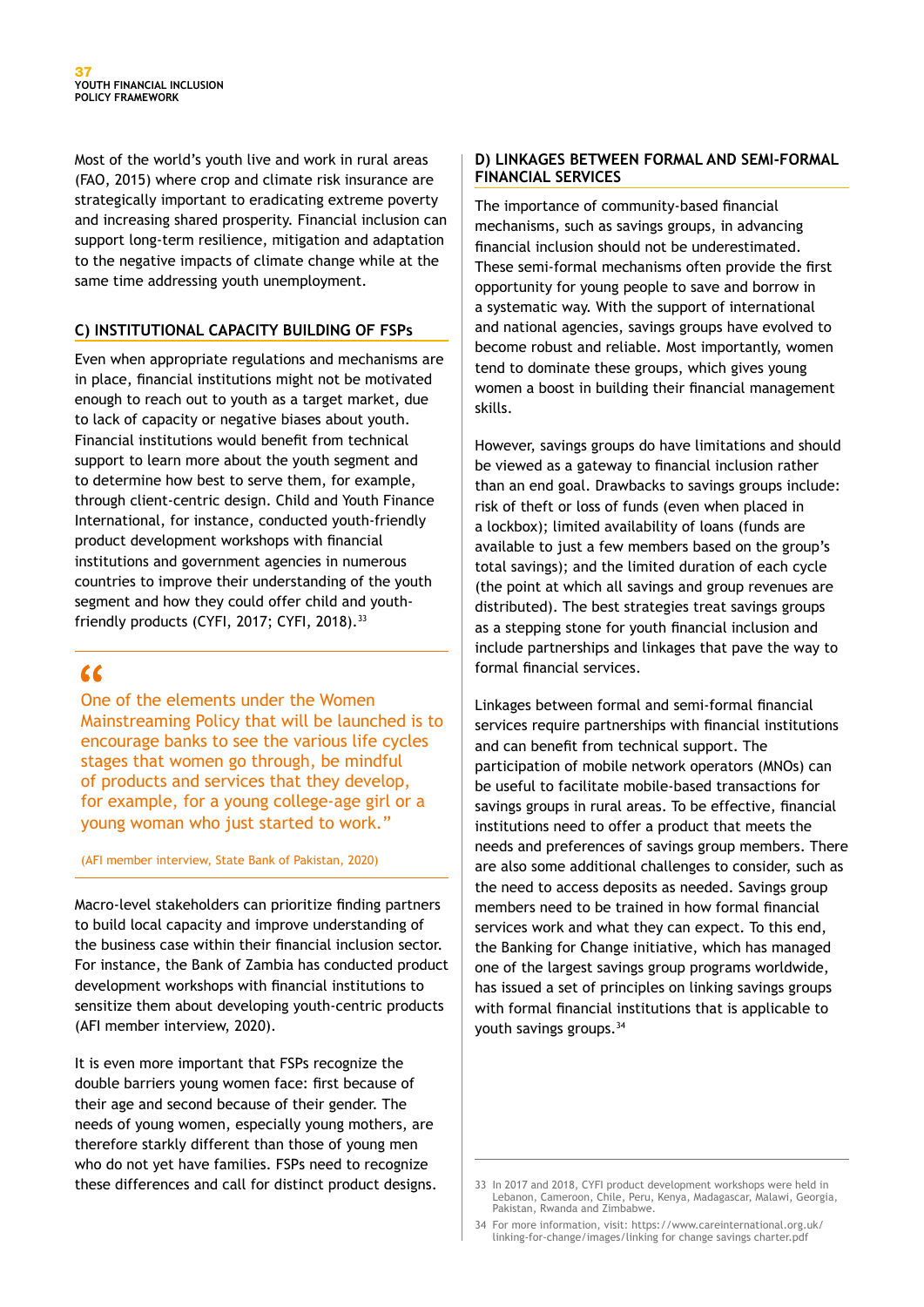Most of the world's youth live and work in rural areas (FAO, 2015) where crop and climate risk insurance are strategically important to eradicating extreme poverty and increasing shared prosperity. Financial inclusion can support long-term resilience, mitigation and adaptation to the negative impacts of climate change while at the same time addressing youth unemployment.

### C) INSTITUTIONAL CAPACITY BUILDING OF FSPs

Even when appropriate regulations and mechanisms are in place, financial institutions might not be motivated enough to reach out to youth as a target market, due to lack of capacity or negative biases about youth. Financial institutions would benefit from technical support to learn more about the youth segment and to determine how best to serve them, for example, through client-centric design. Child and Youth Finance International, for instance, conducted youth-friendly product development workshops with financial institutions and government agencies in numerous countries to improve their understanding of the youth segment and how they could offer child and youth-friendly products (CYFI, 2017; CYFI, 2018).[33]

> "One of the elements under the Women Mainstreaming Policy that will be launched is to encourage banks to see the various life cycles stages that women go through, be mindful of products and services that they develop, for example, for a young college-age girl or a young woman who just started to work."
>
> (AFI member interview, State Bank of Pakistan, 2020)

Macro-level stakeholders can prioritize finding partners to build local capacity and improve understanding of the business case within their financial inclusion sector. For instance, the Bank of Zambia has conducted product development workshops with financial institutions to sensitize them about developing youth-centric products (AFI member interview, 2020).

It is even more important that FSPs recognize the double barriers young women face: first because of their age and second because of their gender. The needs of young women, especially young mothers, are therefore starkly different than those of young men who do not yet have families. FSPs need to recognize these differences and call for distinct product designs.

### D) LINKAGES BETWEEN FORMAL AND SEMI-FORMAL FINANCIAL SERVICES

The importance of community-based financial mechanisms, such as savings groups, in advancing financial inclusion should not be underestimated. These semi-formal mechanisms often provide the first opportunity for young people to save and borrow in a systematic way. With the support of international and national agencies, savings groups have evolved to become robust and reliable. Most importantly, women tend to dominate these groups, which gives young women a boost in building their financial management skills.

However, savings groups do have limitations and should be viewed as a gateway to financial inclusion rather than an end goal. Drawbacks to savings groups include: risk of theft or loss of funds (even when placed in a lockbox); limited availability of loans (funds are available to just a few members based on the group's total savings); and the limited duration of each cycle (the point at which all savings and group revenues are distributed). The best strategies treat savings groups as a stepping stone for youth financial inclusion and include partnerships and linkages that pave the way to formal financial services.

Linkages between formal and semi-formal financial services require partnerships with financial institutions and can benefit from technical support. The participation of mobile network operators (MNOs) can be useful to facilitate mobile-based transactions for savings groups in rural areas. To be effective, financial institutions need to offer a product that meets the needs and preferences of savings group members. There are also some additional challenges to consider, such as the need to access deposits as needed. Savings group members need to be trained in how formal financial services work and what they can expect. To this end, the Banking for Change initiative, which has managed one of the largest savings group programs worldwide, has issued a set of principles on linking savings groups with formal financial institutions that is applicable to youth savings groups.[34]

---

33 In 2017 and 2018, CYFI product development workshops were held in Lebanon, Cameroon, Chile, Peru, Kenya, Madagascar, Malawi, Georgia, Pakistan, Rwanda and Zimbabwe.

34 For more information, visit: https://www.careinternational.org.uk/linking-for-change/images/linking for change savings charter.pdf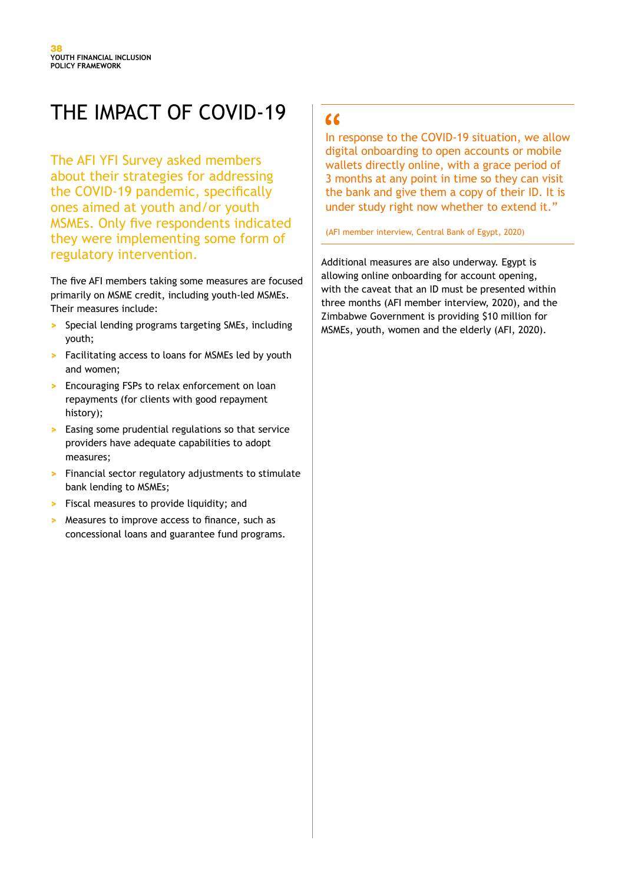# THE IMPACT OF COVID-19

The AFI YFI Survey asked members about their strategies for addressing the COVID-19 pandemic, specifically ones aimed at youth and/or youth MSMEs. Only five respondents indicated they were implementing some form of regulatory intervention.

The five AFI members taking some measures are focused primarily on MSME credit, including youth-led MSMEs. Their measures include:

- Special lending programs targeting SMEs, including youth;
- Facilitating access to loans for MSMEs led by youth and women;
- Encouraging FSPs to relax enforcement on loan repayments (for clients with good repayment history);
- Easing some prudential regulations so that service providers have adequate capabilities to adopt measures;
- Financial sector regulatory adjustments to stimulate bank lending to MSMEs;
- Fiscal measures to provide liquidity; and
- Measures to improve access to finance, such as concessional loans and guarantee fund programs.

> "In response to the COVID-19 situation, we allow digital onboarding to open accounts or mobile wallets directly online, with a grace period of 3 months at any point in time so they can visit the bank and give them a copy of their ID. It is under study right now whether to extend it."
>
> (AFI member interview, Central Bank of Egypt, 2020)

Additional measures are also underway. Egypt is allowing online onboarding for account opening, with the caveat that an ID must be presented within three months (AFI member interview, 2020), and the Zimbabwe Government is providing $10 million for MSMEs, youth, women and the elderly (AFI, 2020).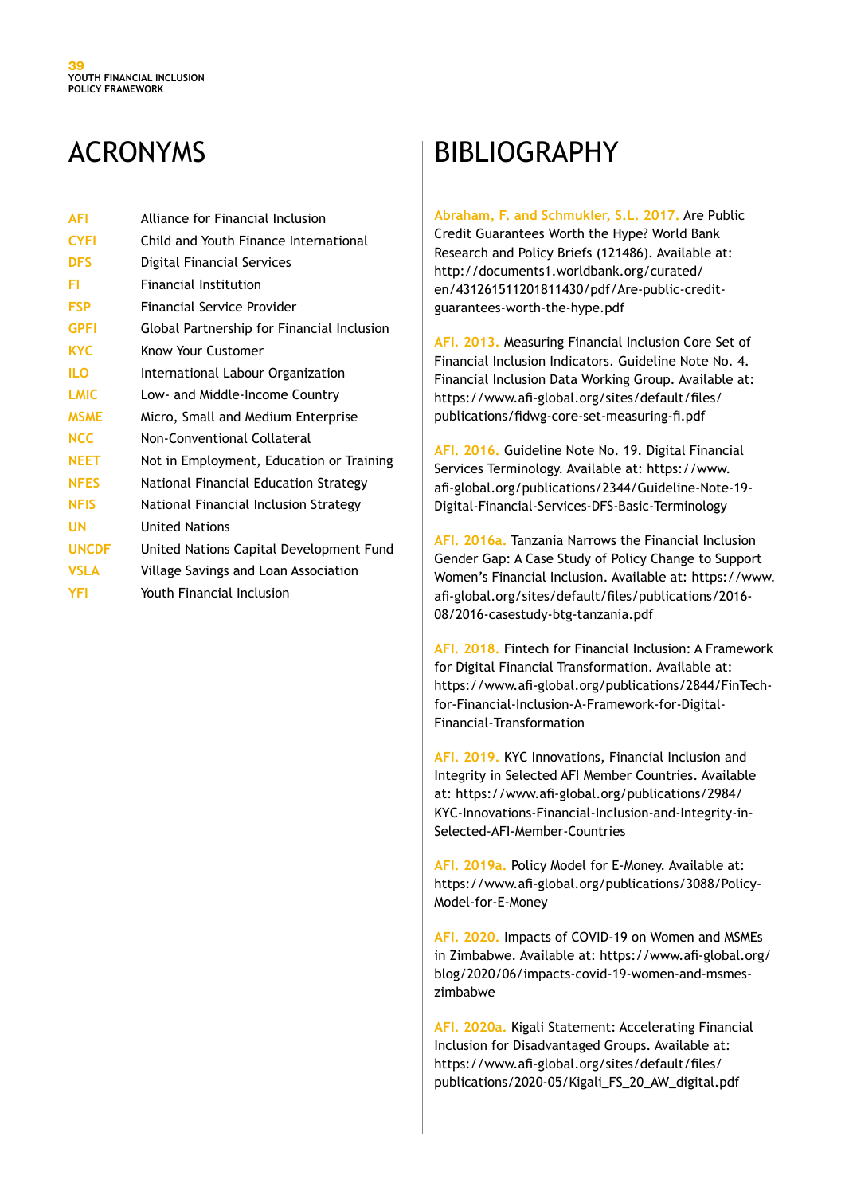# ACRONYMS

| | |
|---|---|
| **AFI** | Alliance for Financial Inclusion |
| **CYFI** | Child and Youth Finance International |
| **DFS** | Digital Financial Services |
| **FI** | Financial Institution |
| **FSP** | Financial Service Provider |
| **GPFI** | Global Partnership for Financial Inclusion |
| **KYC** | Know Your Customer |
| **ILO** | International Labour Organization |
| **LMIC** | Low- and Middle-Income Country |
| **MSME** | Micro, Small and Medium Enterprise |
| **NCC** | Non-Conventional Collateral |
| **NEET** | Not in Employment, Education or Training |
| **NFES** | National Financial Education Strategy |
| **NFIS** | National Financial Inclusion Strategy |
| **UN** | United Nations |
| **UNCDF** | United Nations Capital Development Fund |
| **VSLA** | Village Savings and Loan Association |
| **YFI** | Youth Financial Inclusion |

# BIBLIOGRAPHY

**Abraham, F. and Schmukler, S.L. 2017.** Are Public Credit Guarantees Worth the Hype? World Bank Research and Policy Briefs (121486). Available at: http://documents1.worldbank.org/curated/en/431261511201811430/pdf/Are-public-credit-guarantees-worth-the-hype.pdf

**AFI. 2013.** Measuring Financial Inclusion Core Set of Financial Inclusion Indicators. Guideline Note No. 4. Financial Inclusion Data Working Group. Available at: https://www.afi-global.org/sites/default/files/publications/fidwg-core-set-measuring-fi.pdf

**AFI. 2016.** Guideline Note No. 19. Digital Financial Services Terminology. Available at: https://www.afi-global.org/publications/2344/Guideline-Note-19-Digital-Financial-Services-DFS-Basic-Terminology

**AFI. 2016a.** Tanzania Narrows the Financial Inclusion Gender Gap: A Case Study of Policy Change to Support Women's Financial Inclusion. Available at: https://www.afi-global.org/sites/default/files/publications/2016-08/2016-casestudy-btg-tanzania.pdf

**AFI. 2018.** Fintech for Financial Inclusion: A Framework for Digital Financial Transformation. Available at: https://www.afi-global.org/publications/2844/FinTech-for-Financial-Inclusion-A-Framework-for-Digital-Financial-Transformation

**AFI. 2019.** KYC Innovations, Financial Inclusion and Integrity in Selected AFI Member Countries. Available at: https://www.afi-global.org/publications/2984/KYC-Innovations-Financial-Inclusion-and-Integrity-in-Selected-AFI-Member-Countries

**AFI. 2019a.** Policy Model for E-Money. Available at: https://www.afi-global.org/publications/3088/Policy-Model-for-E-Money

**AFI. 2020.** Impacts of COVID-19 on Women and MSMEs in Zimbabwe. Available at: https://www.afi-global.org/blog/2020/06/impacts-covid-19-women-and-msmes-zimbabwe

**AFI. 2020a.** Kigali Statement: Accelerating Financial Inclusion for Disadvantaged Groups. Available at: https://www.afi-global.org/sites/default/files/publications/2020-05/Kigali_FS_20_AW_digital.pdf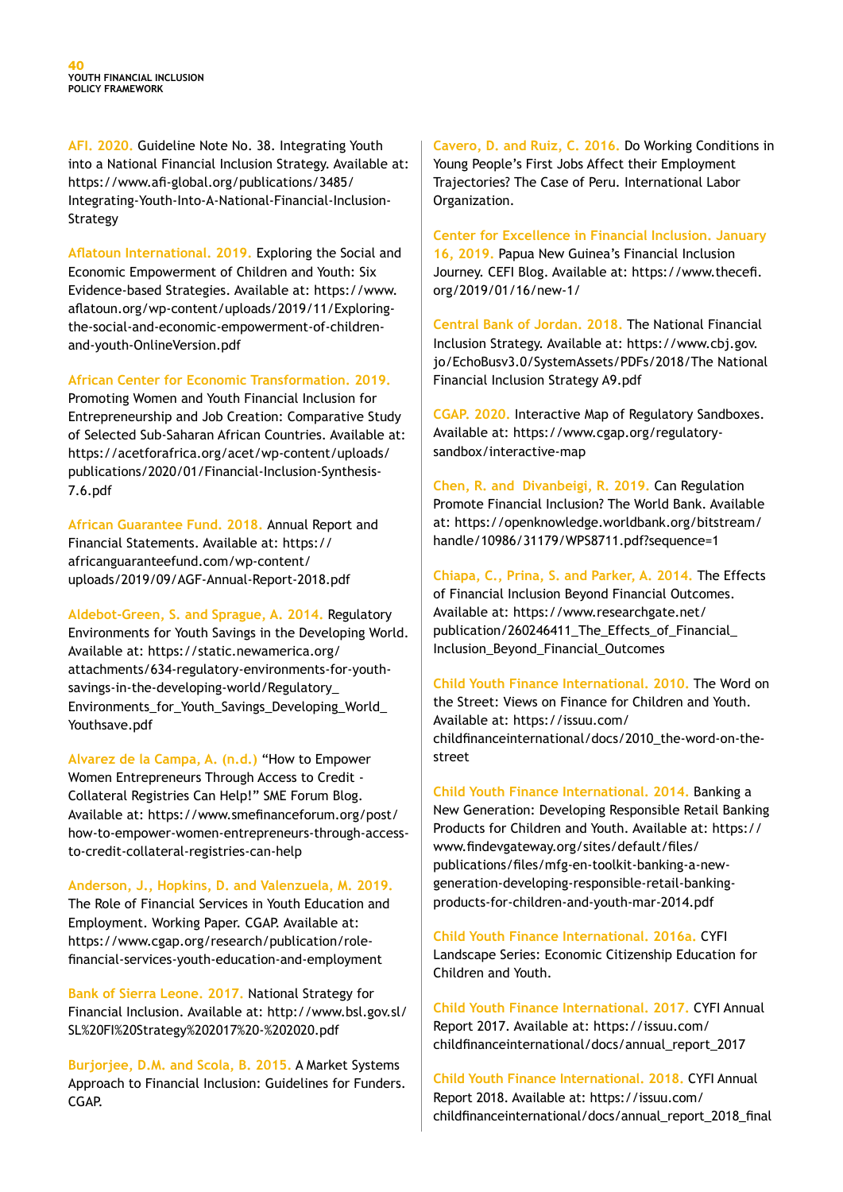**AFI. 2020.** Guideline Note No. 38. Integrating Youth into a National Financial Inclusion Strategy. Available at: https://www.afi-global.org/publications/3485/Integrating-Youth-Into-A-National-Financial-Inclusion-Strategy

**Aflatoun International. 2019.** Exploring the Social and Economic Empowerment of Children and Youth: Six Evidence-based Strategies. Available at: https://www.aflatoun.org/wp-content/uploads/2019/11/Exploring-the-social-and-economic-empowerment-of-children-and-youth-OnlineVersion.pdf

**African Center for Economic Transformation. 2019.** Promoting Women and Youth Financial Inclusion for Entrepreneurship and Job Creation: Comparative Study of Selected Sub-Saharan African Countries. Available at: https://acetforafrica.org/acet/wp-content/uploads/publications/2020/01/Financial-Inclusion-Synthesis-7.6.pdf

**African Guarantee Fund. 2018.** Annual Report and Financial Statements. Available at: https://africanguaranteefund.com/wp-content/uploads/2019/09/AGF-Annual-Report-2018.pdf

**Aldebot-Green, S. and Sprague, A. 2014.** Regulatory Environments for Youth Savings in the Developing World. Available at: https://static.newamerica.org/attachments/634-regulatory-environments-for-youth-savings-in-the-developing-world/Regulatory_Environments_for_Youth_Savings_Developing_World_Youthsave.pdf

**Alvarez de la Campa, A. (n.d.)** "How to Empower Women Entrepreneurs Through Access to Credit - Collateral Registries Can Help!" SME Forum Blog. Available at: https://www.smefinanceforum.org/post/how-to-empower-women-entrepreneurs-through-access-to-credit-collateral-registries-can-help

**Anderson, J., Hopkins, D. and Valenzuela, M. 2019.** The Role of Financial Services in Youth Education and Employment. Working Paper. CGAP. Available at: https://www.cgap.org/research/publication/role-financial-services-youth-education-and-employment

**Bank of Sierra Leone. 2017.** National Strategy for Financial Inclusion. Available at: http://www.bsl.gov.sl/SL%20FI%20Strategy%202017%20-%202020.pdf

**Burjorjee, D.M. and Scola, B. 2015.** A Market Systems Approach to Financial Inclusion: Guidelines for Funders. CGAP.

**Cavero, D. and Ruiz, C. 2016.** Do Working Conditions in Young People's First Jobs Affect their Employment Trajectories? The Case of Peru. International Labor Organization.

**Center for Excellence in Financial Inclusion. January 16, 2019.** Papua New Guinea's Financial Inclusion Journey. CEFI Blog. Available at: https://www.thecefi.org/2019/01/16/new-1/

**Central Bank of Jordan. 2018.** The National Financial Inclusion Strategy. Available at: https://www.cbj.gov.jo/EchoBusv3.0/SystemAssets/PDFs/2018/The National Financial Inclusion Strategy A9.pdf

**CGAP. 2020.** Interactive Map of Regulatory Sandboxes. Available at: https://www.cgap.org/regulatory-sandbox/interactive-map

**Chen, R. and Divanbeigi, R. 2019.** Can Regulation Promote Financial Inclusion? The World Bank. Available at: https://openknowledge.worldbank.org/bitstream/handle/10986/31179/WPS8711.pdf?sequence=1

**Chiapa, C., Prina, S. and Parker, A. 2014.** The Effects of Financial Inclusion Beyond Financial Outcomes. Available at: https://www.researchgate.net/publication/260246411_The_Effects_of_Financial_Inclusion_Beyond_Financial_Outcomes

**Child Youth Finance International. 2010.** The Word on the Street: Views on Finance for Children and Youth. Available at: https://issuu.com/childfinanceinternational/docs/2010_the-word-on-the-street

**Child Youth Finance International. 2014.** Banking a New Generation: Developing Responsible Retail Banking Products for Children and Youth. Available at: https://www.findevgateway.org/sites/default/files/publications/files/mfg-en-toolkit-banking-a-new-generation-developing-responsible-retail-banking-products-for-children-and-youth-mar-2014.pdf

**Child Youth Finance International. 2016a.** CYFI Landscape Series: Economic Citizenship Education for Children and Youth.

**Child Youth Finance International. 2017.** CYFI Annual Report 2017. Available at: https://issuu.com/childfinanceinternational/docs/annual_report_2017

**Child Youth Finance International. 2018.** CYFI Annual Report 2018. Available at: https://issuu.com/childfinanceinternational/docs/annual_report_2018_final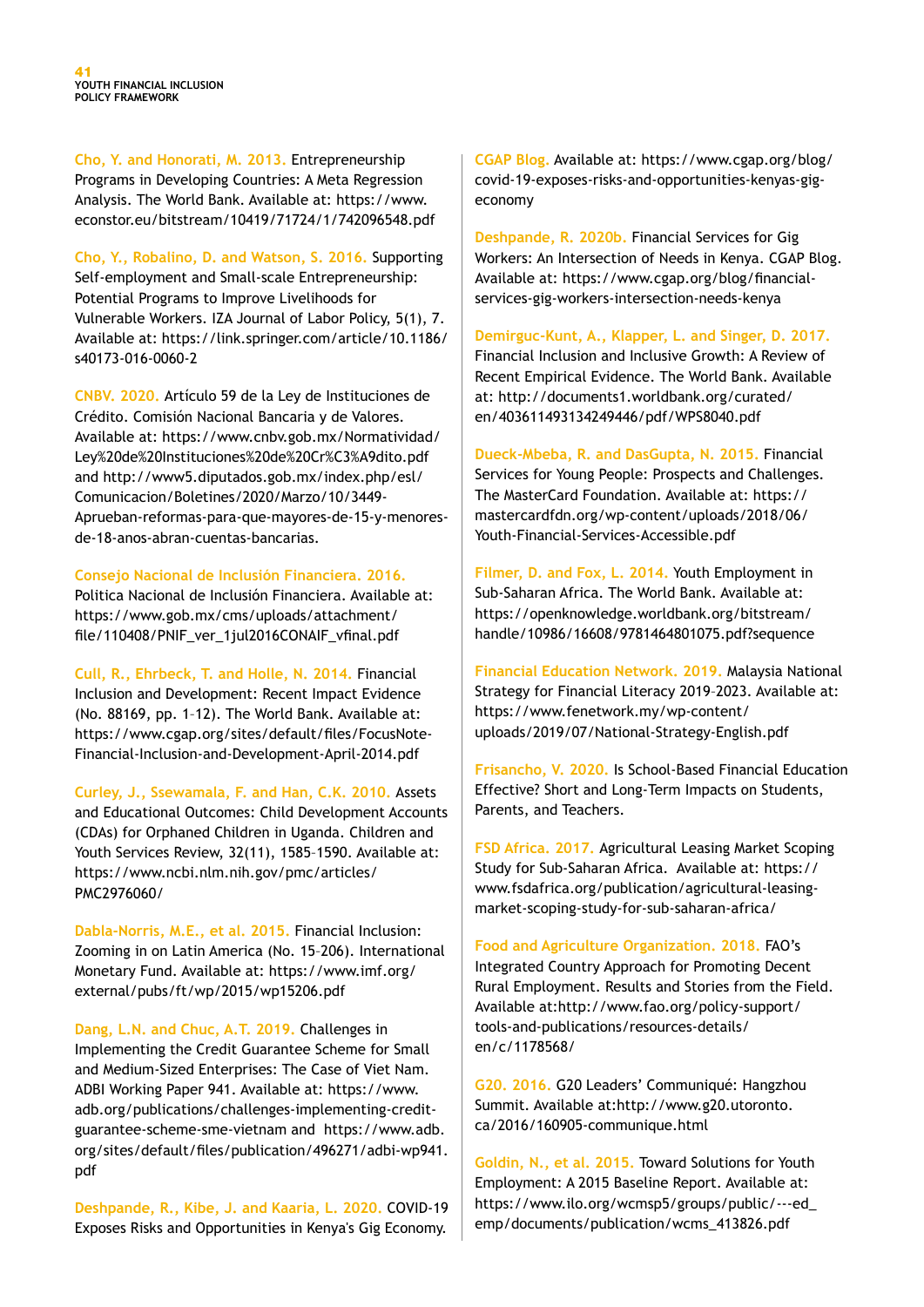**Cho, Y. and Honorati, M. 2013.** Entrepreneurship Programs in Developing Countries: A Meta Regression Analysis. The World Bank. Available at: https://www.econstor.eu/bitstream/10419/71724/1/742096548.pdf

**Cho, Y., Robalino, D. and Watson, S. 2016.** Supporting Self-employment and Small-scale Entrepreneurship: Potential Programs to Improve Livelihoods for Vulnerable Workers. IZA Journal of Labor Policy, 5(1), 7. Available at: https://link.springer.com/article/10.1186/s40173-016-0060-2

**CNBV. 2020.** Artículo 59 de la Ley de Instituciones de Crédito. Comisión Nacional Bancaria y de Valores. Available at: https://www.cnbv.gob.mx/Normatividad/Ley%20de%20Instituciones%20de%20Cr%C3%A9dito.pdf and http://www5.diputados.gob.mx/index.php/esl/Comunicacion/Boletines/2020/Marzo/10/3449-Aprueban-reformas-para-que-mayores-de-15-y-menores-de-18-anos-abran-cuentas-bancarias.

**Consejo Nacional de Inclusión Financiera. 2016.** Politica Nacional de Inclusión Financiera. Available at: https://www.gob.mx/cms/uploads/attachment/file/110408/PNIF_ver_1jul2016CONAIF_vfinal.pdf

**Cull, R., Ehrbeck, T. and Holle, N. 2014.** Financial Inclusion and Development: Recent Impact Evidence (No. 88169, pp. 1–12). The World Bank. Available at: https://www.cgap.org/sites/default/files/FocusNote-Financial-Inclusion-and-Development-April-2014.pdf

**Curley, J., Ssewamala, F. and Han, C.K. 2010.** Assets and Educational Outcomes: Child Development Accounts (CDAs) for Orphaned Children in Uganda. Children and Youth Services Review, 32(11), 1585–1590. Available at: https://www.ncbi.nlm.nih.gov/pmc/articles/PMC2976060/

**Dabla-Norris, M.E., et al. 2015.** Financial Inclusion: Zooming in on Latin America (No. 15–206). International Monetary Fund. Available at: https://www.imf.org/external/pubs/ft/wp/2015/wp15206.pdf

**Dang, L.N. and Chuc, A.T. 2019.** Challenges in Implementing the Credit Guarantee Scheme for Small and Medium-Sized Enterprises: The Case of Viet Nam. ADBI Working Paper 941. Available at: https://www.adb.org/publications/challenges-implementing-credit-guarantee-scheme-sme-vietnam and https://www.adb.org/sites/default/files/publication/496271/adbi-wp941.pdf

**Deshpande, R., Kibe, J. and Kaaria, L. 2020.** COVID-19 Exposes Risks and Opportunities in Kenya's Gig Economy. CGAP Blog. Available at: https://www.cgap.org/blog/covid-19-exposes-risks-and-opportunities-kenyas-gig-economy

**Deshpande, R. 2020b.** Financial Services for Gig Workers: An Intersection of Needs in Kenya. CGAP Blog. Available at: https://www.cgap.org/blog/financial-services-gig-workers-intersection-needs-kenya

**Demirguc-Kunt, A., Klapper, L. and Singer, D. 2017.** Financial Inclusion and Inclusive Growth: A Review of Recent Empirical Evidence. The World Bank. Available at: http://documents1.worldbank.org/curated/en/403611493134249446/pdf/WPS8040.pdf

**Dueck-Mbeba, R. and DasGupta, N. 2015.** Financial Services for Young People: Prospects and Challenges. The MasterCard Foundation. Available at: https://mastercardfdn.org/wp-content/uploads/2018/06/Youth-Financial-Services-Accessible.pdf

**Filmer, D. and Fox, L. 2014.** Youth Employment in Sub-Saharan Africa. The World Bank. Available at: https://openknowledge.worldbank.org/bitstream/handle/10986/16608/9781464801075.pdf?sequence

**Financial Education Network. 2019.** Malaysia National Strategy for Financial Literacy 2019–2023. Available at: https://www.fenetwork.my/wp-content/uploads/2019/07/National-Strategy-English.pdf

**Frisancho, V. 2020.** Is School-Based Financial Education Effective? Short and Long-Term Impacts on Students, Parents, and Teachers.

**FSD Africa. 2017.** Agricultural Leasing Market Scoping Study for Sub-Saharan Africa. Available at: https://www.fsdafrica.org/publication/agricultural-leasing-market-scoping-study-for-sub-saharan-africa/

**Food and Agriculture Organization. 2018.** FAO's Integrated Country Approach for Promoting Decent Rural Employment. Results and Stories from the Field. Available at:http://www.fao.org/policy-support/tools-and-publications/resources-details/en/c/1178568/

**G20. 2016.** G20 Leaders' Communiqué: Hangzhou Summit. Available at:http://www.g20.utoronto.ca/2016/160905-communique.html

**Goldin, N., et al. 2015.** Toward Solutions for Youth Employment: A 2015 Baseline Report. Available at: https://www.ilo.org/wcmsp5/groups/public/---ed_emp/documents/publication/wcms_413826.pdf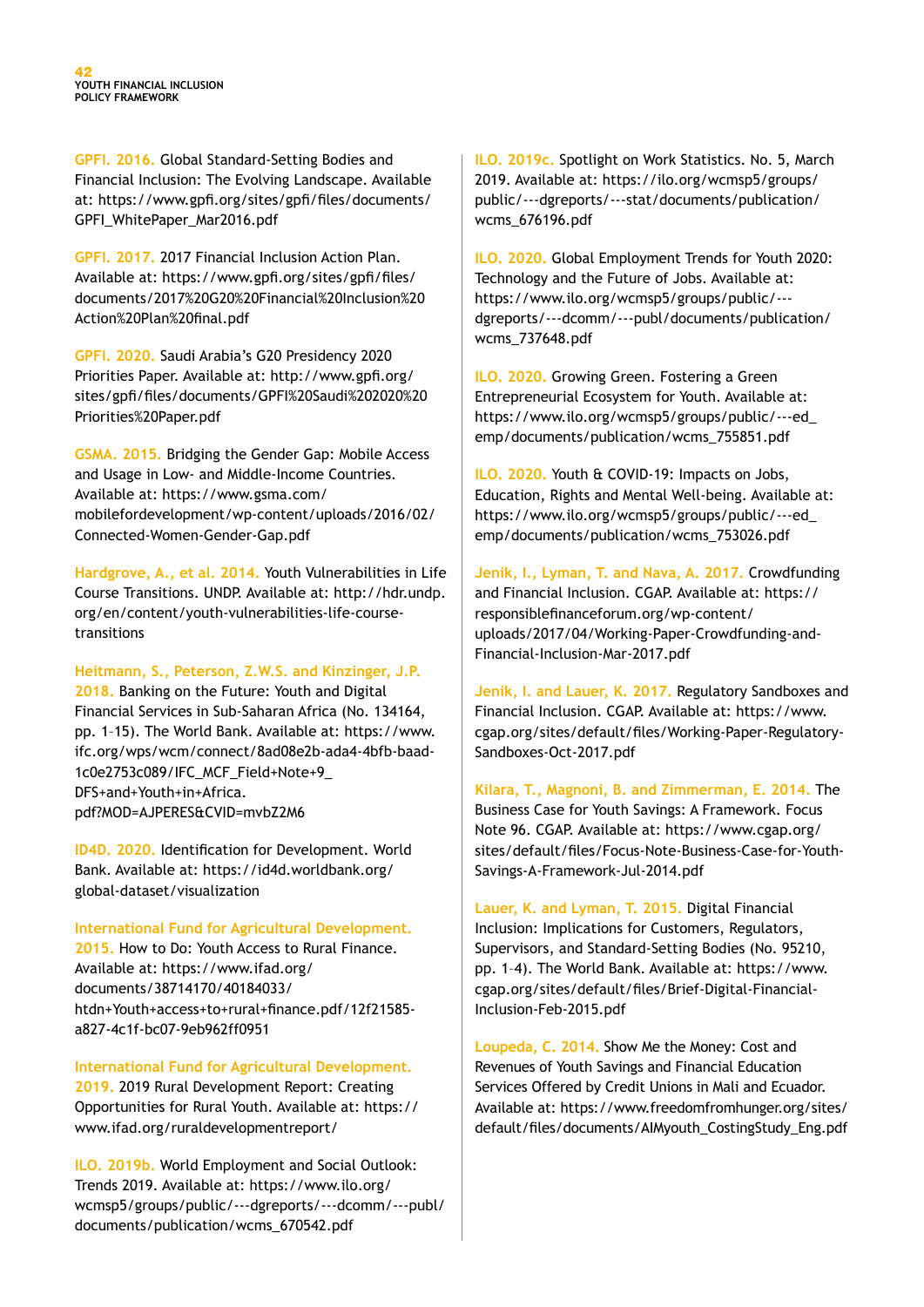GPFI. 2016. Global Standard-Setting Bodies and Financial Inclusion: The Evolving Landscape. Available at: https://www.gpfi.org/sites/gpfi/files/documents/GPFI_WhitePaper_Mar2016.pdf

GPFI. 2017. 2017 Financial Inclusion Action Plan. Available at: https://www.gpfi.org/sites/gpfi/files/documents/2017%20G20%20Financial%20Inclusion%20Action%20Plan%20final.pdf

GPFI. 2020. Saudi Arabia's G20 Presidency 2020 Priorities Paper. Available at: http://www.gpfi.org/sites/gpfi/files/documents/GPFI%20Saudi%202020%20Priorities%20Paper.pdf

GSMA. 2015. Bridging the Gender Gap: Mobile Access and Usage in Low- and Middle-Income Countries. Available at: https://www.gsma.com/mobilefordevelopment/wp-content/uploads/2016/02/Connected-Women-Gender-Gap.pdf

Hardgrove, A., et al. 2014. Youth Vulnerabilities in Life Course Transitions. UNDP. Available at: http://hdr.undp.org/en/content/youth-vulnerabilities-life-course-transitions

Heitmann, S., Peterson, Z.W.S. and Kinzinger, J.P. 2018. Banking on the Future: Youth and Digital Financial Services in Sub-Saharan Africa (No. 134164, pp. 1–15). The World Bank. Available at: https://www.ifc.org/wps/wcm/connect/8ad08e2b-ada4-4bfb-baad-1c0e2753c089/IFC_MCF_Field+Note+9_DFS+and+Youth+in+Africa.pdf?MOD=AJPERES&CVID=mvbZ2M6

ID4D. 2020. Identification for Development. World Bank. Available at: https://id4d.worldbank.org/global-dataset/visualization

International Fund for Agricultural Development. 2015. How to Do: Youth Access to Rural Finance. Available at: https://www.ifad.org/documents/38714170/40184033/htdn+Youth+access+to+rural+finance.pdf/12f21585-a827-4c1f-bc07-9eb962ff0951

International Fund for Agricultural Development. 2019. 2019 Rural Development Report: Creating Opportunities for Rural Youth. Available at: https://www.ifad.org/ruraldevelopmentreport/

ILO. 2019b. World Employment and Social Outlook: Trends 2019. Available at: https://www.ilo.org/wcmsp5/groups/public/---dgreports/---dcomm/---publ/documents/publication/wcms_670542.pdf

ILO. 2019c. Spotlight on Work Statistics. No. 5, March 2019. Available at: https://ilo.org/wcmsp5/groups/public/---dgreports/---stat/documents/publication/wcms_676196.pdf

ILO. 2020. Global Employment Trends for Youth 2020: Technology and the Future of Jobs. Available at: https://www.ilo.org/wcmsp5/groups/public/---dgreports/---dcomm/---publ/documents/publication/wcms_737648.pdf

ILO. 2020. Growing Green. Fostering a Green Entrepreneurial Ecosystem for Youth. Available at: https://www.ilo.org/wcmsp5/groups/public/---ed_emp/documents/publication/wcms_755851.pdf

ILO. 2020. Youth & COVID-19: Impacts on Jobs, Education, Rights and Mental Well-being. Available at: https://www.ilo.org/wcmsp5/groups/public/---ed_emp/documents/publication/wcms_753026.pdf

Jenik, I., Lyman, T. and Nava, A. 2017. Crowdfunding and Financial Inclusion. CGAP. Available at: https://responsiblefinanceforum.org/wp-content/uploads/2017/04/Working-Paper-Crowdfunding-and-Financial-Inclusion-Mar-2017.pdf

Jenik, I. and Lauer, K. 2017. Regulatory Sandboxes and Financial Inclusion. CGAP. Available at: https://www.cgap.org/sites/default/files/Working-Paper-Regulatory-Sandboxes-Oct-2017.pdf

Kilara, T., Magnoni, B. and Zimmerman, E. 2014. The Business Case for Youth Savings: A Framework. Focus Note 96. CGAP. Available at: https://www.cgap.org/sites/default/files/Focus-Note-Business-Case-for-Youth-Savings-A-Framework-Jul-2014.pdf

Lauer, K. and Lyman, T. 2015. Digital Financial Inclusion: Implications for Customers, Regulators, Supervisors, and Standard-Setting Bodies (No. 95210, pp. 1-4). The World Bank. Available at: https://www.cgap.org/sites/default/files/Brief-Digital-Financial-Inclusion-Feb-2015.pdf

Loupeda, C. 2014. Show Me the Money: Cost and Revenues of Youth Savings and Financial Education Services Offered by Credit Unions in Mali and Ecuador. Available at: https://www.freedomfromhunger.org/sites/default/files/documents/AIMyouth_CostingStudy_Eng.pdf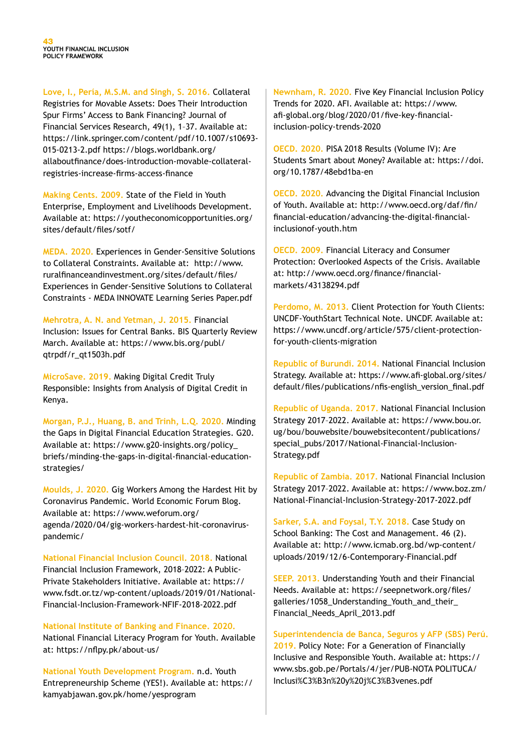**Love, I., Pería, M.S.M. and Singh, S. 2016.** Collateral Registries for Movable Assets: Does Their Introduction Spur Firms' Access to Bank Financing? Journal of Financial Services Research, 49(1), 1–37. Available at: https://link.springer.com/content/pdf/10.1007/s10693-015-0213-2.pdf https://blogs.worldbank.org/allaboutfinance/does-introduction-movable-collateral-registries-increase-firms-access-finance

**Making Cents. 2009.** State of the Field in Youth Enterprise, Employment and Livelihoods Development. Available at: https://youtheconomicopportunities.org/sites/default/files/sotf/

**MEDA. 2020.** Experiences in Gender-Sensitive Solutions to Collateral Constraints. Available at: http://www.ruralfinanceandinvestment.org/sites/default/files/Experiences in Gender-Sensitive Solutions to Collateral Constraints - MEDA INNOVATE Learning Series Paper.pdf

**Mehrotra, A. N. and Yetman, J. 2015.** Financial Inclusion: Issues for Central Banks. BIS Quarterly Review March. Available at: https://www.bis.org/publ/qtrpdf/r_qt1503h.pdf

**MicroSave. 2019.** Making Digital Credit Truly Responsible: Insights from Analysis of Digital Credit in Kenya.

**Morgan, P.J., Huang, B. and Trinh, L.Q. 2020.** Minding the Gaps in Digital Financial Education Strategies. G20. Available at: https://www.g20-insights.org/policy_briefs/minding-the-gaps-in-digital-financial-education-strategies/

**Moulds, J. 2020.** Gig Workers Among the Hardest Hit by Coronavirus Pandemic. World Economic Forum Blog. Available at: https://www.weforum.org/agenda/2020/04/gig-workers-hardest-hit-coronavirus-pandemic/

**National Financial Inclusion Council. 2018.** National Financial Inclusion Framework, 2018–2022: A Public-Private Stakeholders Initiative. Available at: https://www.fsdt.or.tz/wp-content/uploads/2019/01/National-Financial-Inclusion-Framework-NFIF-2018-2022.pdf

**National Institute of Banking and Finance. 2020.** National Financial Literacy Program for Youth. Available at: https://nflpy.pk/about-us/

**National Youth Development Program.** n.d. Youth Entrepreneurship Scheme (YES!). Available at: https://kamyabjawan.gov.pk/home/yesprogram

**Newnham, R. 2020.** Five Key Financial Inclusion Policy Trends for 2020. AFI. Available at: https://www.afi-global.org/blog/2020/01/five-key-financial-inclusion-policy-trends-2020

**OECD. 2020.** PISA 2018 Results (Volume IV): Are Students Smart about Money? Available at: https://doi.org/10.1787/48ebd1ba-en

**OECD. 2020.** Advancing the Digital Financial Inclusion of Youth. Available at: http://www.oecd.org/daf/fin/financial-education/advancing-the-digital-financial-inclusionof-youth.htm

**OECD. 2009.** Financial Literacy and Consumer Protection: Overlooked Aspects of the Crisis. Available at: http://www.oecd.org/finance/financial-markets/43138294.pdf

**Perdomo, M. 2013.** Client Protection for Youth Clients: UNCDF-YouthStart Technical Note. UNCDF. Available at: https://www.uncdf.org/article/575/client-protection-for-youth-clients-migration

**Republic of Burundi. 2014.** National Financial Inclusion Strategy. Available at: https://www.afi-global.org/sites/default/files/publications/nfis-english_version_final.pdf

**Republic of Uganda. 2017.** National Financial Inclusion Strategy 2017–2022. Available at: https://www.bou.or.ug/bou/bouwebsite/bouwebsitecontent/publications/special_pubs/2017/National-Financial-Inclusion-Strategy.pdf

**Republic of Zambia. 2017.** National Financial Inclusion Strategy 2017–2022. Available at: https://www.boz.zm/National-Financial-Inclusion-Strategy-2017-2022.pdf

**Sarker, S.A. and Foysal, T.Y. 2018.** Case Study on School Banking: The Cost and Management. 46 (2). Available at: http://www.icmab.org.bd/wp-content/uploads/2019/12/6-Contemporary-Financial.pdf

**SEEP. 2013.** Understanding Youth and their Financial Needs. Available at: https://seepnetwork.org/files/galleries/1058_Understanding_Youth_and_their_Financial_Needs_April_2013.pdf

**Superintendencia de Banca, Seguros y AFP (SBS) Perú. 2019.** Policy Note: For a Generation of Financially Inclusive and Responsible Youth. Available at: https://www.sbs.gob.pe/Portals/4/jer/PUB-NOTA POLITUCA/Inclusi%C3%B3n%20y%20j%C3%B3venes.pdf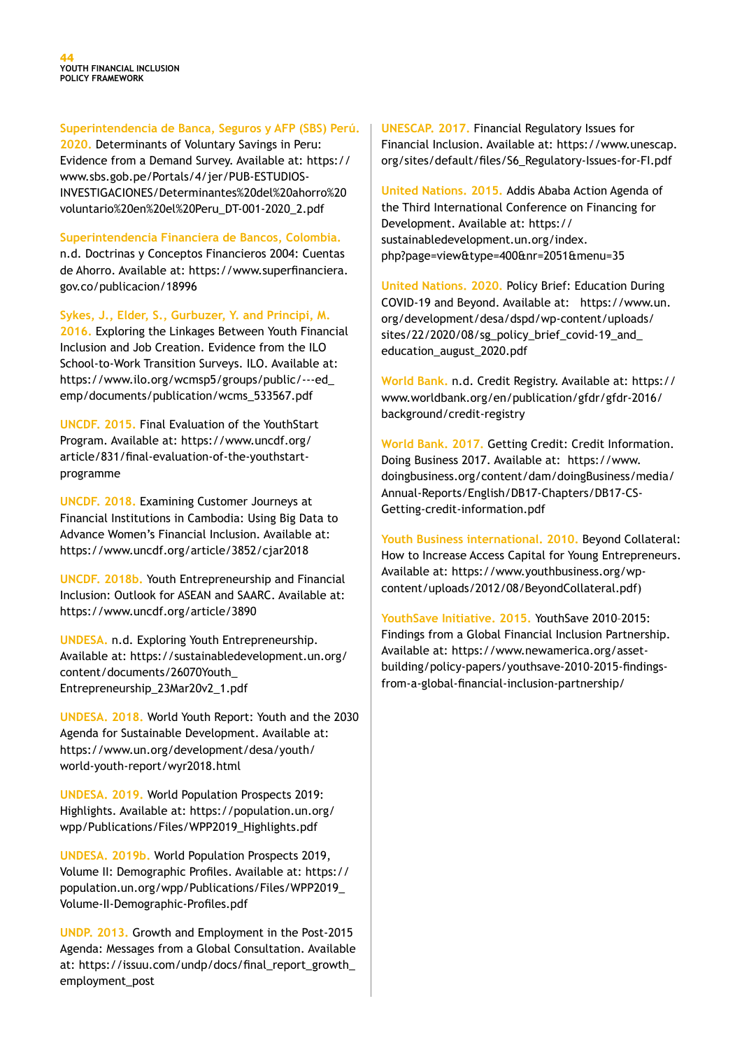**Superintendencia de Banca, Seguros y AFP (SBS) Perú. 2020.** Determinants of Voluntary Savings in Peru: Evidence from a Demand Survey. Available at: https://www.sbs.gob.pe/Portals/4/jer/PUB-ESTUDIOS-INVESTIGACIONES/Determinantes%20del%20ahorro%20voluntario%20en%20el%20Peru_DT-001-2020_2.pdf

**Superintendencia Financiera de Bancos, Colombia.** n.d. Doctrinas y Conceptos Financieros 2004: Cuentas de Ahorro. Available at: https://www.superfinanciera.gov.co/publicacion/18996

**Sykes, J., Elder, S., Gurbuzer, Y. and Principi, M. 2016.** Exploring the Linkages Between Youth Financial Inclusion and Job Creation. Evidence from the ILO School-to-Work Transition Surveys. ILO. Available at: https://www.ilo.org/wcmsp5/groups/public/---ed_emp/documents/publication/wcms_533567.pdf

**UNCDF. 2015.** Final Evaluation of the YouthStart Program. Available at: https://www.uncdf.org/article/831/final-evaluation-of-the-youthstart-programme

**UNCDF. 2018.** Examining Customer Journeys at Financial Institutions in Cambodia: Using Big Data to Advance Women's Financial Inclusion. Available at: https://www.uncdf.org/article/3852/cjar2018

**UNCDF. 2018b.** Youth Entrepreneurship and Financial Inclusion: Outlook for ASEAN and SAARC. Available at: https://www.uncdf.org/article/3890

**UNDESA.** n.d. Exploring Youth Entrepreneurship. Available at: https://sustainabledevelopment.un.org/content/documents/26070Youth_Entrepreneurship_23Mar20v2_1.pdf

**UNDESA. 2018.** World Youth Report: Youth and the 2030 Agenda for Sustainable Development. Available at: https://www.un.org/development/desa/youth/world-youth-report/wyr2018.html

**UNDESA. 2019.** World Population Prospects 2019: Highlights. Available at: https://population.un.org/wpp/Publications/Files/WPP2019_Highlights.pdf

**UNDESA. 2019b.** World Population Prospects 2019, Volume II: Demographic Profiles. Available at: https://population.un.org/wpp/Publications/Files/WPP2019_Volume-II-Demographic-Profiles.pdf

**UNDP. 2013.** Growth and Employment in the Post-2015 Agenda: Messages from a Global Consultation. Available at: https://issuu.com/undp/docs/final_report_growth_employment_post

**UNESCAP. 2017.** Financial Regulatory Issues for Financial Inclusion. Available at: https://www.unescap.org/sites/default/files/S6_Regulatory-Issues-for-FI.pdf

**United Nations. 2015.** Addis Ababa Action Agenda of the Third International Conference on Financing for Development. Available at: https://sustainabledevelopment.un.org/index.php?page=view&type=400&nr=2051&menu=35

**United Nations. 2020.** Policy Brief: Education During COVID-19 and Beyond. Available at: https://www.un.org/development/desa/dspd/wp-content/uploads/sites/22/2020/08/sg_policy_brief_covid-19_and_education_august_2020.pdf

**World Bank.** n.d. Credit Registry. Available at: https://www.worldbank.org/en/publication/gfdr/gfdr-2016/background/credit-registry

**World Bank. 2017.** Getting Credit: Credit Information. Doing Business 2017. Available at: https://www.doingbusiness.org/content/dam/doingBusiness/media/Annual-Reports/English/DB17-Chapters/DB17-CS-Getting-credit-information.pdf

**Youth Business international. 2010.** Beyond Collateral: How to Increase Access Capital for Young Entrepreneurs. Available at: https://www.youthbusiness.org/wp-content/uploads/2012/08/BeyondCollateral.pdf)

**YouthSave Initiative. 2015.** YouthSave 2010–2015: Findings from a Global Financial Inclusion Partnership. Available at: https://www.newamerica.org/asset-building/policy-papers/youthsave-2010-2015-findings-from-a-global-financial-inclusion-partnership/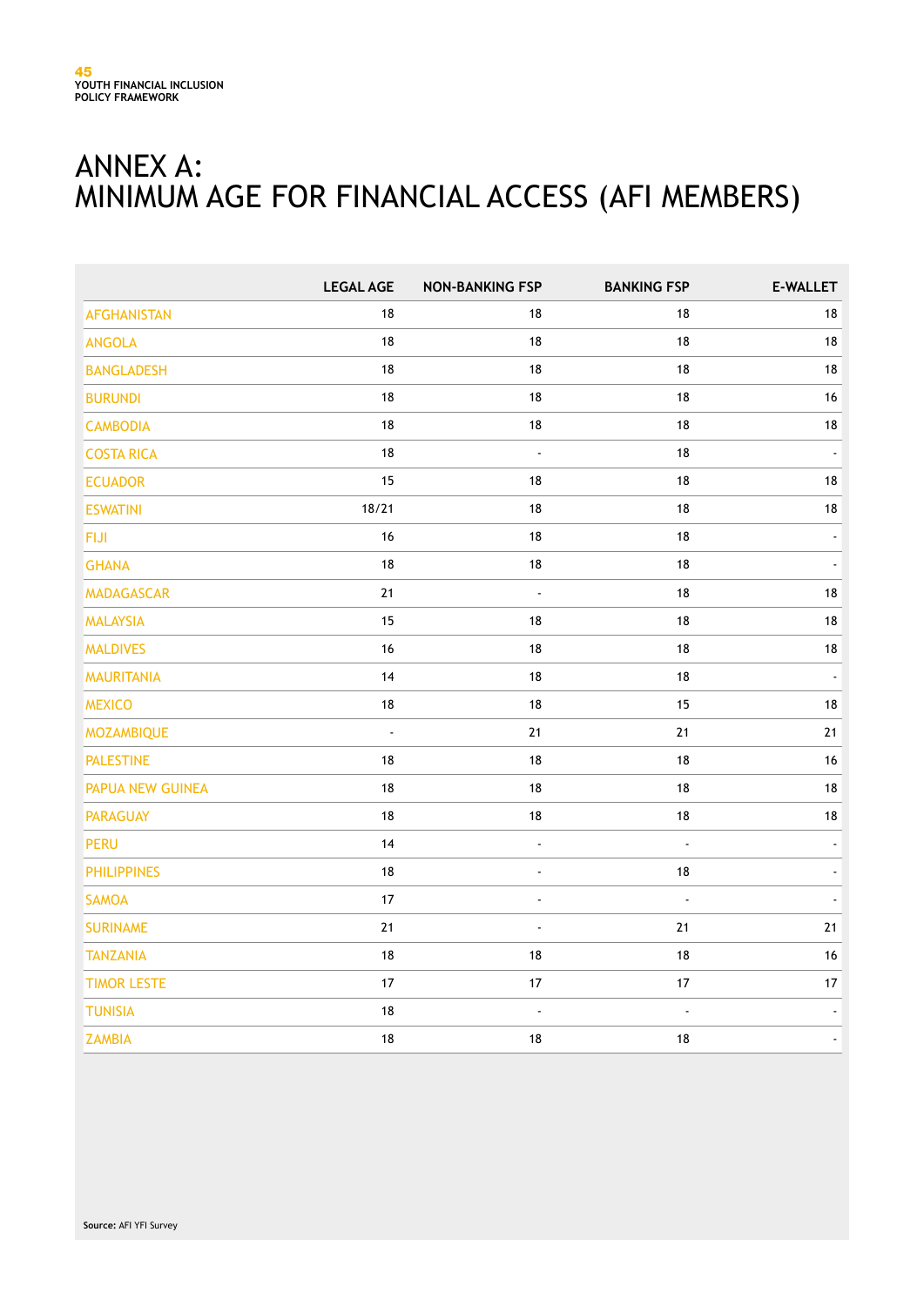# ANNEX A: MINIMUM AGE FOR FINANCIAL ACCESS (AFI MEMBERS)

| | LEGAL AGE | NON-BANKING FSP | BANKING FSP | E-WALLET |
|---|---|---|---|---|
| AFGHANISTAN | 18 | 18 | 18 | 18 |
| ANGOLA | 18 | 18 | 18 | 18 |
| BANGLADESH | 18 | 18 | 18 | 18 |
| BURUNDI | 18 | 18 | 18 | 16 |
| CAMBODIA | 18 | 18 | 18 | 18 |
| COSTA RICA | 18 | - | 18 | - |
| ECUADOR | 15 | 18 | 18 | 18 |
| ESWATINI | 18/21 | 18 | 18 | 18 |
| FIJI | 16 | 18 | 18 | - |
| GHANA | 18 | 18 | 18 | - |
| MADAGASCAR | 21 | - | 18 | 18 |
| MALAYSIA | 15 | 18 | 18 | 18 |
| MALDIVES | 16 | 18 | 18 | 18 |
| MAURITANIA | 14 | 18 | 18 | - |
| MEXICO | 18 | 18 | 15 | 18 |
| MOZAMBIQUE | - | 21 | 21 | 21 |
| PALESTINE | 18 | 18 | 18 | 16 |
| PAPUA NEW GUINEA | 18 | 18 | 18 | 18 |
| PARAGUAY | 18 | 18 | 18 | 18 |
| PERU | 14 | - | - | - |
| PHILIPPINES | 18 | - | 18 | - |
| SAMOA | 17 | - | - | - |
| SURINAME | 21 | - | 21 | 21 |
| TANZANIA | 18 | 18 | 18 | 16 |
| TIMOR LESTE | 17 | 17 | 17 | 17 |
| TUNISIA | 18 | - | - | - |
| ZAMBIA | 18 | 18 | 18 | - |

**Source:** AFI YFI Survey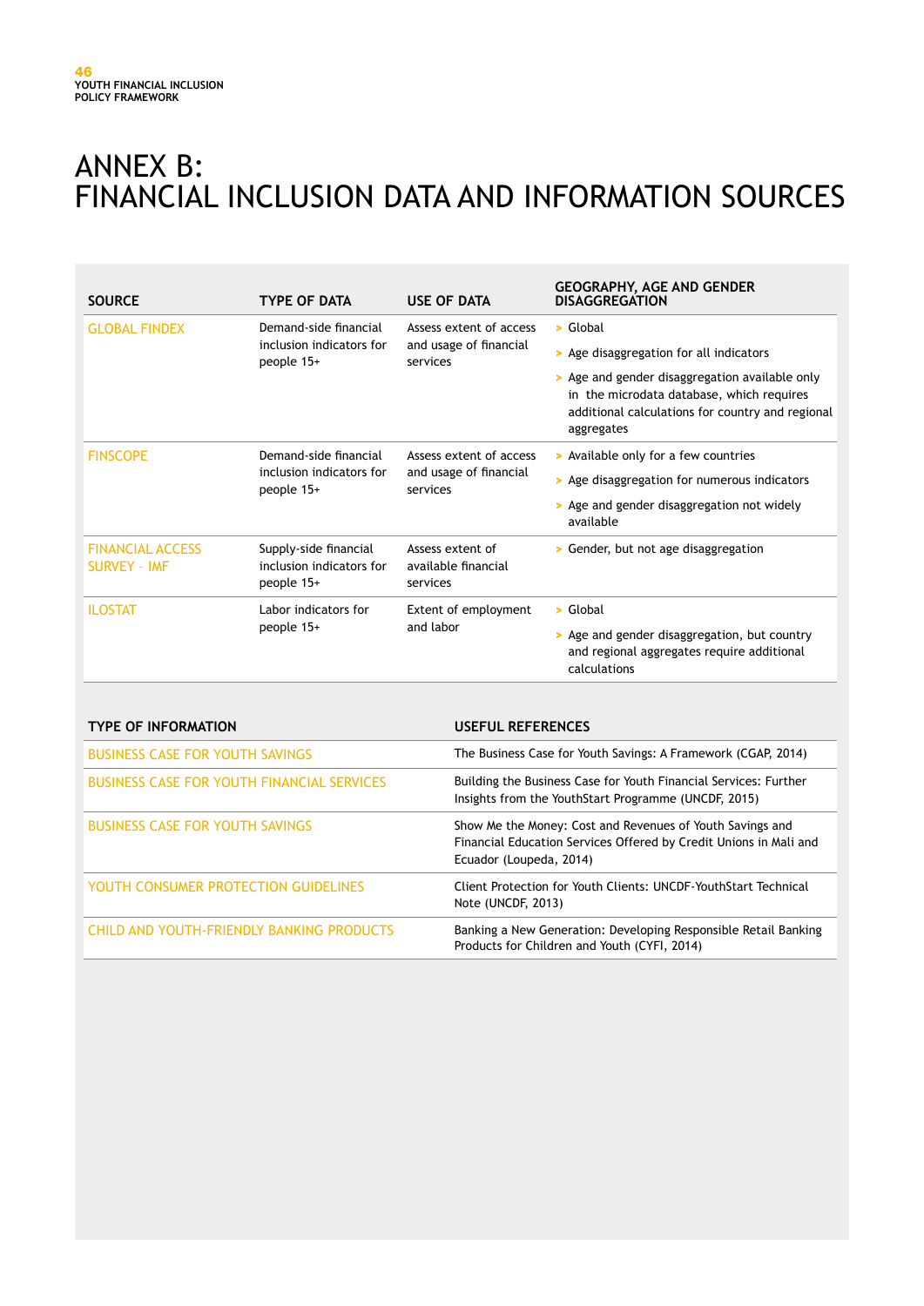# ANNEX B: FINANCIAL INCLUSION DATA AND INFORMATION SOURCES

| SOURCE | TYPE OF DATA | USE OF DATA | GEOGRAPHY, AGE AND GENDER DISAGGREGATION |
|---|---|---|---|
| GLOBAL FINDEX | Demand-side financial inclusion indicators for people 15+ | Assess extent of access and usage of financial services | > Global<br>> Age disaggregation for all indicators<br>> Age and gender disaggregation available only in the microdata database, which requires additional calculations for country and regional aggregates |
| FINSCOPE | Demand-side financial inclusion indicators for people 15+ | Assess extent of access and usage of financial services | > Available only for a few countries<br>> Age disaggregation for numerous indicators<br>> Age and gender disaggregation not widely available |
| FINANCIAL ACCESS SURVEY - IMF | Supply-side financial inclusion indicators for people 15+ | Assess extent of available financial services | > Gender, but not age disaggregation |
| ILOSTAT | Labor indicators for people 15+ | Extent of employment and labor | > Global<br>> Age and gender disaggregation, but country and regional aggregates require additional calculations |

| TYPE OF INFORMATION | USEFUL REFERENCES |
|---|---|
| BUSINESS CASE FOR YOUTH SAVINGS | The Business Case for Youth Savings: A Framework (CGAP, 2014) |
| BUSINESS CASE FOR YOUTH FINANCIAL SERVICES | Building the Business Case for Youth Financial Services: Further Insights from the YouthStart Programme (UNCDF, 2015) |
| BUSINESS CASE FOR YOUTH SAVINGS | Show Me the Money: Cost and Revenues of Youth Savings and Financial Education Services Offered by Credit Unions in Mali and Ecuador (Loupeda, 2014) |
| YOUTH CONSUMER PROTECTION GUIDELINES | Client Protection for Youth Clients: UNCDF-YouthStart Technical Note (UNCDF, 2013) |
| CHILD AND YOUTH-FRIENDLY BANKING PRODUCTS | Banking a New Generation: Developing Responsible Retail Banking Products for Children and Youth (CYFI, 2014) |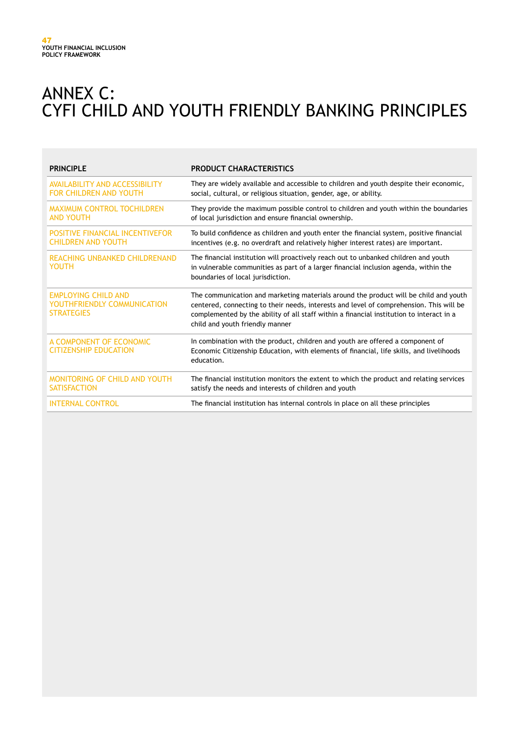# ANNEX C: CYFI CHILD AND YOUTH FRIENDLY BANKING PRINCIPLES

| PRINCIPLE | PRODUCT CHARACTERISTICS |
| --- | --- |
| AVAILABILITY AND ACCESSIBILITY FOR CHILDREN AND YOUTH | They are widely available and accessible to children and youth despite their economic, social, cultural, or religious situation, gender, age, or ability. |
| MAXIMUM CONTROL TOCHILDREN AND YOUTH | They provide the maximum possible control to children and youth within the boundaries of local jurisdiction and ensure financial ownership. |
| POSITIVE FINANCIAL INCENTIVEFOR CHILDREN AND YOUTH | To build confidence as children and youth enter the financial system, positive financial incentives (e.g. no overdraft and relatively higher interest rates) are important. |
| REACHING UNBANKED CHILDRENAND YOUTH | The financial institution will proactively reach out to unbanked children and youth in vulnerable communities as part of a larger financial inclusion agenda, within the boundaries of local jurisdiction. |
| EMPLOYING CHILD AND YOUTHFRIENDLY COMMUNICATION STRATEGIES | The communication and marketing materials around the product will be child and youth centered, connecting to their needs, interests and level of comprehension. This will be complemented by the ability of all staff within a financial institution to interact in a child and youth friendly manner |
| A COMPONENT OF ECONOMIC CITIZENSHIP EDUCATION | In combination with the product, children and youth are offered a component of Economic Citizenship Education, with elements of financial, life skills, and livelihoods education. |
| MONITORING OF CHILD AND YOUTH SATISFACTION | The financial institution monitors the extent to which the product and relating services satisfy the needs and interests of children and youth |
| INTERNAL CONTROL | The financial institution has internal controls in place on all these principles |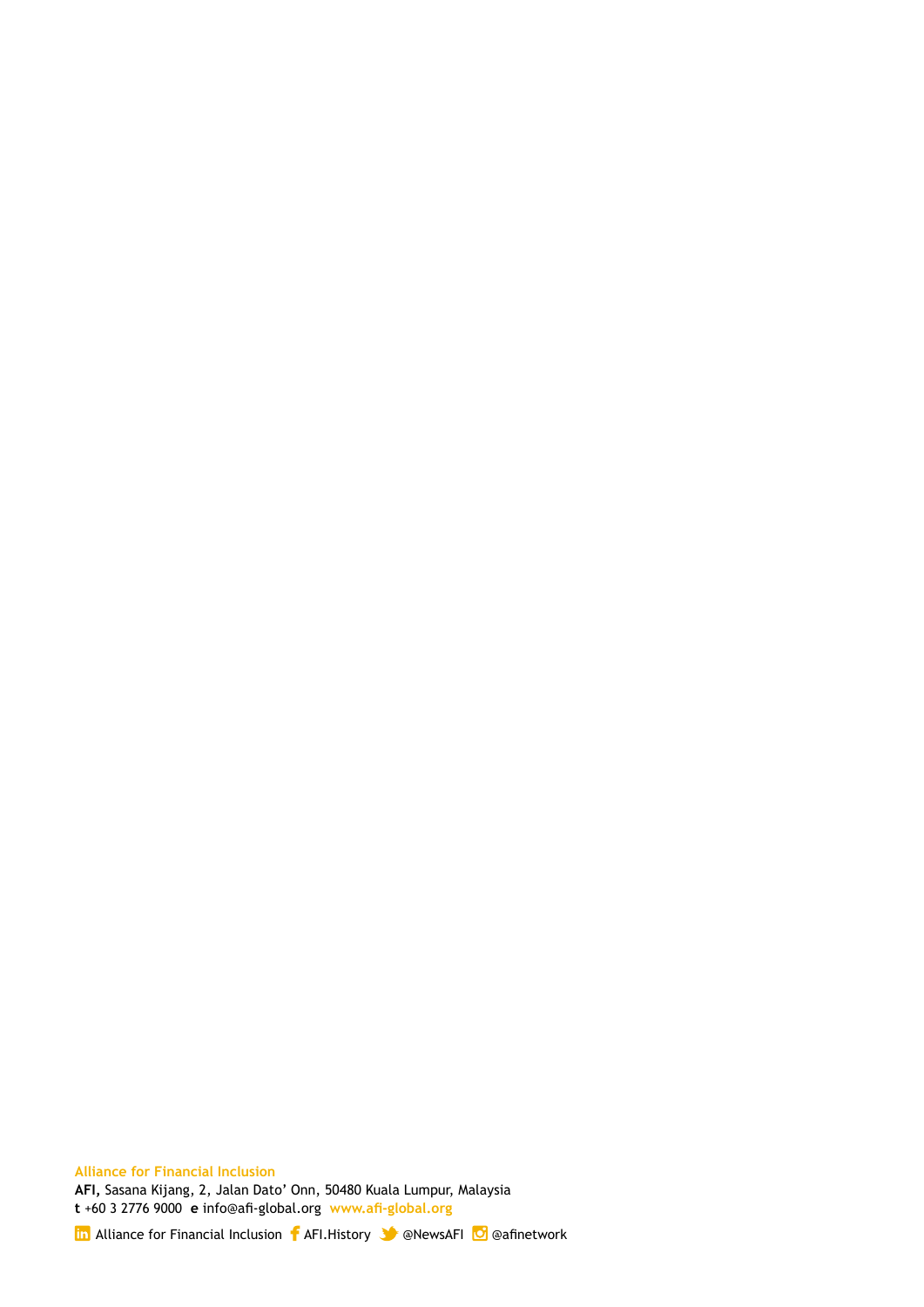**Alliance for Financial Inclusion**

**AFI,** Sasana Kijang, 2, Jalan Dato' Onn, 50480 Kuala Lumpur, Malaysia
**t** +60 3 2776 9000 **e** info@afi-global.org **www.afi-global.org**

Alliance for Financial Inclusion AFI.History @NewsAFI @afinetwork